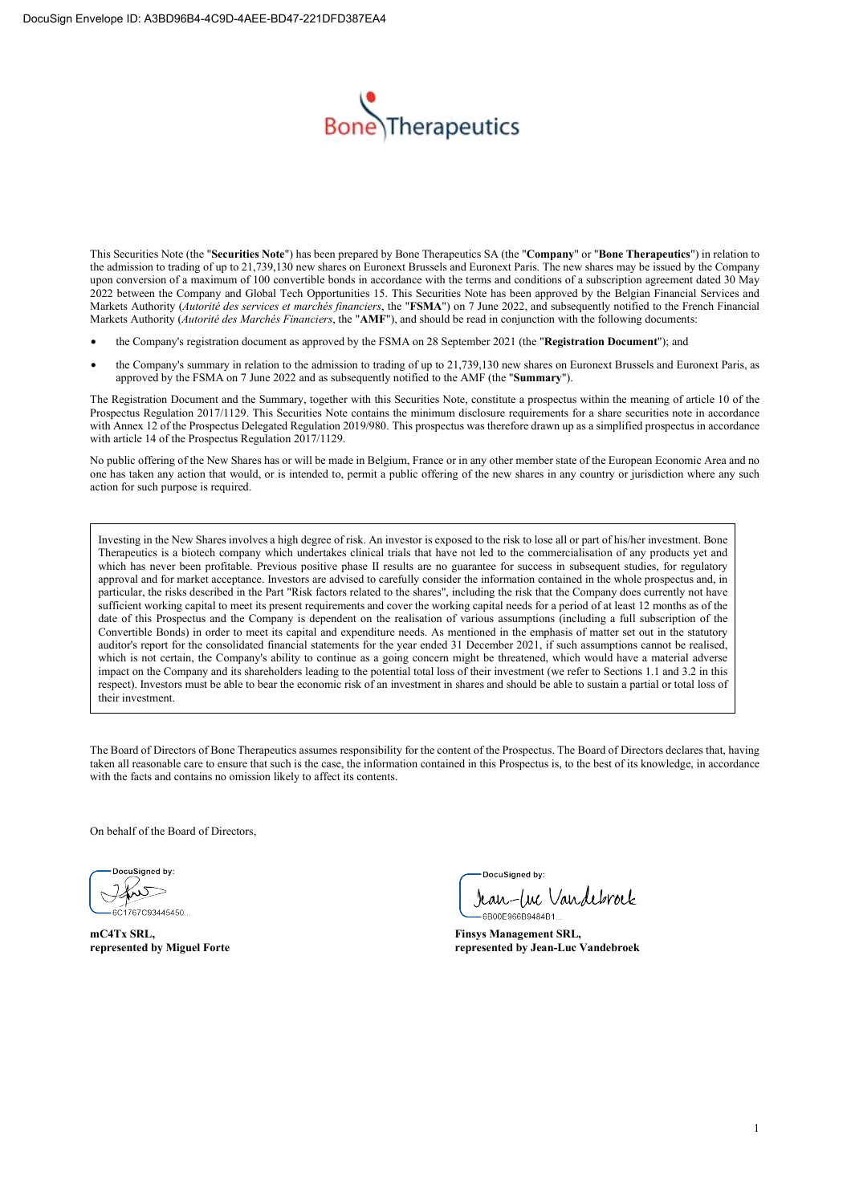DocuSign Envelope ID: A3BD96B4-4C9D-4AEE-BD47-221DFD387EA4

Bone Therapeutics

This Securities Note (the "**Securities Note**") has been prepared by Bone Therapeutics SA (the "**Company**" or "**Bone Therapeutics**") in relation to the admission to trading of up to 21,739,130 new shares on Euronext Brussels and Euronext Paris. The new shares may be issued by the Company upon conversion of a maximum of 100 convertible bonds in accordance with the terms and conditions of a subscription agreement dated 30 May 2022 between the Company and Global Tech Opportunities 15. This Securities Note has been approved by the Belgian Financial Services and Markets Authority (*Autorité des services et marchés financiers*, the "**FSMA**") on 7 June 2022, and subsequently notified to the French Financial Markets Authority (*Autorité des Marchés Financiers*, the "**AMF**"), and should be read in conjunction with the following documents:

- the Company's registration document as approved by the FSMA on 28 September 2021 (the "**Registration Document**"); and
- the Company's summary in relation to the admission to trading of up to 21,739,130 new shares on Euronext Brussels and Euronext Paris, as approved by the FSMA on 7 June 2022 and as subsequently notified to the AMF (the "**Summary**").

The Registration Document and the Summary, together with this Securities Note, constitute a prospectus within the meaning of article 10 of the Prospectus Regulation 2017/1129. This Securities Note contains the minimum disclosure requirements for a share securities note in accordance with Annex 12 of the Prospectus Delegated Regulation 2019/980. This prospectus was therefore drawn up as a simplified prospectus in accordance with article 14 of the Prospectus Regulation 2017/1129.

No public offering of the New Shares has or will be made in Belgium, France or in any other member state of the European Economic Area and no one has taken any action that would, or is intended to, permit a public offering of the new shares in any country or jurisdiction where any such action for such purpose is required.

> Investing in the New Shares involves a high degree of risk. An investor is exposed to the risk to lose all or part of his/her investment. Bone Therapeutics is a biotech company which undertakes clinical trials that have not led to the commercialisation of any products yet and which has never been profitable. Previous positive phase II results are no guarantee for success in subsequent studies, for regulatory approval and for market acceptance. Investors are advised to carefully consider the information contained in the whole prospectus and, in particular, the risks described in the Part "Risk factors related to the shares", including the risk that the Company does currently not have sufficient working capital to meet its present requirements and cover the working capital needs for a period of at least 12 months as of the date of this Prospectus and the Company is dependent on the realisation of various assumptions (including a full subscription of the Convertible Bonds) in order to meet its capital and expenditure needs. As mentioned in the emphasis of matter set out in the statutory auditor's report for the consolidated financial statements for the year ended 31 December 2021, if such assumptions cannot be realised, which is not certain, the Company's ability to continue as a going concern might be threatened, which would have a material adverse impact on the Company and its shareholders leading to the potential total loss of their investment (we refer to Sections 1.1 and 3.2 in this respect). Investors must be able to bear the economic risk of an investment in shares and should be able to sustain a partial or total loss of their investment.

The Board of Directors of Bone Therapeutics assumes responsibility for the content of the Prospectus. The Board of Directors declares that, having taken all reasonable care to ensure that such is the case, the information contained in this Prospectus is, to the best of its knowledge, in accordance with the facts and contains no omission likely to affect its contents.

On behalf of the Board of Directors,

| DocuSigned by: 6C1767C93445450... | DocuSigned by: Jean-Luc Vandebroek 6B00E966B9484B1... |
|---|---|
| **mC4Tx SRL, represented by Miguel Forte** | **Finsys Management SRL, represented by Jean-Luc Vandebroek** |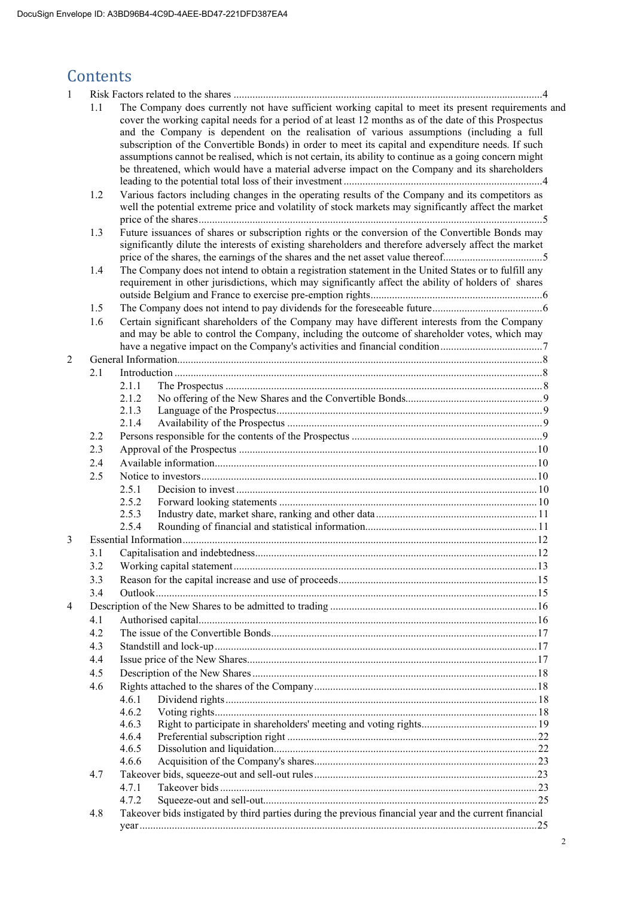# Contents

1 Risk Factors related to the shares ....................................................................................................4

1.1 The Company does currently not have sufficient working capital to meet its present requirements and cover the working capital needs for a period of at least 12 months as of the date of this Prospectus and the Company is dependent on the realisation of various assumptions (including a full subscription of the Convertible Bonds) in order to meet its capital and expenditure needs. If such assumptions cannot be realised, which is not certain, its ability to continue as a going concern might be threatened, which would have a material adverse impact on the Company and its shareholders leading to the potential total loss of their investment ..........................................................................4

1.2 Various factors including changes in the operating results of the Company and its competitors as well the potential extreme price and volatility of stock markets may significantly affect the market price of the shares........................................................................................................................5

1.3 Future issuances of shares or subscription rights or the conversion of the Convertible Bonds may significantly dilute the interests of existing shareholders and therefore adversely affect the market price of the shares, the earnings of the shares and the net asset value thereof......................................5

1.4 The Company does not intend to obtain a registration statement in the United States or to fulfill any requirement in other jurisdictions, which may significantly affect the ability of holders of shares outside Belgium and France to exercise pre-emption rights................................................................6

1.5 The Company does not intend to pay dividends for the foreseeable future.........................................6

1.6 Certain significant shareholders of the Company may have different interests from the Company and may be able to control the Company, including the outcome of shareholder votes, which may have a negative impact on the Company's activities and financial condition......................................7

2 General Information.............................................................................................................................8

2.1 Introduction ........................................................................................................................8

2.1.1 The Prospectus ....................................................................................................8

2.1.2 No offering of the New Shares and the Convertible Bonds...................................................9

2.1.3 Language of the Prospectus..................................................................................9

2.1.4 Availability of the Prospectus ..............................................................................9

2.2 Persons responsible for the contents of the Prospectus ......................................................9

2.3 Approval of the Prospectus .............................................................................................10

2.4 Available information.......................................................................................................10

2.5 Notice to investors............................................................................................................10

2.5.1 Decision to invest ...............................................................................................10

2.5.2 Forward looking statements ...............................................................................10

2.5.3 Industry date, market share, ranking and other data...........................................................11

2.5.4 Rounding of financial and statistical information...............................................................11

3 Essential Information...........................................................................................................................12

3.1 Capitalisation and indebtedness........................................................................................12

3.2 Working capital statement................................................................................................13

3.3 Reason for the capital increase and use of proceeds.........................................................15

3.4 Outlook.............................................................................................................................15

4 Description of the New Shares to be admitted to trading ............................................................16

4.1 Authorised capital.............................................................................................................16

4.2 The issue of the Convertible Bonds..................................................................................17

4.3 Standstill and lock-up.......................................................................................................17

4.4 Issue price of the New Shares...........................................................................................17

4.5 Description of the New Shares .........................................................................................18

4.6 Rights attached to the shares of the Company..................................................................18

4.6.1 Dividend rights ...................................................................................................18

4.6.2 Voting rights.......................................................................................................18

4.6.3 Right to participate in shareholders' meeting and voting rights...........................................19

4.6.4 Preferential subscription right ............................................................................22

4.6.5 Dissolution and liquidation.................................................................................22

4.6.6 Acquisition of the Company's shares..................................................................23

4.7 Takeover bids, squeeze-out and sell-out rules..................................................................23

4.7.1 Takeover bids .....................................................................................................23

4.7.2 Squeeze-out and sell-out.....................................................................................25

4.8 Takeover bids instigated by third parties during the previous financial year and the current financial year ...................................................................................................................................25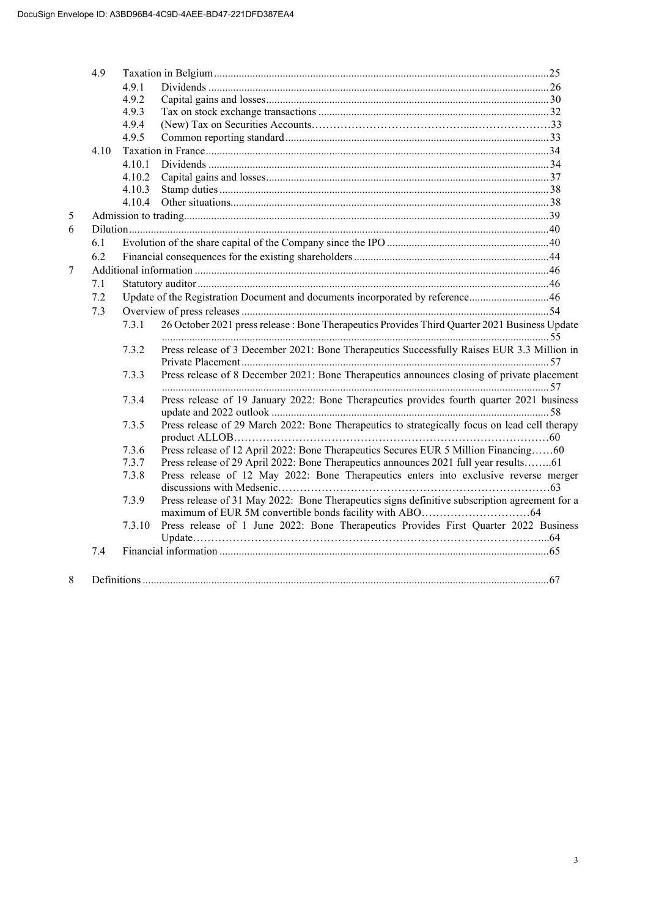- 4.9 Taxation in Belgium ..... 25
  - 4.9.1 Dividends ..... 26
  - 4.9.2 Capital gains and losses ..... 30
  - 4.9.3 Tax on stock exchange transactions ..... 32
  - 4.9.4 (New) Tax on Securities Accounts ..... 33
  - 4.9.5 Common reporting standard ..... 33
- 4.10 Taxation in France ..... 34
  - 4.10.1 Dividends ..... 34
  - 4.10.2 Capital gains and losses ..... 37
  - 4.10.3 Stamp duties ..... 38
  - 4.10.4 Other situations ..... 38

5 Admission to trading ..... 39

6 Dilution ..... 40

- 6.1 Evolution of the share capital of the Company since the IPO ..... 40
- 6.2 Financial consequences for the existing shareholders ..... 44

7 Additional information ..... 46

- 7.1 Statutory auditor ..... 46
- 7.2 Update of the Registration Document and documents incorporated by reference ..... 46
- 7.3 Overview of press releases ..... 54
  - 7.3.1 26 October 2021 press release : Bone Therapeutics Provides Third Quarter 2021 Business Update ..... 55
  - 7.3.2 Press release of 3 December 2021: Bone Therapeutics Successfully Raises EUR 3.3 Million in Private Placement ..... 57
  - 7.3.3 Press release of 8 December 2021: Bone Therapeutics announces closing of private placement ..... 57
  - 7.3.4 Press release of 19 January 2022: Bone Therapeutics provides fourth quarter 2021 business update and 2022 outlook ..... 58
  - 7.3.5 Press release of 29 March 2022: Bone Therapeutics to strategically focus on lead cell therapy product ALLOB ..... 60
  - 7.3.6 Press release of 12 April 2022: Bone Therapeutics Secures EUR 5 Million Financing ..... 60
  - 7.3.7 Press release of 29 April 2022: Bone Therapeutics announces 2021 full year results ..... 61
  - 7.3.8 Press release of 12 May 2022: Bone Therapeutics enters into exclusive reverse merger discussions with Medsenic ..... 63
  - 7.3.9 Press release of 31 May 2022: Bone Therapeutics signs definitive subscription agreement for a maximum of EUR 5M convertible bonds facility with ABO ..... 64
  - 7.3.10 Press release of 1 June 2022: Bone Therapeutics Provides First Quarter 2022 Business Update ..... 64
- 7.4 Financial information ..... 65

8 Definitions ..... 67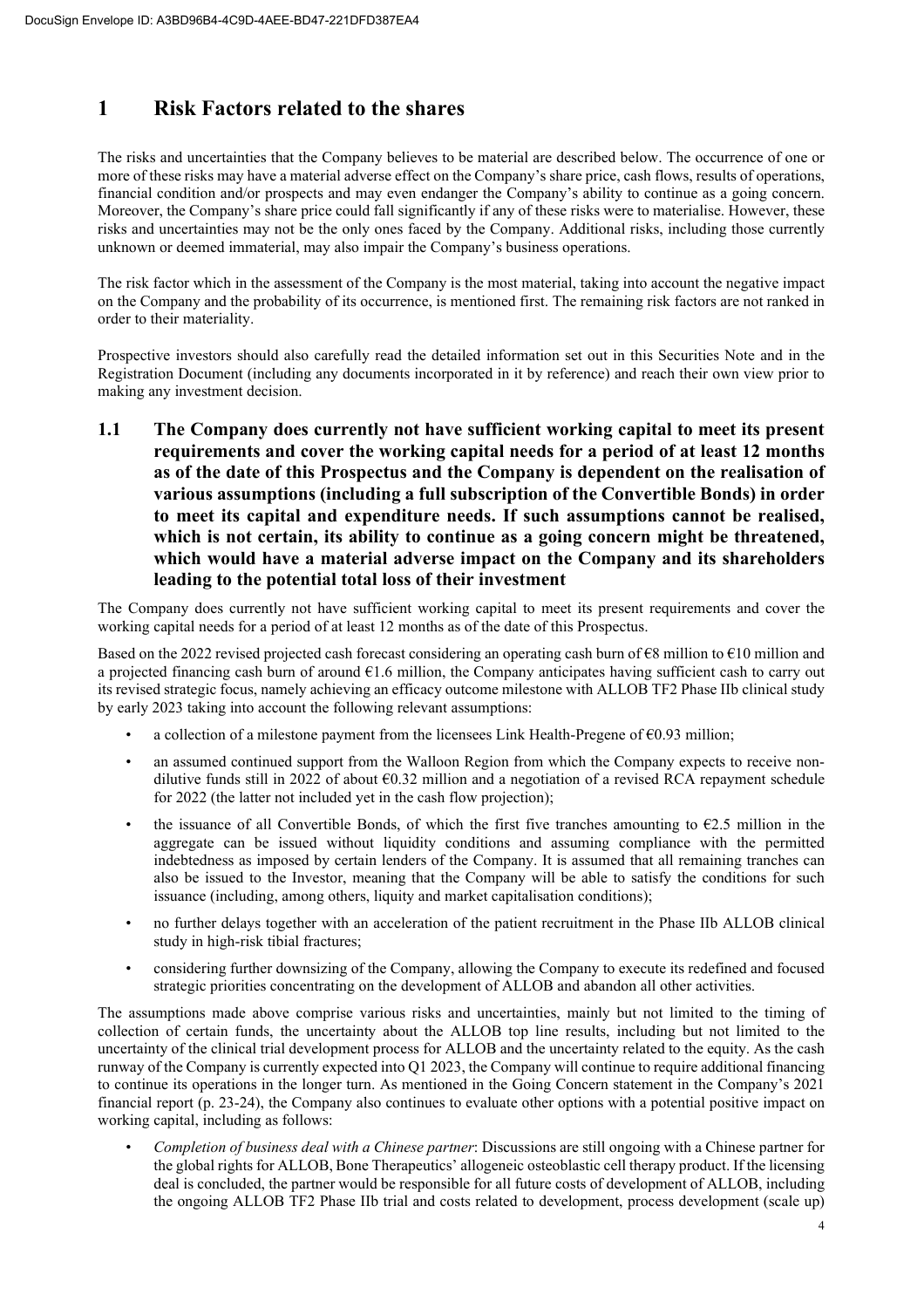# 1 Risk Factors related to the shares

The risks and uncertainties that the Company believes to be material are described below. The occurrence of one or more of these risks may have a material adverse effect on the Company's share price, cash flows, results of operations, financial condition and/or prospects and may even endanger the Company's ability to continue as a going concern. Moreover, the Company's share price could fall significantly if any of these risks were to materialise. However, these risks and uncertainties may not be the only ones faced by the Company. Additional risks, including those currently unknown or deemed immaterial, may also impair the Company's business operations.

The risk factor which in the assessment of the Company is the most material, taking into account the negative impact on the Company and the probability of its occurrence, is mentioned first. The remaining risk factors are not ranked in order to their materiality.

Prospective investors should also carefully read the detailed information set out in this Securities Note and in the Registration Document (including any documents incorporated in it by reference) and reach their own view prior to making any investment decision.

## 1.1 The Company does currently not have sufficient working capital to meet its present requirements and cover the working capital needs for a period of at least 12 months as of the date of this Prospectus and the Company is dependent on the realisation of various assumptions (including a full subscription of the Convertible Bonds) in order to meet its capital and expenditure needs. If such assumptions cannot be realised, which is not certain, its ability to continue as a going concern might be threatened, which would have a material adverse impact on the Company and its shareholders leading to the potential total loss of their investment

The Company does currently not have sufficient working capital to meet its present requirements and cover the working capital needs for a period of at least 12 months as of the date of this Prospectus.

Based on the 2022 revised projected cash forecast considering an operating cash burn of €8 million to €10 million and a projected financing cash burn of around €1.6 million, the Company anticipates having sufficient cash to carry out its revised strategic focus, namely achieving an efficacy outcome milestone with ALLOB TF2 Phase IIb clinical study by early 2023 taking into account the following relevant assumptions:

- a collection of a milestone payment from the licensees Link Health-Pregene of €0.93 million;
- an assumed continued support from the Walloon Region from which the Company expects to receive non-dilutive funds still in 2022 of about €0.32 million and a negotiation of a revised RCA repayment schedule for 2022 (the latter not included yet in the cash flow projection);
- the issuance of all Convertible Bonds, of which the first five tranches amounting to €2.5 million in the aggregate can be issued without liquidity conditions and assuming compliance with the permitted indebtedness as imposed by certain lenders of the Company. It is assumed that all remaining tranches can also be issued to the Investor, meaning that the Company will be able to satisfy the conditions for such issuance (including, among others, liquity and market capitalisation conditions);
- no further delays together with an acceleration of the patient recruitment in the Phase IIb ALLOB clinical study in high-risk tibial fractures;
- considering further downsizing of the Company, allowing the Company to execute its redefined and focused strategic priorities concentrating on the development of ALLOB and abandon all other activities.

The assumptions made above comprise various risks and uncertainties, mainly but not limited to the timing of collection of certain funds, the uncertainty about the ALLOB top line results, including but not limited to the uncertainty of the clinical trial development process for ALLOB and the uncertainty related to the equity. As the cash runway of the Company is currently expected into Q1 2023, the Company will continue to require additional financing to continue its operations in the longer turn. As mentioned in the Going Concern statement in the Company's 2021 financial report (p. 23-24), the Company also continues to evaluate other options with a potential positive impact on working capital, including as follows:

- *Completion of business deal with a Chinese partner*: Discussions are still ongoing with a Chinese partner for the global rights for ALLOB, Bone Therapeutics' allogeneic osteoblastic cell therapy product. If the licensing deal is concluded, the partner would be responsible for all future costs of development of ALLOB, including the ongoing ALLOB TF2 Phase IIb trial and costs related to development, process development (scale up)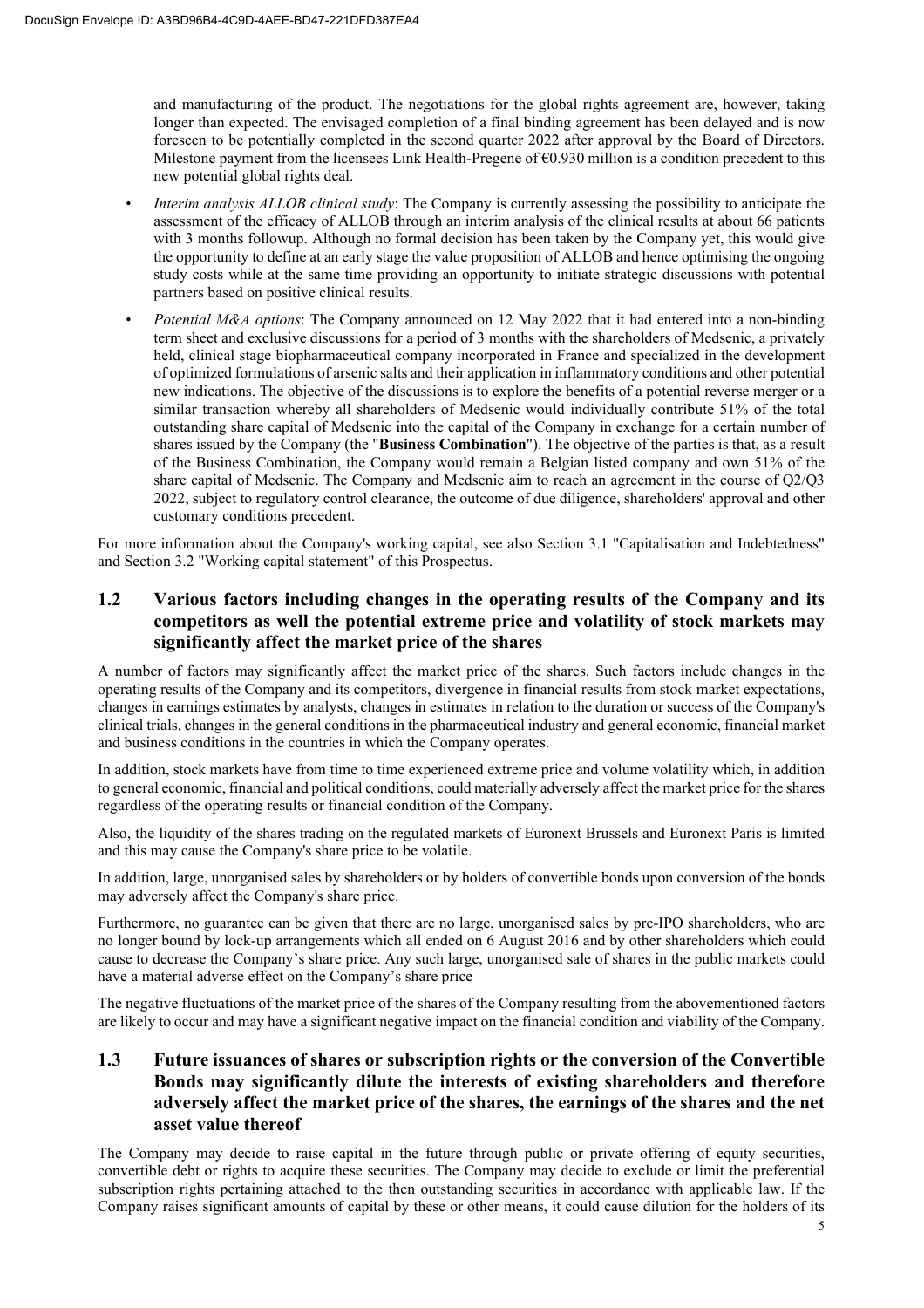and manufacturing of the product. The negotiations for the global rights agreement are, however, taking longer than expected. The envisaged completion of a final binding agreement has been delayed and is now foreseen to be potentially completed in the second quarter 2022 after approval by the Board of Directors. Milestone payment from the licensees Link Health-Pregene of €0.930 million is a condition precedent to this new potential global rights deal.

- *Interim analysis ALLOB clinical study*: The Company is currently assessing the possibility to anticipate the assessment of the efficacy of ALLOB through an interim analysis of the clinical results at about 66 patients with 3 months followup. Although no formal decision has been taken by the Company yet, this would give the opportunity to define at an early stage the value proposition of ALLOB and hence optimising the ongoing study costs while at the same time providing an opportunity to initiate strategic discussions with potential partners based on positive clinical results.
- *Potential M&A options*: The Company announced on 12 May 2022 that it had entered into a non-binding term sheet and exclusive discussions for a period of 3 months with the shareholders of Medsenic, a privately held, clinical stage biopharmaceutical company incorporated in France and specialized in the development of optimized formulations of arsenic salts and their application in inflammatory conditions and other potential new indications. The objective of the discussions is to explore the benefits of a potential reverse merger or a similar transaction whereby all shareholders of Medsenic would individually contribute 51% of the total outstanding share capital of Medsenic into the capital of the Company in exchange for a certain number of shares issued by the Company (the "**Business Combination**"). The objective of the parties is that, as a result of the Business Combination, the Company would remain a Belgian listed company and own 51% of the share capital of Medsenic. The Company and Medsenic aim to reach an agreement in the course of Q2/Q3 2022, subject to regulatory control clearance, the outcome of due diligence, shareholders' approval and other customary conditions precedent.

For more information about the Company's working capital, see also Section 3.1 "Capitalisation and Indebtedness" and Section 3.2 "Working capital statement" of this Prospectus.

## 1.2 Various factors including changes in the operating results of the Company and its competitors as well the potential extreme price and volatility of stock markets may significantly affect the market price of the shares

A number of factors may significantly affect the market price of the shares. Such factors include changes in the operating results of the Company and its competitors, divergence in financial results from stock market expectations, changes in earnings estimates by analysts, changes in estimates in relation to the duration or success of the Company's clinical trials, changes in the general conditions in the pharmaceutical industry and general economic, financial market and business conditions in the countries in which the Company operates.

In addition, stock markets have from time to time experienced extreme price and volume volatility which, in addition to general economic, financial and political conditions, could materially adversely affect the market price for the shares regardless of the operating results or financial condition of the Company.

Also, the liquidity of the shares trading on the regulated markets of Euronext Brussels and Euronext Paris is limited and this may cause the Company's share price to be volatile.

In addition, large, unorganised sales by shareholders or by holders of convertible bonds upon conversion of the bonds may adversely affect the Company's share price.

Furthermore, no guarantee can be given that there are no large, unorganised sales by pre-IPO shareholders, who are no longer bound by lock-up arrangements which all ended on 6 August 2016 and by other shareholders which could cause to decrease the Company's share price. Any such large, unorganised sale of shares in the public markets could have a material adverse effect on the Company's share price

The negative fluctuations of the market price of the shares of the Company resulting from the abovementioned factors are likely to occur and may have a significant negative impact on the financial condition and viability of the Company.

## 1.3 Future issuances of shares or subscription rights or the conversion of the Convertible Bonds may significantly dilute the interests of existing shareholders and therefore adversely affect the market price of the shares, the earnings of the shares and the net asset value thereof

The Company may decide to raise capital in the future through public or private offering of equity securities, convertible debt or rights to acquire these securities. The Company may decide to exclude or limit the preferential subscription rights pertaining attached to the then outstanding securities in accordance with applicable law. If the Company raises significant amounts of capital by these or other means, it could cause dilution for the holders of its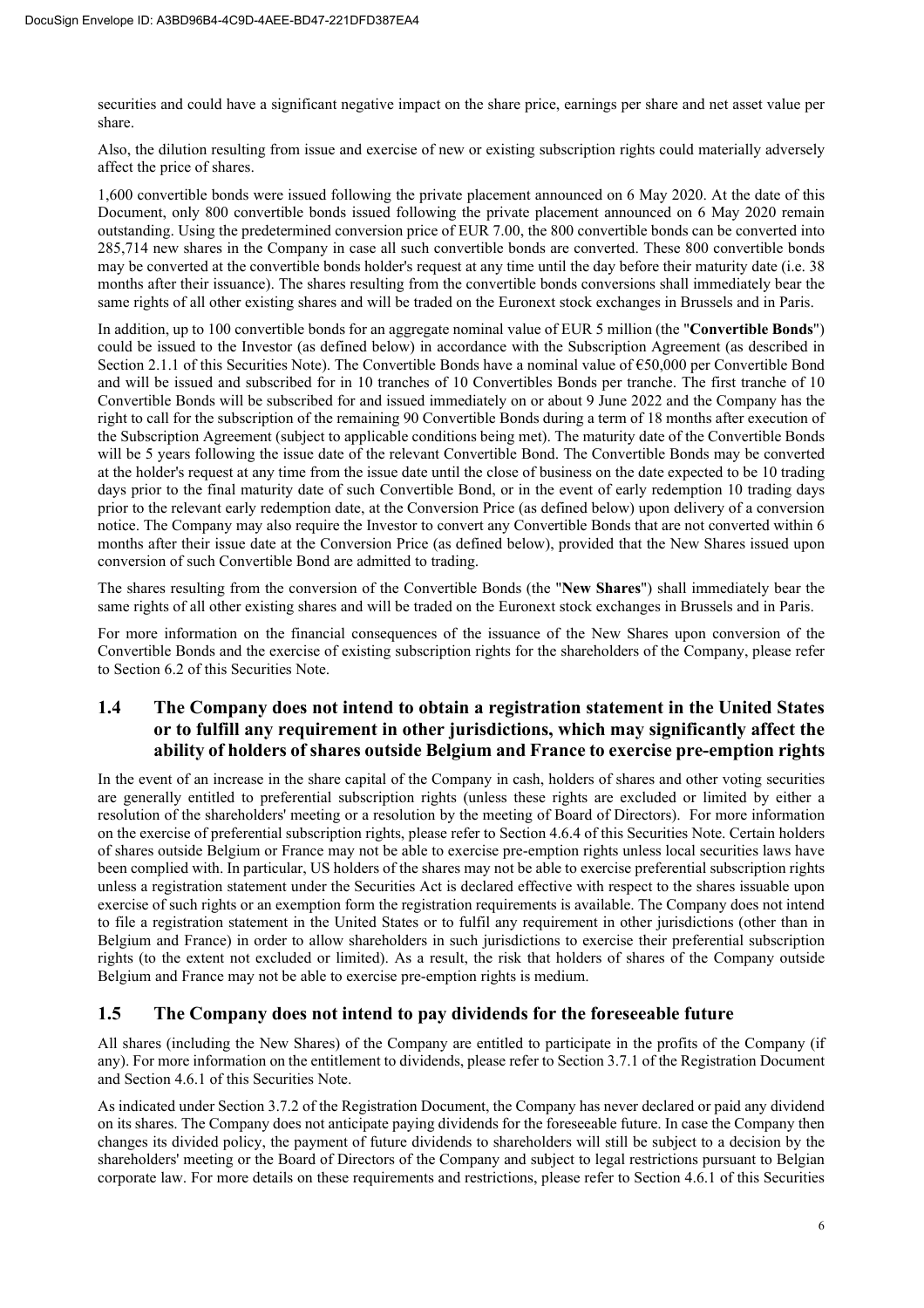securities and could have a significant negative impact on the share price, earnings per share and net asset value per share.

Also, the dilution resulting from issue and exercise of new or existing subscription rights could materially adversely affect the price of shares.

1,600 convertible bonds were issued following the private placement announced on 6 May 2020. At the date of this Document, only 800 convertible bonds issued following the private placement announced on 6 May 2020 remain outstanding. Using the predetermined conversion price of EUR 7.00, the 800 convertible bonds can be converted into 285,714 new shares in the Company in case all such convertible bonds are converted. These 800 convertible bonds may be converted at the convertible bonds holder's request at any time until the day before their maturity date (i.e. 38 months after their issuance). The shares resulting from the convertible bonds conversions shall immediately bear the same rights of all other existing shares and will be traded on the Euronext stock exchanges in Brussels and in Paris.

In addition, up to 100 convertible bonds for an aggregate nominal value of EUR 5 million (the "**Convertible Bonds**") could be issued to the Investor (as defined below) in accordance with the Subscription Agreement (as described in Section 2.1.1 of this Securities Note). The Convertible Bonds have a nominal value of €50,000 per Convertible Bond and will be issued and subscribed for in 10 tranches of 10 Convertibles Bonds per tranche. The first tranche of 10 Convertible Bonds will be subscribed for and issued immediately on or about 9 June 2022 and the Company has the right to call for the subscription of the remaining 90 Convertible Bonds during a term of 18 months after execution of the Subscription Agreement (subject to applicable conditions being met). The maturity date of the Convertible Bonds will be 5 years following the issue date of the relevant Convertible Bond. The Convertible Bonds may be converted at the holder's request at any time from the issue date until the close of business on the date expected to be 10 trading days prior to the final maturity date of such Convertible Bond, or in the event of early redemption 10 trading days prior to the relevant early redemption date, at the Conversion Price (as defined below) upon delivery of a conversion notice. The Company may also require the Investor to convert any Convertible Bonds that are not converted within 6 months after their issue date at the Conversion Price (as defined below), provided that the New Shares issued upon conversion of such Convertible Bond are admitted to trading.

The shares resulting from the conversion of the Convertible Bonds (the "**New Shares**") shall immediately bear the same rights of all other existing shares and will be traded on the Euronext stock exchanges in Brussels and in Paris.

For more information on the financial consequences of the issuance of the New Shares upon conversion of the Convertible Bonds and the exercise of existing subscription rights for the shareholders of the Company, please refer to Section 6.2 of this Securities Note.

## 1.4 The Company does not intend to obtain a registration statement in the United States or to fulfill any requirement in other jurisdictions, which may significantly affect the ability of holders of shares outside Belgium and France to exercise pre-emption rights

In the event of an increase in the share capital of the Company in cash, holders of shares and other voting securities are generally entitled to preferential subscription rights (unless these rights are excluded or limited by either a resolution of the shareholders' meeting or a resolution by the meeting of Board of Directors). For more information on the exercise of preferential subscription rights, please refer to Section 4.6.4 of this Securities Note. Certain holders of shares outside Belgium or France may not be able to exercise pre-emption rights unless local securities laws have been complied with. In particular, US holders of the shares may not be able to exercise preferential subscription rights unless a registration statement under the Securities Act is declared effective with respect to the shares issuable upon exercise of such rights or an exemption form the registration requirements is available. The Company does not intend to file a registration statement in the United States or to fulfil any requirement in other jurisdictions (other than in Belgium and France) in order to allow shareholders in such jurisdictions to exercise their preferential subscription rights (to the extent not excluded or limited). As a result, the risk that holders of shares of the Company outside Belgium and France may not be able to exercise pre-emption rights is medium.

## 1.5 The Company does not intend to pay dividends for the foreseeable future

All shares (including the New Shares) of the Company are entitled to participate in the profits of the Company (if any). For more information on the entitlement to dividends, please refer to Section 3.7.1 of the Registration Document and Section 4.6.1 of this Securities Note.

As indicated under Section 3.7.2 of the Registration Document, the Company has never declared or paid any dividend on its shares. The Company does not anticipate paying dividends for the foreseeable future. In case the Company then changes its divided policy, the payment of future dividends to shareholders will still be subject to a decision by the shareholders' meeting or the Board of Directors of the Company and subject to legal restrictions pursuant to Belgian corporate law. For more details on these requirements and restrictions, please refer to Section 4.6.1 of this Securities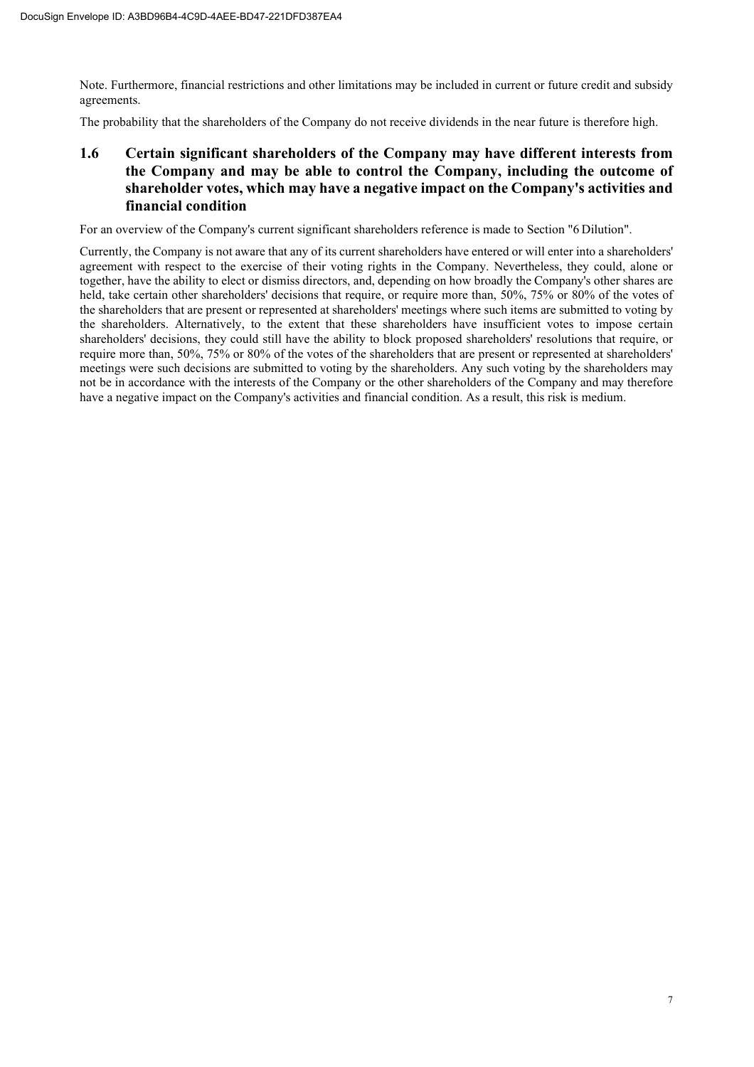Note. Furthermore, financial restrictions and other limitations may be included in current or future credit and subsidy agreements.

The probability that the shareholders of the Company do not receive dividends in the near future is therefore high.

## 1.6 Certain significant shareholders of the Company may have different interests from the Company and may be able to control the Company, including the outcome of shareholder votes, which may have a negative impact on the Company's activities and financial condition

For an overview of the Company's current significant shareholders reference is made to Section "6 Dilution".

Currently, the Company is not aware that any of its current shareholders have entered or will enter into a shareholders' agreement with respect to the exercise of their voting rights in the Company. Nevertheless, they could, alone or together, have the ability to elect or dismiss directors, and, depending on how broadly the Company's other shares are held, take certain other shareholders' decisions that require, or require more than, 50%, 75% or 80% of the votes of the shareholders that are present or represented at shareholders' meetings where such items are submitted to voting by the shareholders. Alternatively, to the extent that these shareholders have insufficient votes to impose certain shareholders' decisions, they could still have the ability to block proposed shareholders' resolutions that require, or require more than, 50%, 75% or 80% of the votes of the shareholders that are present or represented at shareholders' meetings were such decisions are submitted to voting by the shareholders. Any such voting by the shareholders may not be in accordance with the interests of the Company or the other shareholders of the Company and may therefore have a negative impact on the Company's activities and financial condition. As a result, this risk is medium.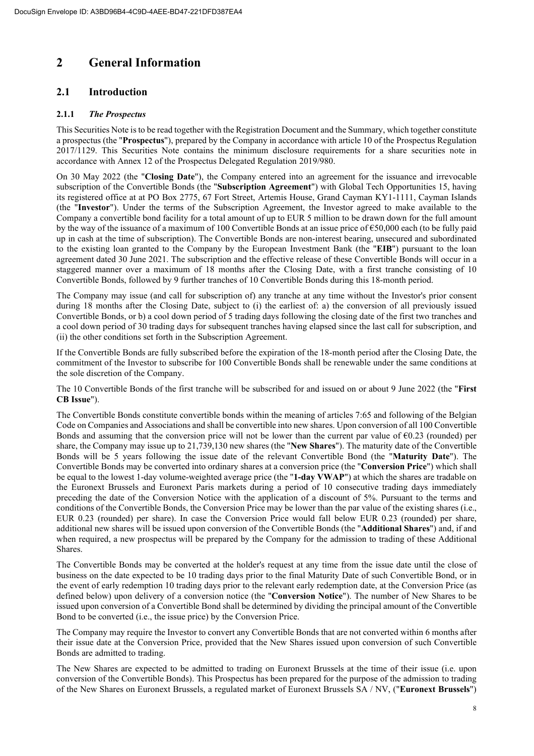# 2 General Information

## 2.1 Introduction

### 2.1.1 *The Prospectus*

This Securities Note is to be read together with the Registration Document and the Summary, which together constitute a prospectus (the "**Prospectus**"), prepared by the Company in accordance with article 10 of the Prospectus Regulation 2017/1129. This Securities Note contains the minimum disclosure requirements for a share securities note in accordance with Annex 12 of the Prospectus Delegated Regulation 2019/980.

On 30 May 2022 (the "**Closing Date**"), the Company entered into an agreement for the issuance and irrevocable subscription of the Convertible Bonds (the "**Subscription Agreement**") with Global Tech Opportunities 15, having its registered office at at PO Box 2775, 67 Fort Street, Artemis House, Grand Cayman KY1-1111, Cayman Islands (the "**Investor**"). Under the terms of the Subscription Agreement, the Investor agreed to make available to the Company a convertible bond facility for a total amount of up to EUR 5 million to be drawn down for the full amount by the way of the issuance of a maximum of 100 Convertible Bonds at an issue price of €50,000 each (to be fully paid up in cash at the time of subscription). The Convertible Bonds are non-interest bearing, unsecured and subordinated to the existing loan granted to the Company by the European Investment Bank (the "**EIB**") pursuant to the loan agreement dated 30 June 2021. The subscription and the effective release of these Convertible Bonds will occur in a staggered manner over a maximum of 18 months after the Closing Date, with a first tranche consisting of 10 Convertible Bonds, followed by 9 further tranches of 10 Convertible Bonds during this 18-month period.

The Company may issue (and call for subscription of) any tranche at any time without the Investor's prior consent during 18 months after the Closing Date, subject to (i) the earliest of: a) the conversion of all previously issued Convertible Bonds, or b) a cool down period of 5 trading days following the closing date of the first two tranches and a cool down period of 30 trading days for subsequent tranches having elapsed since the last call for subscription, and (ii) the other conditions set forth in the Subscription Agreement.

If the Convertible Bonds are fully subscribed before the expiration of the 18-month period after the Closing Date, the commitment of the Investor to subscribe for 100 Convertible Bonds shall be renewable under the same conditions at the sole discretion of the Company.

The 10 Convertible Bonds of the first tranche will be subscribed for and issued on or about 9 June 2022 (the "**First CB Issue**").

The Convertible Bonds constitute convertible bonds within the meaning of articles 7:65 and following of the Belgian Code on Companies and Associations and shall be convertible into new shares. Upon conversion of all 100 Convertible Bonds and assuming that the conversion price will not be lower than the current par value of €0.23 (rounded) per share, the Company may issue up to 21,739,130 new shares (the "**New Shares**"). The maturity date of the Convertible Bonds will be 5 years following the issue date of the relevant Convertible Bond (the "**Maturity Date**"). The Convertible Bonds may be converted into ordinary shares at a conversion price (the "**Conversion Price**") which shall be equal to the lowest 1-day volume-weighted average price (the "**1-day VWAP**") at which the shares are tradable on the Euronext Brussels and Euronext Paris markets during a period of 10 consecutive trading days immediately preceding the date of the Conversion Notice with the application of a discount of 5%. Pursuant to the terms and conditions of the Convertible Bonds, the Conversion Price may be lower than the par value of the existing shares (i.e., EUR 0.23 (rounded) per share). In case the Conversion Price would fall below EUR 0.23 (rounded) per share, additional new shares will be issued upon conversion of the Convertible Bonds (the "**Additional Shares**") and, if and when required, a new prospectus will be prepared by the Company for the admission to trading of these Additional Shares.

The Convertible Bonds may be converted at the holder's request at any time from the issue date until the close of business on the date expected to be 10 trading days prior to the final Maturity Date of such Convertible Bond, or in the event of early redemption 10 trading days prior to the relevant early redemption date, at the Conversion Price (as defined below) upon delivery of a conversion notice (the "**Conversion Notice**"). The number of New Shares to be issued upon conversion of a Convertible Bond shall be determined by dividing the principal amount of the Convertible Bond to be converted (i.e., the issue price) by the Conversion Price.

The Company may require the Investor to convert any Convertible Bonds that are not converted within 6 months after their issue date at the Conversion Price, provided that the New Shares issued upon conversion of such Convertible Bonds are admitted to trading.

The New Shares are expected to be admitted to trading on Euronext Brussels at the time of their issue (i.e. upon conversion of the Convertible Bonds). This Prospectus has been prepared for the purpose of the admission to trading of the New Shares on Euronext Brussels, a regulated market of Euronext Brussels SA / NV, ("**Euronext Brussels**")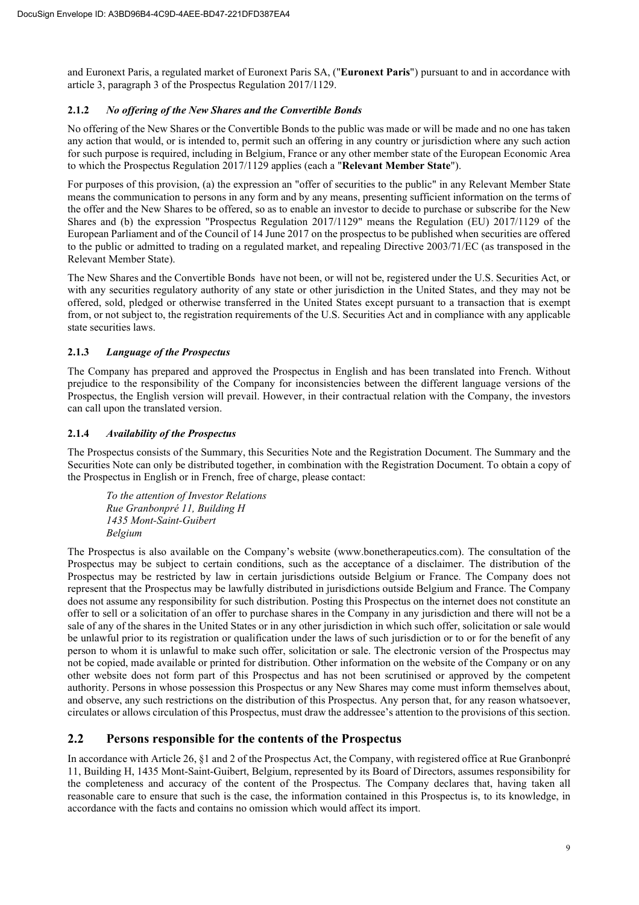and Euronext Paris, a regulated market of Euronext Paris SA, ("**Euronext Paris**") pursuant to and in accordance with article 3, paragraph 3 of the Prospectus Regulation 2017/1129.

### 2.1.2 *No offering of the New Shares and the Convertible Bonds*

No offering of the New Shares or the Convertible Bonds to the public was made or will be made and no one has taken any action that would, or is intended to, permit such an offering in any country or jurisdiction where any such action for such purpose is required, including in Belgium, France or any other member state of the European Economic Area to which the Prospectus Regulation 2017/1129 applies (each a "**Relevant Member State**").

For purposes of this provision, (a) the expression an "offer of securities to the public" in any Relevant Member State means the communication to persons in any form and by any means, presenting sufficient information on the terms of the offer and the New Shares to be offered, so as to enable an investor to decide to purchase or subscribe for the New Shares and (b) the expression "Prospectus Regulation 2017/1129" means the Regulation (EU) 2017/1129 of the European Parliament and of the Council of 14 June 2017 on the prospectus to be published when securities are offered to the public or admitted to trading on a regulated market, and repealing Directive 2003/71/EC (as transposed in the Relevant Member State).

The New Shares and the Convertible Bonds have not been, or will not be, registered under the U.S. Securities Act, or with any securities regulatory authority of any state or other jurisdiction in the United States, and they may not be offered, sold, pledged or otherwise transferred in the United States except pursuant to a transaction that is exempt from, or not subject to, the registration requirements of the U.S. Securities Act and in compliance with any applicable state securities laws.

### 2.1.3 *Language of the Prospectus*

The Company has prepared and approved the Prospectus in English and has been translated into French. Without prejudice to the responsibility of the Company for inconsistencies between the different language versions of the Prospectus, the English version will prevail. However, in their contractual relation with the Company, the investors can call upon the translated version.

### 2.1.4 *Availability of the Prospectus*

The Prospectus consists of the Summary, this Securities Note and the Registration Document. The Summary and the Securities Note can only be distributed together, in combination with the Registration Document. To obtain a copy of the Prospectus in English or in French, free of charge, please contact:

> *To the attention of Investor Relations*
> *Rue Granbonpré 11, Building H*
> *1435 Mont-Saint-Guibert*
> *Belgium*

The Prospectus is also available on the Company's website (www.bonetherapeutics.com). The consultation of the Prospectus may be subject to certain conditions, such as the acceptance of a disclaimer. The distribution of the Prospectus may be restricted by law in certain jurisdictions outside Belgium or France. The Company does not represent that the Prospectus may be lawfully distributed in jurisdictions outside Belgium and France. The Company does not assume any responsibility for such distribution. Posting this Prospectus on the internet does not constitute an offer to sell or a solicitation of an offer to purchase shares in the Company in any jurisdiction and there will not be a sale of any of the shares in the United States or in any other jurisdiction in which such offer, solicitation or sale would be unlawful prior to its registration or qualification under the laws of such jurisdiction or to or for the benefit of any person to whom it is unlawful to make such offer, solicitation or sale. The electronic version of the Prospectus may not be copied, made available or printed for distribution. Other information on the website of the Company or on any other website does not form part of this Prospectus and has not been scrutinised or approved by the competent authority. Persons in whose possession this Prospectus or any New Shares may come must inform themselves about, and observe, any such restrictions on the distribution of this Prospectus. Any person that, for any reason whatsoever, circulates or allows circulation of this Prospectus, must draw the addressee's attention to the provisions of this section.

## 2.2 Persons responsible for the contents of the Prospectus

In accordance with Article 26, §1 and 2 of the Prospectus Act, the Company, with registered office at Rue Granbonpré 11, Building H, 1435 Mont-Saint-Guibert, Belgium, represented by its Board of Directors, assumes responsibility for the completeness and accuracy of the content of the Prospectus. The Company declares that, having taken all reasonable care to ensure that such is the case, the information contained in this Prospectus is, to its knowledge, in accordance with the facts and contains no omission which would affect its import.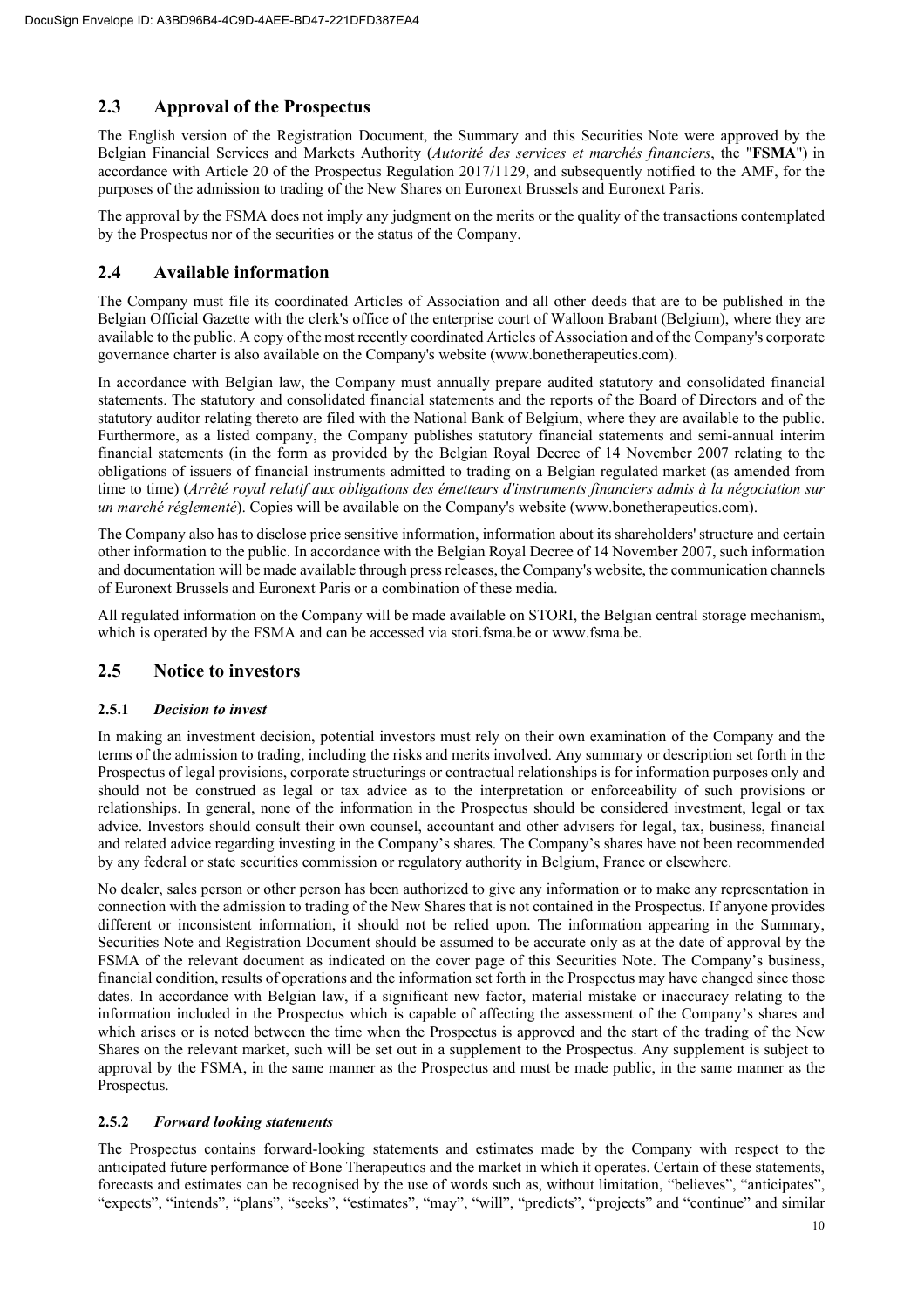## 2.3 Approval of the Prospectus

The English version of the Registration Document, the Summary and this Securities Note were approved by the Belgian Financial Services and Markets Authority (*Autorité des services et marchés financiers*, the "**FSMA**") in accordance with Article 20 of the Prospectus Regulation 2017/1129, and subsequently notified to the AMF, for the purposes of the admission to trading of the New Shares on Euronext Brussels and Euronext Paris.

The approval by the FSMA does not imply any judgment on the merits or the quality of the transactions contemplated by the Prospectus nor of the securities or the status of the Company.

## 2.4 Available information

The Company must file its coordinated Articles of Association and all other deeds that are to be published in the Belgian Official Gazette with the clerk's office of the enterprise court of Walloon Brabant (Belgium), where they are available to the public. A copy of the most recently coordinated Articles of Association and of the Company's corporate governance charter is also available on the Company's website (www.bonetherapeutics.com).

In accordance with Belgian law, the Company must annually prepare audited statutory and consolidated financial statements. The statutory and consolidated financial statements and the reports of the Board of Directors and of the statutory auditor relating thereto are filed with the National Bank of Belgium, where they are available to the public. Furthermore, as a listed company, the Company publishes statutory financial statements and semi-annual interim financial statements (in the form as provided by the Belgian Royal Decree of 14 November 2007 relating to the obligations of issuers of financial instruments admitted to trading on a Belgian regulated market (as amended from time to time) (*Arrêté royal relatif aux obligations des émetteurs d'instruments financiers admis à la négociation sur un marché réglementé*). Copies will be available on the Company's website (www.bonetherapeutics.com).

The Company also has to disclose price sensitive information, information about its shareholders' structure and certain other information to the public. In accordance with the Belgian Royal Decree of 14 November 2007, such information and documentation will be made available through press releases, the Company's website, the communication channels of Euronext Brussels and Euronext Paris or a combination of these media.

All regulated information on the Company will be made available on STORI, the Belgian central storage mechanism, which is operated by the FSMA and can be accessed via stori.fsma.be or www.fsma.be.

## 2.5 Notice to investors

### 2.5.1 *Decision to invest*

In making an investment decision, potential investors must rely on their own examination of the Company and the terms of the admission to trading, including the risks and merits involved. Any summary or description set forth in the Prospectus of legal provisions, corporate structurings or contractual relationships is for information purposes only and should not be construed as legal or tax advice as to the interpretation or enforceability of such provisions or relationships. In general, none of the information in the Prospectus should be considered investment, legal or tax advice. Investors should consult their own counsel, accountant and other advisers for legal, tax, business, financial and related advice regarding investing in the Company's shares. The Company's shares have not been recommended by any federal or state securities commission or regulatory authority in Belgium, France or elsewhere.

No dealer, sales person or other person has been authorized to give any information or to make any representation in connection with the admission to trading of the New Shares that is not contained in the Prospectus. If anyone provides different or inconsistent information, it should not be relied upon. The information appearing in the Summary, Securities Note and Registration Document should be assumed to be accurate only as at the date of approval by the FSMA of the relevant document as indicated on the cover page of this Securities Note. The Company's business, financial condition, results of operations and the information set forth in the Prospectus may have changed since those dates. In accordance with Belgian law, if a significant new factor, material mistake or inaccuracy relating to the information included in the Prospectus which is capable of affecting the assessment of the Company's shares and which arises or is noted between the time when the Prospectus is approved and the start of the trading of the New Shares on the relevant market, such will be set out in a supplement to the Prospectus. Any supplement is subject to approval by the FSMA, in the same manner as the Prospectus and must be made public, in the same manner as the Prospectus.

### 2.5.2 *Forward looking statements*

The Prospectus contains forward-looking statements and estimates made by the Company with respect to the anticipated future performance of Bone Therapeutics and the market in which it operates. Certain of these statements, forecasts and estimates can be recognised by the use of words such as, without limitation, "believes", "anticipates", "expects", "intends", "plans", "seeks", "estimates", "may", "will", "predicts", "projects" and "continue" and similar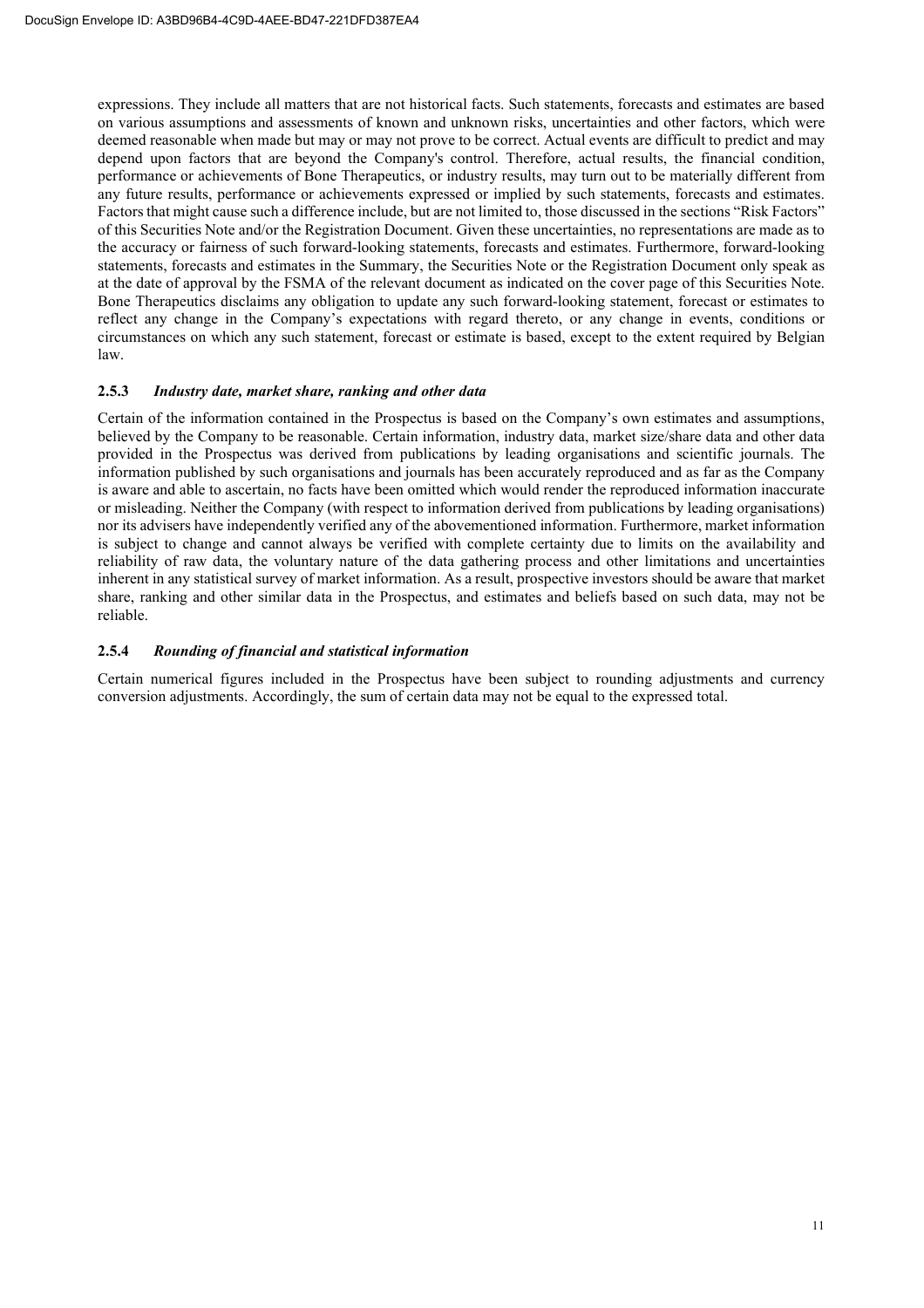expressions. They include all matters that are not historical facts. Such statements, forecasts and estimates are based on various assumptions and assessments of known and unknown risks, uncertainties and other factors, which were deemed reasonable when made but may or may not prove to be correct. Actual events are difficult to predict and may depend upon factors that are beyond the Company's control. Therefore, actual results, the financial condition, performance or achievements of Bone Therapeutics, or industry results, may turn out to be materially different from any future results, performance or achievements expressed or implied by such statements, forecasts and estimates. Factors that might cause such a difference include, but are not limited to, those discussed in the sections "Risk Factors" of this Securities Note and/or the Registration Document. Given these uncertainties, no representations are made as to the accuracy or fairness of such forward-looking statements, forecasts and estimates. Furthermore, forward-looking statements, forecasts and estimates in the Summary, the Securities Note or the Registration Document only speak as at the date of approval by the FSMA of the relevant document as indicated on the cover page of this Securities Note. Bone Therapeutics disclaims any obligation to update any such forward-looking statement, forecast or estimates to reflect any change in the Company's expectations with regard thereto, or any change in events, conditions or circumstances on which any such statement, forecast or estimate is based, except to the extent required by Belgian law.

### 2.5.3 *Industry date, market share, ranking and other data*

Certain of the information contained in the Prospectus is based on the Company's own estimates and assumptions, believed by the Company to be reasonable. Certain information, industry data, market size/share data and other data provided in the Prospectus was derived from publications by leading organisations and scientific journals. The information published by such organisations and journals has been accurately reproduced and as far as the Company is aware and able to ascertain, no facts have been omitted which would render the reproduced information inaccurate or misleading. Neither the Company (with respect to information derived from publications by leading organisations) nor its advisers have independently verified any of the abovementioned information. Furthermore, market information is subject to change and cannot always be verified with complete certainty due to limits on the availability and reliability of raw data, the voluntary nature of the data gathering process and other limitations and uncertainties inherent in any statistical survey of market information. As a result, prospective investors should be aware that market share, ranking and other similar data in the Prospectus, and estimates and beliefs based on such data, may not be reliable.

### 2.5.4 *Rounding of financial and statistical information*

Certain numerical figures included in the Prospectus have been subject to rounding adjustments and currency conversion adjustments. Accordingly, the sum of certain data may not be equal to the expressed total.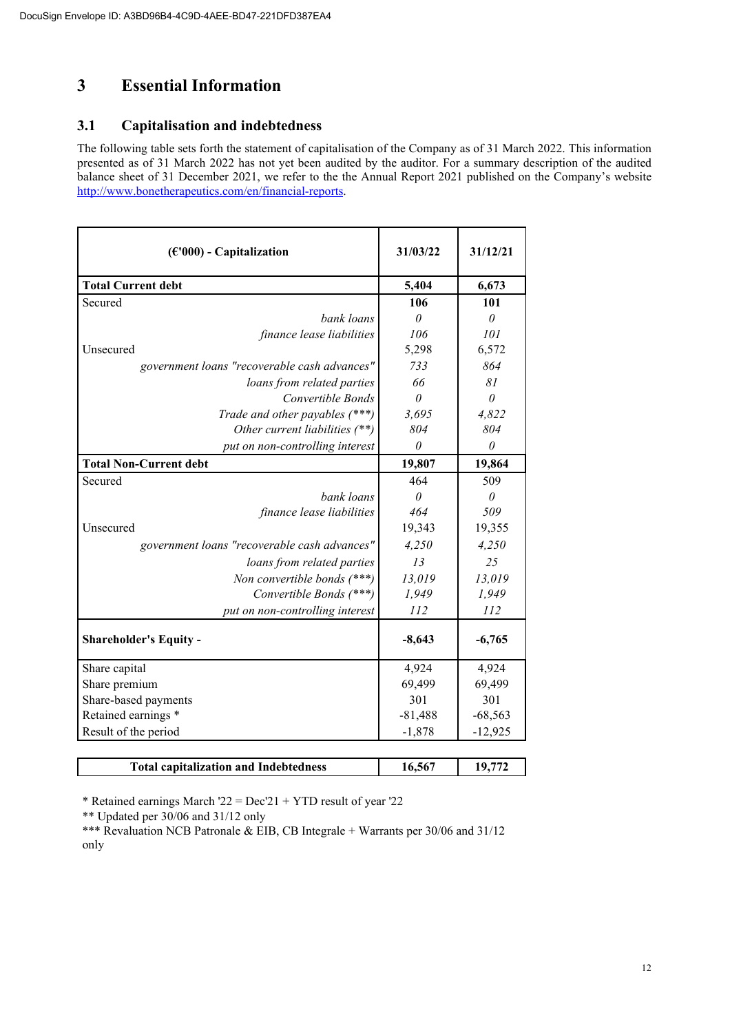DocuSign Envelope ID: A3BD96B4-4C9D-4AEE-BD47-221DFD387EA4

# 3 Essential Information

## 3.1 Capitalisation and indebtedness

The following table sets forth the statement of capitalisation of the Company as of 31 March 2022. This information presented as of 31 March 2022 has not yet been audited by the auditor. For a summary description of the audited balance sheet of 31 December 2021, we refer to the the Annual Report 2021 published on the Company's website http://www.bonetherapeutics.com/en/financial-reports.

| (€'000) - Capitalization | 31/03/22 | 31/12/21 |
|---|---|---|
| **Total Current debt** | **5,404** | **6,673** |
| Secured | **106** | **101** |
| *bank loans* | *0* | *0* |
| *finance lease liabilities* | *106* | *101* |
| Unsecured | 5,298 | 6,572 |
| *government loans "recoverable cash advances"* | *733* | *864* |
| *loans from related parties* | *66* | *81* |
| *Convertible Bonds* | *0* | *0* |
| *Trade and other payables (\*\*\*)* | *3,695* | *4,822* |
| *Other current liabilities (\*\*)* | *804* | *804* |
| *put on non-controlling interest* | *0* | *0* |
| **Total Non-Current debt** | **19,807** | **19,864** |
| Secured | 464 | 509 |
| *bank loans* | *0* | *0* |
| *finance lease liabilities* | *464* | *509* |
| Unsecured | 19,343 | 19,355 |
| *government loans "recoverable cash advances"* | *4,250* | *4,250* |
| *loans from related parties* | *13* | *25* |
| *Non convertible bonds (\*\*\*)* | *13,019* | *13,019* |
| *Convertible Bonds (\*\*\*)* | *1,949* | *1,949* |
| *put on non-controlling interest* | *112* | *112* |
| **Shareholder's Equity -** | **-8,643** | **-6,765** |
| Share capital | 4,924 | 4,924 |
| Share premium | 69,499 | 69,499 |
| Share-based payments | 301 | 301 |
| Retained earnings \* | -81,488 | -68,563 |
| Result of the period | -1,878 | -12,925 |
| **Total capitalization and Indebtedness** | **16,567** | **19,772** |

\* Retained earnings March '22 = Dec'21 + YTD result of year '22

\*\* Updated per 30/06 and 31/12 only

\*\*\* Revaluation NCB Patronale & EIB, CB Integrale + Warrants per 30/06 and 31/12 only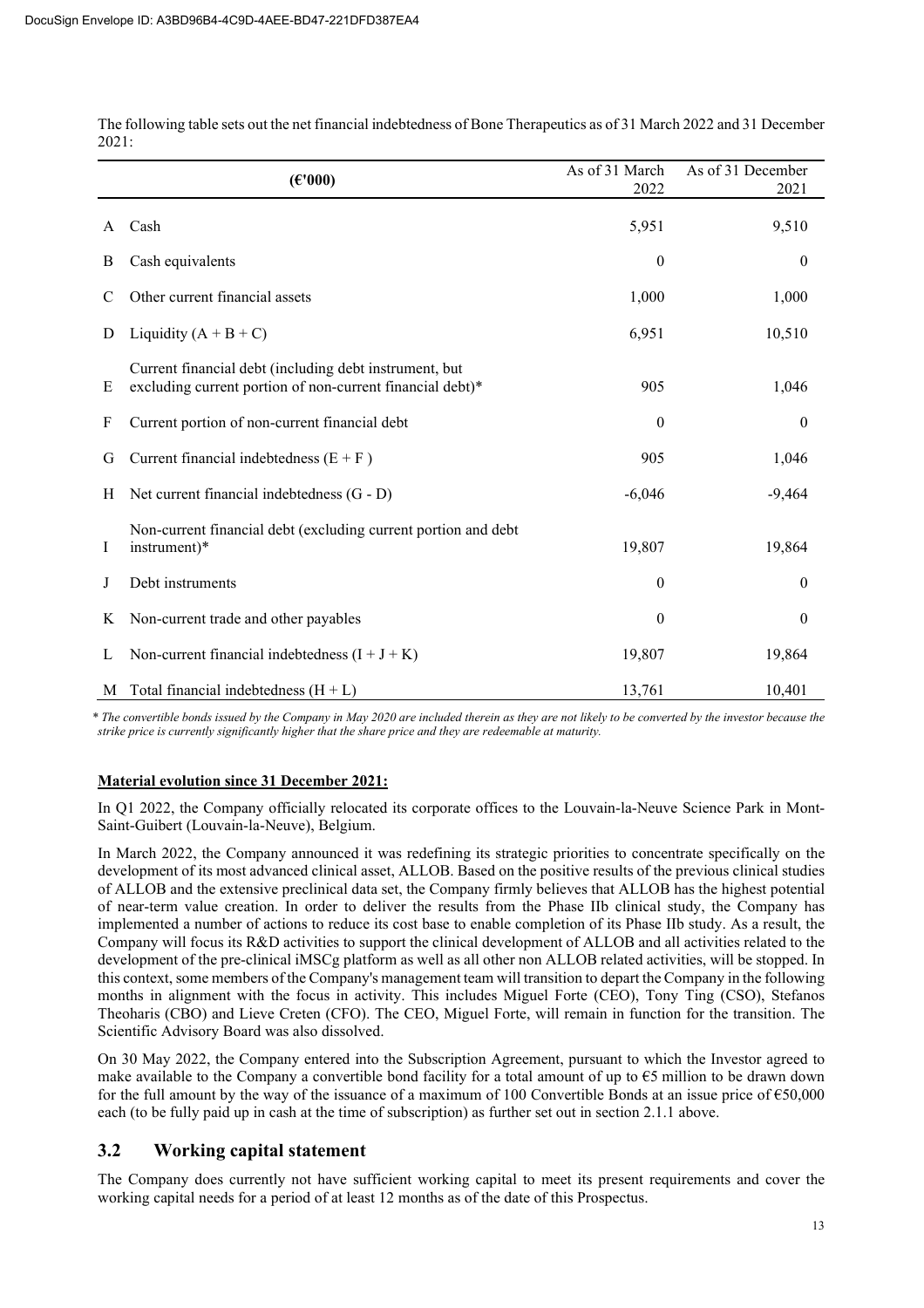The following table sets out the net financial indebtedness of Bone Therapeutics as of 31 March 2022 and 31 December 2021:

| | (€'000) | As of 31 March 2022 | As of 31 December 2021 |
|---|---|---|---|
| A | Cash | 5,951 | 9,510 |
| B | Cash equivalents | 0 | 0 |
| C | Other current financial assets | 1,000 | 1,000 |
| D | Liquidity (A + B + C) | 6,951 | 10,510 |
| E | Current financial debt (including debt instrument, but excluding current portion of non-current financial debt)* | 905 | 1,046 |
| F | Current portion of non-current financial debt | 0 | 0 |
| G | Current financial indebtedness (E + F ) | 905 | 1,046 |
| H | Net current financial indebtedness (G - D) | -6,046 | -9,464 |
| I | Non-current financial debt (excluding current portion and debt instrument)* | 19,807 | 19,864 |
| J | Debt instruments | 0 | 0 |
| K | Non-current trade and other payables | 0 | 0 |
| L | Non-current financial indebtedness (I + J + K) | 19,807 | 19,864 |
| M | Total financial indebtedness (H + L) | 13,761 | 10,401 |

*\* The convertible bonds issued by the Company in May 2020 are included therein as they are not likely to be converted by the investor because the strike price is currently significantly higher that the share price and they are redeemable at maturity.*

**Material evolution since 31 December 2021:**

In Q1 2022, the Company officially relocated its corporate offices to the Louvain-la-Neuve Science Park in Mont-Saint-Guibert (Louvain-la-Neuve), Belgium.

In March 2022, the Company announced it was redefining its strategic priorities to concentrate specifically on the development of its most advanced clinical asset, ALLOB. Based on the positive results of the previous clinical studies of ALLOB and the extensive preclinical data set, the Company firmly believes that ALLOB has the highest potential of near-term value creation. In order to deliver the results from the Phase IIb clinical study, the Company has implemented a number of actions to reduce its cost base to enable completion of its Phase IIb study. As a result, the Company will focus its R&D activities to support the clinical development of ALLOB and all activities related to the development of the pre-clinical iMSCg platform as well as all other non ALLOB related activities, will be stopped. In this context, some members of the Company's management team will transition to depart the Company in the following months in alignment with the focus in activity. This includes Miguel Forte (CEO), Tony Ting (CSO), Stefanos Theoharis (CBO) and Lieve Creten (CFO). The CEO, Miguel Forte, will remain in function for the transition. The Scientific Advisory Board was also dissolved.

On 30 May 2022, the Company entered into the Subscription Agreement, pursuant to which the Investor agreed to make available to the Company a convertible bond facility for a total amount of up to €5 million to be drawn down for the full amount by the way of the issuance of a maximum of 100 Convertible Bonds at an issue price of €50,000 each (to be fully paid up in cash at the time of subscription) as further set out in section 2.1.1 above.

## 3.2 Working capital statement

The Company does currently not have sufficient working capital to meet its present requirements and cover the working capital needs for a period of at least 12 months as of the date of this Prospectus.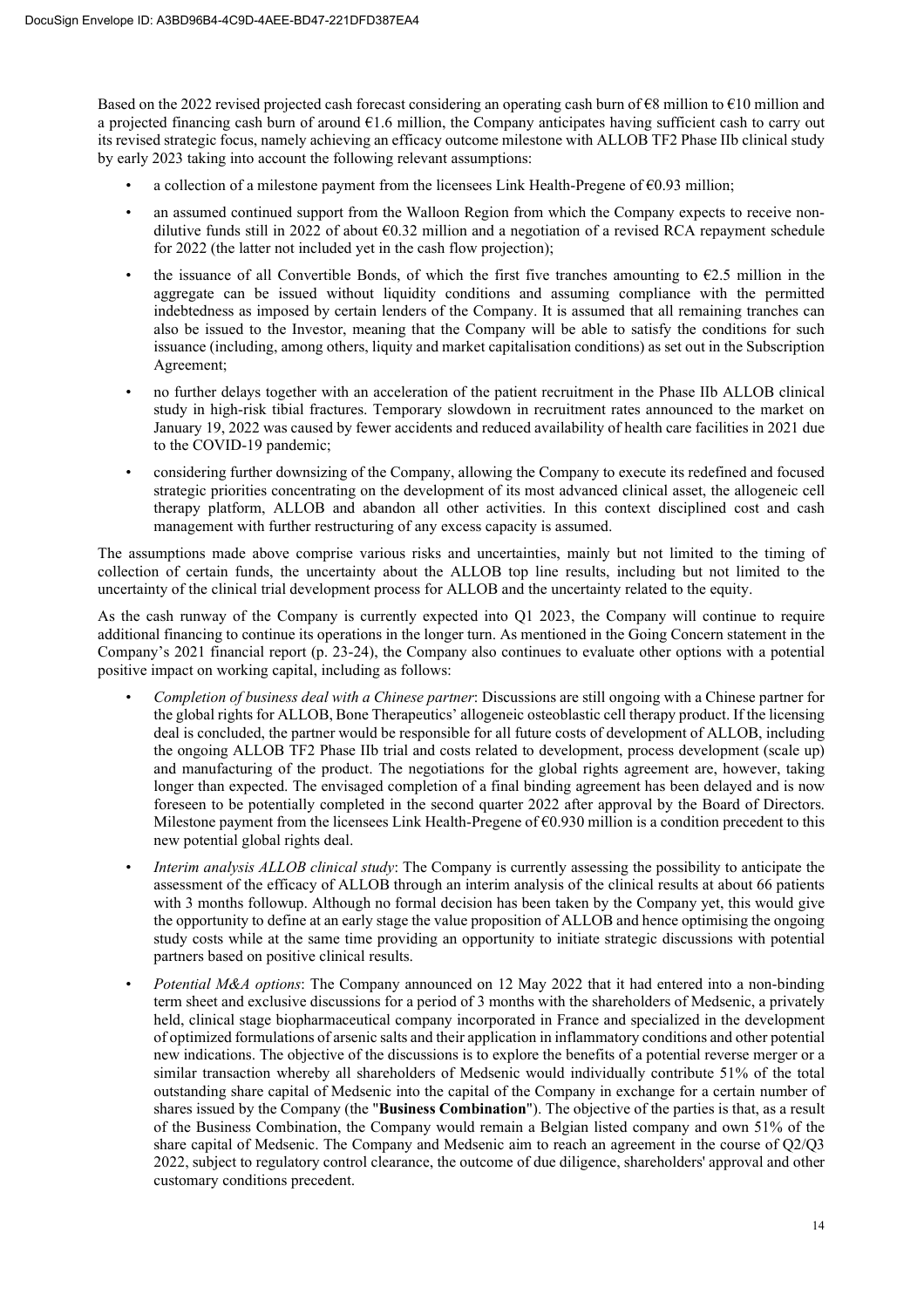Based on the 2022 revised projected cash forecast considering an operating cash burn of €8 million to €10 million and a projected financing cash burn of around €1.6 million, the Company anticipates having sufficient cash to carry out its revised strategic focus, namely achieving an efficacy outcome milestone with ALLOB TF2 Phase IIb clinical study by early 2023 taking into account the following relevant assumptions:

- a collection of a milestone payment from the licensees Link Health-Pregene of €0.93 million;
- an assumed continued support from the Walloon Region from which the Company expects to receive non-dilutive funds still in 2022 of about €0.32 million and a negotiation of a revised RCA repayment schedule for 2022 (the latter not included yet in the cash flow projection);
- the issuance of all Convertible Bonds, of which the first five tranches amounting to €2.5 million in the aggregate can be issued without liquidity conditions and assuming compliance with the permitted indebtedness as imposed by certain lenders of the Company. It is assumed that all remaining tranches can also be issued to the Investor, meaning that the Company will be able to satisfy the conditions for such issuance (including, among others, liquity and market capitalisation conditions) as set out in the Subscription Agreement;
- no further delays together with an acceleration of the patient recruitment in the Phase IIb ALLOB clinical study in high-risk tibial fractures. Temporary slowdown in recruitment rates announced to the market on January 19, 2022 was caused by fewer accidents and reduced availability of health care facilities in 2021 due to the COVID-19 pandemic;
- considering further downsizing of the Company, allowing the Company to execute its redefined and focused strategic priorities concentrating on the development of its most advanced clinical asset, the allogeneic cell therapy platform, ALLOB and abandon all other activities. In this context disciplined cost and cash management with further restructuring of any excess capacity is assumed.

The assumptions made above comprise various risks and uncertainties, mainly but not limited to the timing of collection of certain funds, the uncertainty about the ALLOB top line results, including but not limited to the uncertainty of the clinical trial development process for ALLOB and the uncertainty related to the equity.

As the cash runway of the Company is currently expected into Q1 2023, the Company will continue to require additional financing to continue its operations in the longer turn. As mentioned in the Going Concern statement in the Company's 2021 financial report (p. 23-24), the Company also continues to evaluate other options with a potential positive impact on working capital, including as follows:

- *Completion of business deal with a Chinese partner*: Discussions are still ongoing with a Chinese partner for the global rights for ALLOB, Bone Therapeutics' allogeneic osteoblastic cell therapy product. If the licensing deal is concluded, the partner would be responsible for all future costs of development of ALLOB, including the ongoing ALLOB TF2 Phase IIb trial and costs related to development, process development (scale up) and manufacturing of the product. The negotiations for the global rights agreement are, however, taking longer than expected. The envisaged completion of a final binding agreement has been delayed and is now foreseen to be potentially completed in the second quarter 2022 after approval by the Board of Directors. Milestone payment from the licensees Link Health-Pregene of €0.930 million is a condition precedent to this new potential global rights deal.
- *Interim analysis ALLOB clinical study*: The Company is currently assessing the possibility to anticipate the assessment of the efficacy of ALLOB through an interim analysis of the clinical results at about 66 patients with 3 months followup. Although no formal decision has been taken by the Company yet, this would give the opportunity to define at an early stage the value proposition of ALLOB and hence optimising the ongoing study costs while at the same time providing an opportunity to initiate strategic discussions with potential partners based on positive clinical results.
- *Potential M&A options*: The Company announced on 12 May 2022 that it had entered into a non-binding term sheet and exclusive discussions for a period of 3 months with the shareholders of Medsenic, a privately held, clinical stage biopharmaceutical company incorporated in France and specialized in the development of optimized formulations of arsenic salts and their application in inflammatory conditions and other potential new indications. The objective of the discussions is to explore the benefits of a potential reverse merger or a similar transaction whereby all shareholders of Medsenic would individually contribute 51% of the total outstanding share capital of Medsenic into the capital of the Company in exchange for a certain number of shares issued by the Company (the "**Business Combination**"). The objective of the parties is that, as a result of the Business Combination, the Company would remain a Belgian listed company and own 51% of the share capital of Medsenic. The Company and Medsenic aim to reach an agreement in the course of Q2/Q3 2022, subject to regulatory control clearance, the outcome of due diligence, shareholders' approval and other customary conditions precedent.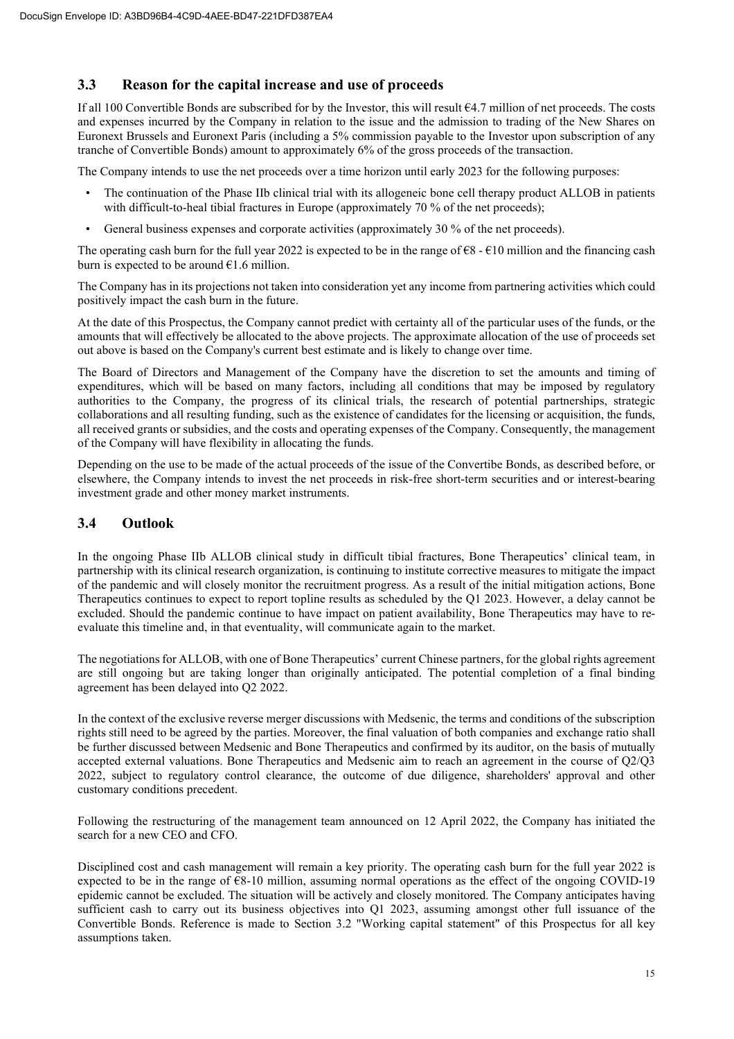## 3.3 Reason for the capital increase and use of proceeds

If all 100 Convertible Bonds are subscribed for by the Investor, this will result €4.7 million of net proceeds. The costs and expenses incurred by the Company in relation to the issue and the admission to trading of the New Shares on Euronext Brussels and Euronext Paris (including a 5% commission payable to the Investor upon subscription of any tranche of Convertible Bonds) amount to approximately 6% of the gross proceeds of the transaction.

The Company intends to use the net proceeds over a time horizon until early 2023 for the following purposes:

- The continuation of the Phase IIb clinical trial with its allogeneic bone cell therapy product ALLOB in patients with difficult-to-heal tibial fractures in Europe (approximately 70 % of the net proceeds);
- General business expenses and corporate activities (approximately 30 % of the net proceeds).

The operating cash burn for the full year 2022 is expected to be in the range of €8 - €10 million and the financing cash burn is expected to be around €1.6 million.

The Company has in its projections not taken into consideration yet any income from partnering activities which could positively impact the cash burn in the future.

At the date of this Prospectus, the Company cannot predict with certainty all of the particular uses of the funds, or the amounts that will effectively be allocated to the above projects. The approximate allocation of the use of proceeds set out above is based on the Company's current best estimate and is likely to change over time.

The Board of Directors and Management of the Company have the discretion to set the amounts and timing of expenditures, which will be based on many factors, including all conditions that may be imposed by regulatory authorities to the Company, the progress of its clinical trials, the research of potential partnerships, strategic collaborations and all resulting funding, such as the existence of candidates for the licensing or acquisition, the funds, all received grants or subsidies, and the costs and operating expenses of the Company. Consequently, the management of the Company will have flexibility in allocating the funds.

Depending on the use to be made of the actual proceeds of the issue of the Convertibe Bonds, as described before, or elsewhere, the Company intends to invest the net proceeds in risk-free short-term securities and or interest-bearing investment grade and other money market instruments.

## 3.4 Outlook

In the ongoing Phase IIb ALLOB clinical study in difficult tibial fractures, Bone Therapeutics' clinical team, in partnership with its clinical research organization, is continuing to institute corrective measures to mitigate the impact of the pandemic and will closely monitor the recruitment progress. As a result of the initial mitigation actions, Bone Therapeutics continues to expect to report topline results as scheduled by the Q1 2023. However, a delay cannot be excluded. Should the pandemic continue to have impact on patient availability, Bone Therapeutics may have to re-evaluate this timeline and, in that eventuality, will communicate again to the market.

The negotiations for ALLOB, with one of Bone Therapeutics' current Chinese partners, for the global rights agreement are still ongoing but are taking longer than originally anticipated. The potential completion of a final binding agreement has been delayed into Q2 2022.

In the context of the exclusive reverse merger discussions with Medsenic, the terms and conditions of the subscription rights still need to be agreed by the parties. Moreover, the final valuation of both companies and exchange ratio shall be further discussed between Medsenic and Bone Therapeutics and confirmed by its auditor, on the basis of mutually accepted external valuations. Bone Therapeutics and Medsenic aim to reach an agreement in the course of Q2/Q3 2022, subject to regulatory control clearance, the outcome of due diligence, shareholders' approval and other customary conditions precedent.

Following the restructuring of the management team announced on 12 April 2022, the Company has initiated the search for a new CEO and CFO.

Disciplined cost and cash management will remain a key priority. The operating cash burn for the full year 2022 is expected to be in the range of €8-10 million, assuming normal operations as the effect of the ongoing COVID-19 epidemic cannot be excluded. The situation will be actively and closely monitored. The Company anticipates having sufficient cash to carry out its business objectives into Q1 2023, assuming amongst other full issuance of the Convertible Bonds. Reference is made to Section 3.2 "Working capital statement" of this Prospectus for all key assumptions taken.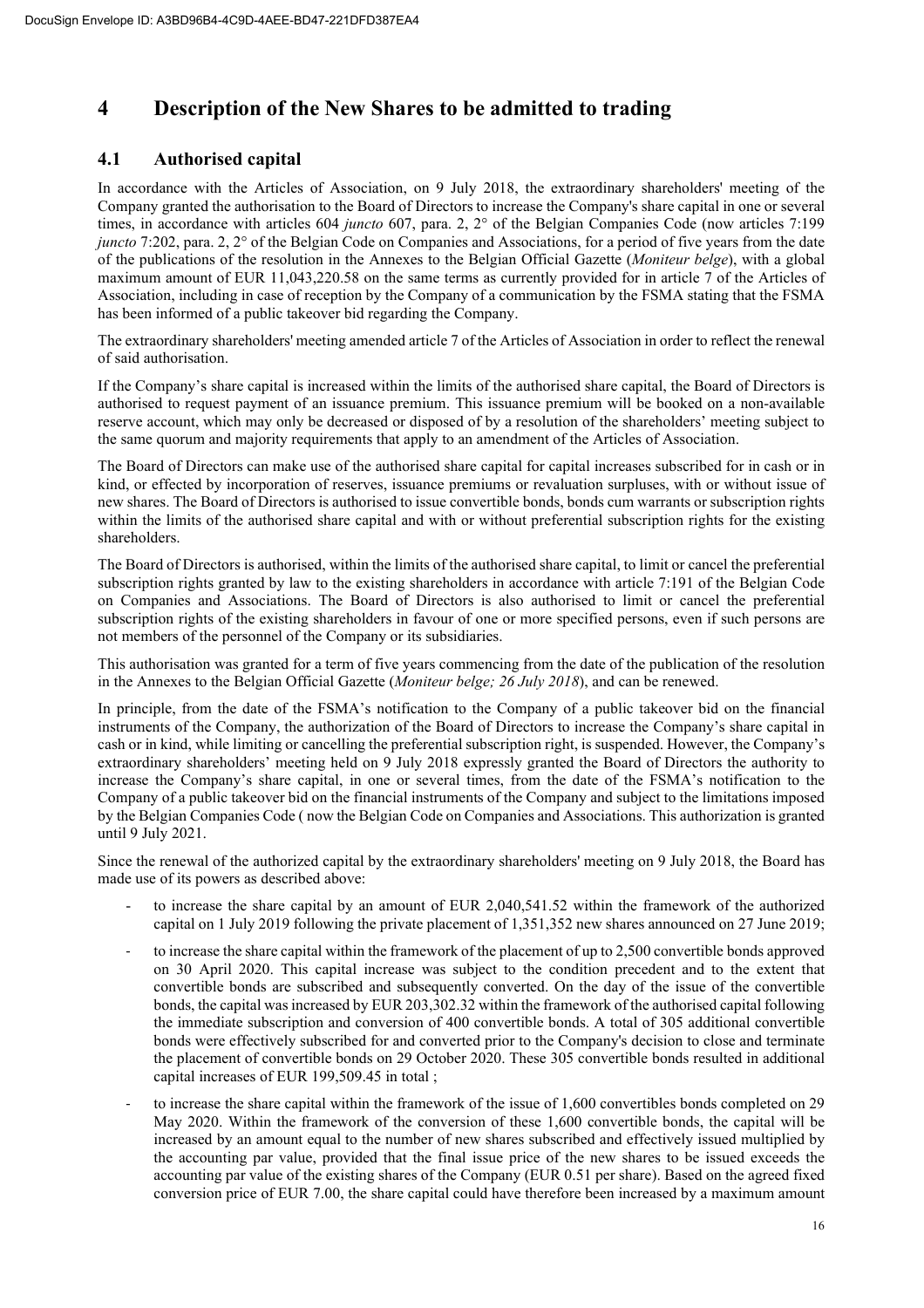# 4 Description of the New Shares to be admitted to trading

## 4.1 Authorised capital

In accordance with the Articles of Association, on 9 July 2018, the extraordinary shareholders' meeting of the Company granted the authorisation to the Board of Directors to increase the Company's share capital in one or several times, in accordance with articles 604 *juncto* 607, para. 2, 2° of the Belgian Companies Code (now articles 7:199 *juncto* 7:202, para. 2, 2° of the Belgian Code on Companies and Associations, for a period of five years from the date of the publications of the resolution in the Annexes to the Belgian Official Gazette (*Moniteur belge*), with a global maximum amount of EUR 11,043,220.58 on the same terms as currently provided for in article 7 of the Articles of Association, including in case of reception by the Company of a communication by the FSMA stating that the FSMA has been informed of a public takeover bid regarding the Company.

The extraordinary shareholders' meeting amended article 7 of the Articles of Association in order to reflect the renewal of said authorisation.

If the Company's share capital is increased within the limits of the authorised share capital, the Board of Directors is authorised to request payment of an issuance premium. This issuance premium will be booked on a non-available reserve account, which may only be decreased or disposed of by a resolution of the shareholders' meeting subject to the same quorum and majority requirements that apply to an amendment of the Articles of Association.

The Board of Directors can make use of the authorised share capital for capital increases subscribed for in cash or in kind, or effected by incorporation of reserves, issuance premiums or revaluation surpluses, with or without issue of new shares. The Board of Directors is authorised to issue convertible bonds, bonds cum warrants or subscription rights within the limits of the authorised share capital and with or without preferential subscription rights for the existing shareholders.

The Board of Directors is authorised, within the limits of the authorised share capital, to limit or cancel the preferential subscription rights granted by law to the existing shareholders in accordance with article 7:191 of the Belgian Code on Companies and Associations. The Board of Directors is also authorised to limit or cancel the preferential subscription rights of the existing shareholders in favour of one or more specified persons, even if such persons are not members of the personnel of the Company or its subsidiaries.

This authorisation was granted for a term of five years commencing from the date of the publication of the resolution in the Annexes to the Belgian Official Gazette (*Moniteur belge; 26 July 2018*), and can be renewed.

In principle, from the date of the FSMA's notification to the Company of a public takeover bid on the financial instruments of the Company, the authorization of the Board of Directors to increase the Company's share capital in cash or in kind, while limiting or cancelling the preferential subscription right, is suspended. However, the Company's extraordinary shareholders' meeting held on 9 July 2018 expressly granted the Board of Directors the authority to increase the Company's share capital, in one or several times, from the date of the FSMA's notification to the Company of a public takeover bid on the financial instruments of the Company and subject to the limitations imposed by the Belgian Companies Code ( now the Belgian Code on Companies and Associations. This authorization is granted until 9 July 2021.

Since the renewal of the authorized capital by the extraordinary shareholders' meeting on 9 July 2018, the Board has made use of its powers as described above:

- to increase the share capital by an amount of EUR 2,040,541.52 within the framework of the authorized capital on 1 July 2019 following the private placement of 1,351,352 new shares announced on 27 June 2019;
- to increase the share capital within the framework of the placement of up to 2,500 convertible bonds approved on 30 April 2020. This capital increase was subject to the condition precedent and to the extent that convertible bonds are subscribed and subsequently converted. On the day of the issue of the convertible bonds, the capital was increased by EUR 203,302.32 within the framework of the authorised capital following the immediate subscription and conversion of 400 convertible bonds. A total of 305 additional convertible bonds were effectively subscribed for and converted prior to the Company's decision to close and terminate the placement of convertible bonds on 29 October 2020. These 305 convertible bonds resulted in additional capital increases of EUR 199,509.45 in total ;
- to increase the share capital within the framework of the issue of 1,600 convertibles bonds completed on 29 May 2020. Within the framework of the conversion of these 1,600 convertible bonds, the capital will be increased by an amount equal to the number of new shares subscribed and effectively issued multiplied by the accounting par value, provided that the final issue price of the new shares to be issued exceeds the accounting par value of the existing shares of the Company (EUR 0.51 per share). Based on the agreed fixed conversion price of EUR 7.00, the share capital could have therefore been increased by a maximum amount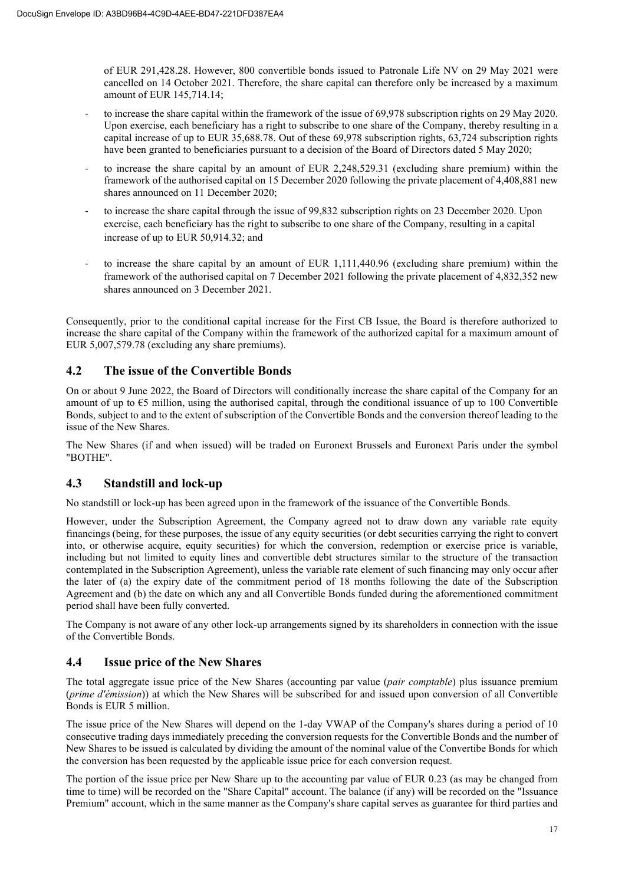of EUR 291,428.28. However, 800 convertible bonds issued to Patronale Life NV on 29 May 2021 were cancelled on 14 October 2021. Therefore, the share capital can therefore only be increased by a maximum amount of EUR 145,714.14;

- to increase the share capital within the framework of the issue of 69,978 subscription rights on 29 May 2020. Upon exercise, each beneficiary has a right to subscribe to one share of the Company, thereby resulting in a capital increase of up to EUR 35,688.78. Out of these 69,978 subscription rights, 63,724 subscription rights have been granted to beneficiaries pursuant to a decision of the Board of Directors dated 5 May 2020;
- to increase the share capital by an amount of EUR 2,248,529.31 (excluding share premium) within the framework of the authorised capital on 15 December 2020 following the private placement of 4,408,881 new shares announced on 11 December 2020;
- to increase the share capital through the issue of 99,832 subscription rights on 23 December 2020. Upon exercise, each beneficiary has the right to subscribe to one share of the Company, resulting in a capital increase of up to EUR 50,914.32; and
- to increase the share capital by an amount of EUR 1,111,440.96 (excluding share premium) within the framework of the authorised capital on 7 December 2021 following the private placement of 4,832,352 new shares announced on 3 December 2021.

Consequently, prior to the conditional capital increase for the First CB Issue, the Board is therefore authorized to increase the share capital of the Company within the framework of the authorized capital for a maximum amount of EUR 5,007,579.78 (excluding any share premiums).

## 4.2 The issue of the Convertible Bonds

On or about 9 June 2022, the Board of Directors will conditionally increase the share capital of the Company for an amount of up to €5 million, using the authorised capital, through the conditional issuance of up to 100 Convertible Bonds, subject to and to the extent of subscription of the Convertible Bonds and the conversion thereof leading to the issue of the New Shares.

The New Shares (if and when issued) will be traded on Euronext Brussels and Euronext Paris under the symbol "BOTHE".

## 4.3 Standstill and lock-up

No standstill or lock-up has been agreed upon in the framework of the issuance of the Convertible Bonds.

However, under the Subscription Agreement, the Company agreed not to draw down any variable rate equity financings (being, for these purposes, the issue of any equity securities (or debt securities carrying the right to convert into, or otherwise acquire, equity securities) for which the conversion, redemption or exercise price is variable, including but not limited to equity lines and convertible debt structures similar to the structure of the transaction contemplated in the Subscription Agreement), unless the variable rate element of such financing may only occur after the later of (a) the expiry date of the commitment period of 18 months following the date of the Subscription Agreement and (b) the date on which any and all Convertible Bonds funded during the aforementioned commitment period shall have been fully converted.

The Company is not aware of any other lock-up arrangements signed by its shareholders in connection with the issue of the Convertible Bonds.

## 4.4 Issue price of the New Shares

The total aggregate issue price of the New Shares (accounting par value (*pair comptable*) plus issuance premium (*prime d'émission*)) at which the New Shares will be subscribed for and issued upon conversion of all Convertible Bonds is EUR 5 million.

The issue price of the New Shares will depend on the 1-day VWAP of the Company's shares during a period of 10 consecutive trading days immediately preceding the conversion requests for the Convertible Bonds and the number of New Shares to be issued is calculated by dividing the amount of the nominal value of the Convertibe Bonds for which the conversion has been requested by the applicable issue price for each conversion request.

The portion of the issue price per New Share up to the accounting par value of EUR 0.23 (as may be changed from time to time) will be recorded on the "Share Capital" account. The balance (if any) will be recorded on the "Issuance Premium" account, which in the same manner as the Company's share capital serves as guarantee for third parties and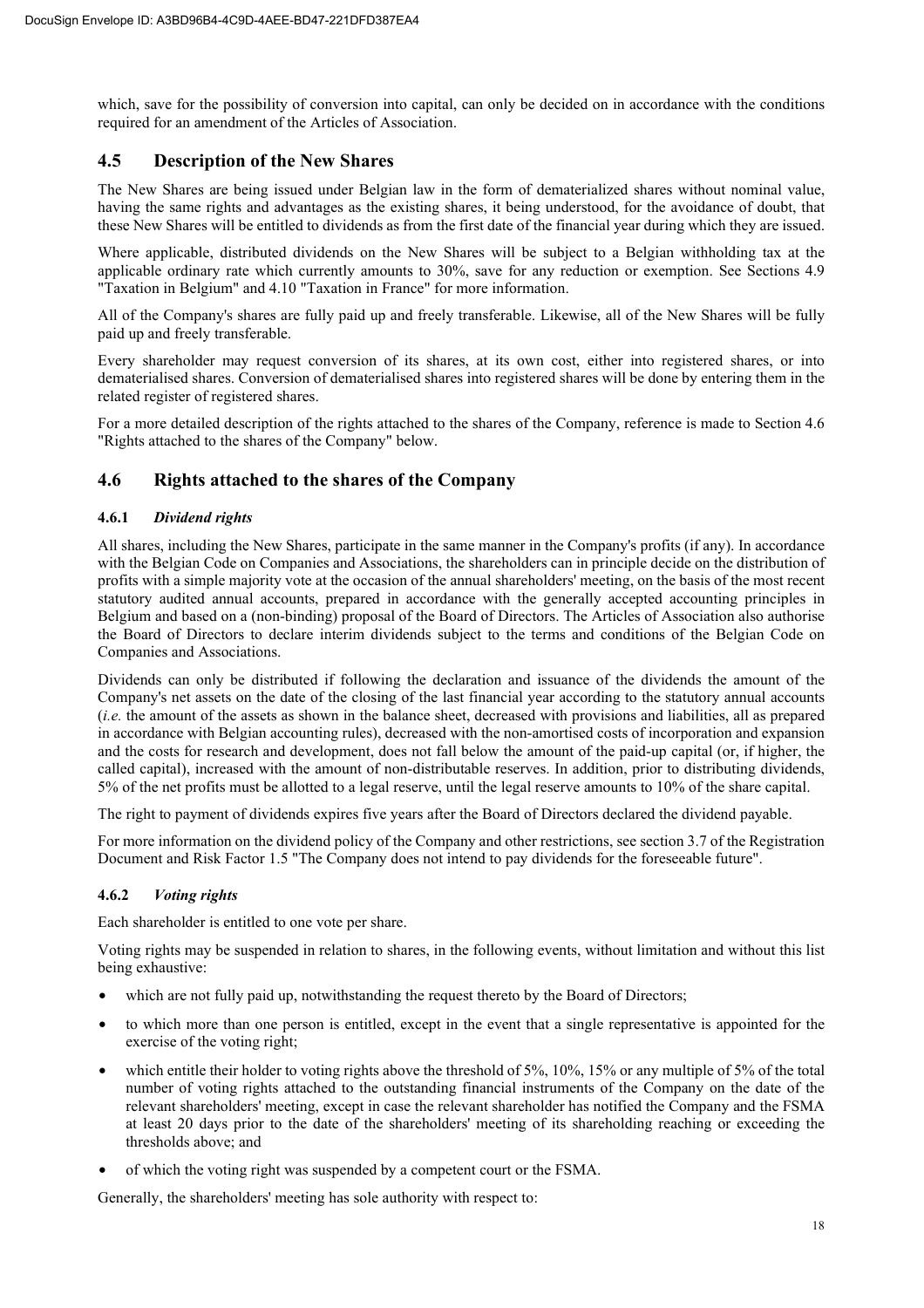which, save for the possibility of conversion into capital, can only be decided on in accordance with the conditions required for an amendment of the Articles of Association.

## 4.5 Description of the New Shares

The New Shares are being issued under Belgian law in the form of dematerialized shares without nominal value, having the same rights and advantages as the existing shares, it being understood, for the avoidance of doubt, that these New Shares will be entitled to dividends as from the first date of the financial year during which they are issued.

Where applicable, distributed dividends on the New Shares will be subject to a Belgian withholding tax at the applicable ordinary rate which currently amounts to 30%, save for any reduction or exemption. See Sections 4.9 "Taxation in Belgium" and 4.10 "Taxation in France" for more information.

All of the Company's shares are fully paid up and freely transferable. Likewise, all of the New Shares will be fully paid up and freely transferable.

Every shareholder may request conversion of its shares, at its own cost, either into registered shares, or into dematerialised shares. Conversion of dematerialised shares into registered shares will be done by entering them in the related register of registered shares.

For a more detailed description of the rights attached to the shares of the Company, reference is made to Section 4.6 "Rights attached to the shares of the Company" below.

## 4.6 Rights attached to the shares of the Company

### 4.6.1 *Dividend rights*

All shares, including the New Shares, participate in the same manner in the Company's profits (if any). In accordance with the Belgian Code on Companies and Associations, the shareholders can in principle decide on the distribution of profits with a simple majority vote at the occasion of the annual shareholders' meeting, on the basis of the most recent statutory audited annual accounts, prepared in accordance with the generally accepted accounting principles in Belgium and based on a (non-binding) proposal of the Board of Directors. The Articles of Association also authorise the Board of Directors to declare interim dividends subject to the terms and conditions of the Belgian Code on Companies and Associations.

Dividends can only be distributed if following the declaration and issuance of the dividends the amount of the Company's net assets on the date of the closing of the last financial year according to the statutory annual accounts (*i.e.* the amount of the assets as shown in the balance sheet, decreased with provisions and liabilities, all as prepared in accordance with Belgian accounting rules), decreased with the non-amortised costs of incorporation and expansion and the costs for research and development, does not fall below the amount of the paid-up capital (or, if higher, the called capital), increased with the amount of non-distributable reserves. In addition, prior to distributing dividends, 5% of the net profits must be allotted to a legal reserve, until the legal reserve amounts to 10% of the share capital.

The right to payment of dividends expires five years after the Board of Directors declared the dividend payable.

For more information on the dividend policy of the Company and other restrictions, see section 3.7 of the Registration Document and Risk Factor 1.5 "The Company does not intend to pay dividends for the foreseeable future".

### 4.6.2 *Voting rights*

Each shareholder is entitled to one vote per share.

Voting rights may be suspended in relation to shares, in the following events, without limitation and without this list being exhaustive:

- which are not fully paid up, notwithstanding the request thereto by the Board of Directors;
- to which more than one person is entitled, except in the event that a single representative is appointed for the exercise of the voting right;
- which entitle their holder to voting rights above the threshold of 5%, 10%, 15% or any multiple of 5% of the total number of voting rights attached to the outstanding financial instruments of the Company on the date of the relevant shareholders' meeting, except in case the relevant shareholder has notified the Company and the FSMA at least 20 days prior to the date of the shareholders' meeting of its shareholding reaching or exceeding the thresholds above; and
- of which the voting right was suspended by a competent court or the FSMA.

Generally, the shareholders' meeting has sole authority with respect to: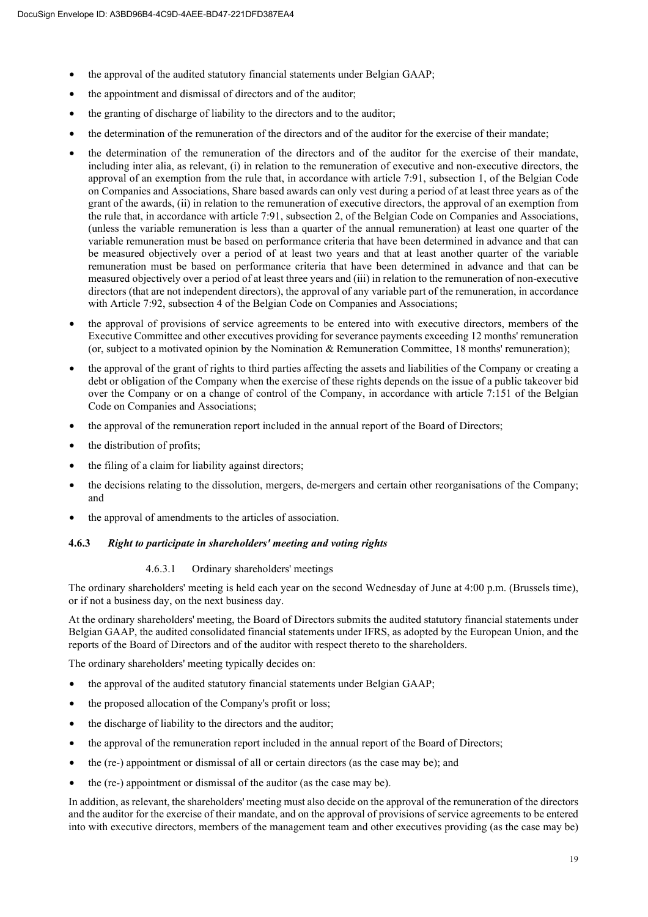- the approval of the audited statutory financial statements under Belgian GAAP;
- the appointment and dismissal of directors and of the auditor;
- the granting of discharge of liability to the directors and to the auditor;
- the determination of the remuneration of the directors and of the auditor for the exercise of their mandate;
- the determination of the remuneration of the directors and of the auditor for the exercise of their mandate, including inter alia, as relevant, (i) in relation to the remuneration of executive and non-executive directors, the approval of an exemption from the rule that, in accordance with article 7:91, subsection 1, of the Belgian Code on Companies and Associations, Share based awards can only vest during a period of at least three years as of the grant of the awards, (ii) in relation to the remuneration of executive directors, the approval of an exemption from the rule that, in accordance with article 7:91, subsection 2, of the Belgian Code on Companies and Associations, (unless the variable remuneration is less than a quarter of the annual remuneration) at least one quarter of the variable remuneration must be based on performance criteria that have been determined in advance and that can be measured objectively over a period of at least two years and that at least another quarter of the variable remuneration must be based on performance criteria that have been determined in advance and that can be measured objectively over a period of at least three years and (iii) in relation to the remuneration of non-executive directors (that are not independent directors), the approval of any variable part of the remuneration, in accordance with Article 7:92, subsection 4 of the Belgian Code on Companies and Associations;
- the approval of provisions of service agreements to be entered into with executive directors, members of the Executive Committee and other executives providing for severance payments exceeding 12 months' remuneration (or, subject to a motivated opinion by the Nomination & Remuneration Committee, 18 months' remuneration);
- the approval of the grant of rights to third parties affecting the assets and liabilities of the Company or creating a debt or obligation of the Company when the exercise of these rights depends on the issue of a public takeover bid over the Company or on a change of control of the Company, in accordance with article 7:151 of the Belgian Code on Companies and Associations;
- the approval of the remuneration report included in the annual report of the Board of Directors;
- the distribution of profits;
- the filing of a claim for liability against directors;
- the decisions relating to the dissolution, mergers, de-mergers and certain other reorganisations of the Company; and
- the approval of amendments to the articles of association.

### 4.6.3 *Right to participate in shareholders' meeting and voting rights*

#### 4.6.3.1 Ordinary shareholders' meetings

The ordinary shareholders' meeting is held each year on the second Wednesday of June at 4:00 p.m. (Brussels time), or if not a business day, on the next business day.

At the ordinary shareholders' meeting, the Board of Directors submits the audited statutory financial statements under Belgian GAAP, the audited consolidated financial statements under IFRS, as adopted by the European Union, and the reports of the Board of Directors and of the auditor with respect thereto to the shareholders.

The ordinary shareholders' meeting typically decides on:

- the approval of the audited statutory financial statements under Belgian GAAP;
- the proposed allocation of the Company's profit or loss;
- the discharge of liability to the directors and the auditor;
- the approval of the remuneration report included in the annual report of the Board of Directors;
- the (re-) appointment or dismissal of all or certain directors (as the case may be); and
- the (re-) appointment or dismissal of the auditor (as the case may be).

In addition, as relevant, the shareholders' meeting must also decide on the approval of the remuneration of the directors and the auditor for the exercise of their mandate, and on the approval of provisions of service agreements to be entered into with executive directors, members of the management team and other executives providing (as the case may be)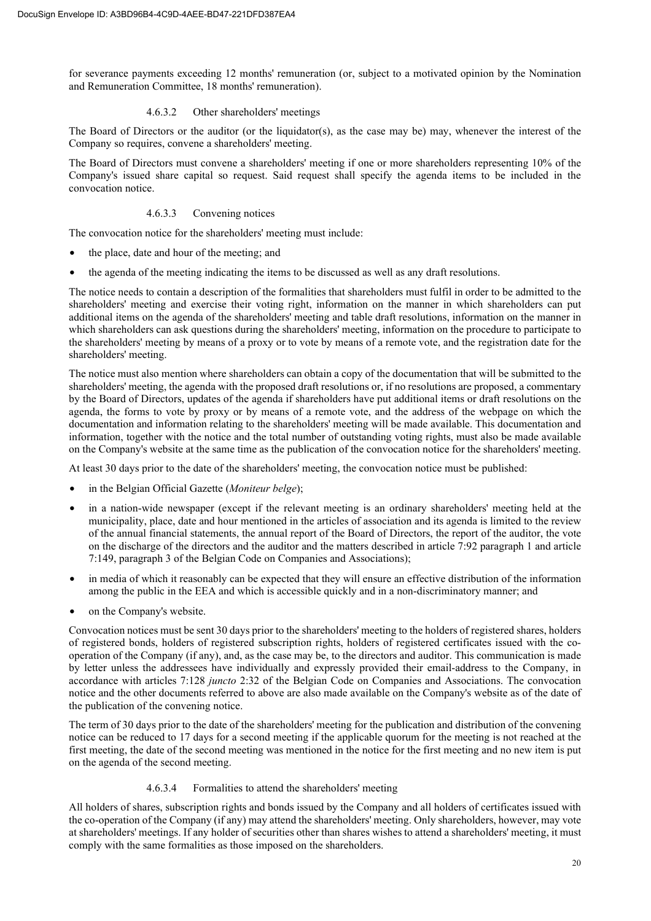for severance payments exceeding 12 months' remuneration (or, subject to a motivated opinion by the Nomination and Remuneration Committee, 18 months' remuneration).

#### 4.6.3.2 Other shareholders' meetings

The Board of Directors or the auditor (or the liquidator(s), as the case may be) may, whenever the interest of the Company so requires, convene a shareholders' meeting.

The Board of Directors must convene a shareholders' meeting if one or more shareholders representing 10% of the Company's issued share capital so request. Said request shall specify the agenda items to be included in the convocation notice.

#### 4.6.3.3 Convening notices

The convocation notice for the shareholders' meeting must include:

- the place, date and hour of the meeting; and
- the agenda of the meeting indicating the items to be discussed as well as any draft resolutions.

The notice needs to contain a description of the formalities that shareholders must fulfil in order to be admitted to the shareholders' meeting and exercise their voting right, information on the manner in which shareholders can put additional items on the agenda of the shareholders' meeting and table draft resolutions, information on the manner in which shareholders can ask questions during the shareholders' meeting, information on the procedure to participate to the shareholders' meeting by means of a proxy or to vote by means of a remote vote, and the registration date for the shareholders' meeting.

The notice must also mention where shareholders can obtain a copy of the documentation that will be submitted to the shareholders' meeting, the agenda with the proposed draft resolutions or, if no resolutions are proposed, a commentary by the Board of Directors, updates of the agenda if shareholders have put additional items or draft resolutions on the agenda, the forms to vote by proxy or by means of a remote vote, and the address of the webpage on which the documentation and information relating to the shareholders' meeting will be made available. This documentation and information, together with the notice and the total number of outstanding voting rights, must also be made available on the Company's website at the same time as the publication of the convocation notice for the shareholders' meeting.

At least 30 days prior to the date of the shareholders' meeting, the convocation notice must be published:

- in the Belgian Official Gazette (*Moniteur belge*);
- in a nation-wide newspaper (except if the relevant meeting is an ordinary shareholders' meeting held at the municipality, place, date and hour mentioned in the articles of association and its agenda is limited to the review of the annual financial statements, the annual report of the Board of Directors, the report of the auditor, the vote on the discharge of the directors and the auditor and the matters described in article 7:92 paragraph 1 and article 7:149, paragraph 3 of the Belgian Code on Companies and Associations);
- in media of which it reasonably can be expected that they will ensure an effective distribution of the information among the public in the EEA and which is accessible quickly and in a non-discriminatory manner; and
- on the Company's website.

Convocation notices must be sent 30 days prior to the shareholders' meeting to the holders of registered shares, holders of registered bonds, holders of registered subscription rights, holders of registered certificates issued with the co-operation of the Company (if any), and, as the case may be, to the directors and auditor. This communication is made by letter unless the addressees have individually and expressly provided their email-address to the Company, in accordance with articles 7:128 *juncto* 2:32 of the Belgian Code on Companies and Associations. The convocation notice and the other documents referred to above are also made available on the Company's website as of the date of the publication of the convening notice.

The term of 30 days prior to the date of the shareholders' meeting for the publication and distribution of the convening notice can be reduced to 17 days for a second meeting if the applicable quorum for the meeting is not reached at the first meeting, the date of the second meeting was mentioned in the notice for the first meeting and no new item is put on the agenda of the second meeting.

#### 4.6.3.4 Formalities to attend the shareholders' meeting

All holders of shares, subscription rights and bonds issued by the Company and all holders of certificates issued with the co-operation of the Company (if any) may attend the shareholders' meeting. Only shareholders, however, may vote at shareholders' meetings. If any holder of securities other than shares wishes to attend a shareholders' meeting, it must comply with the same formalities as those imposed on the shareholders.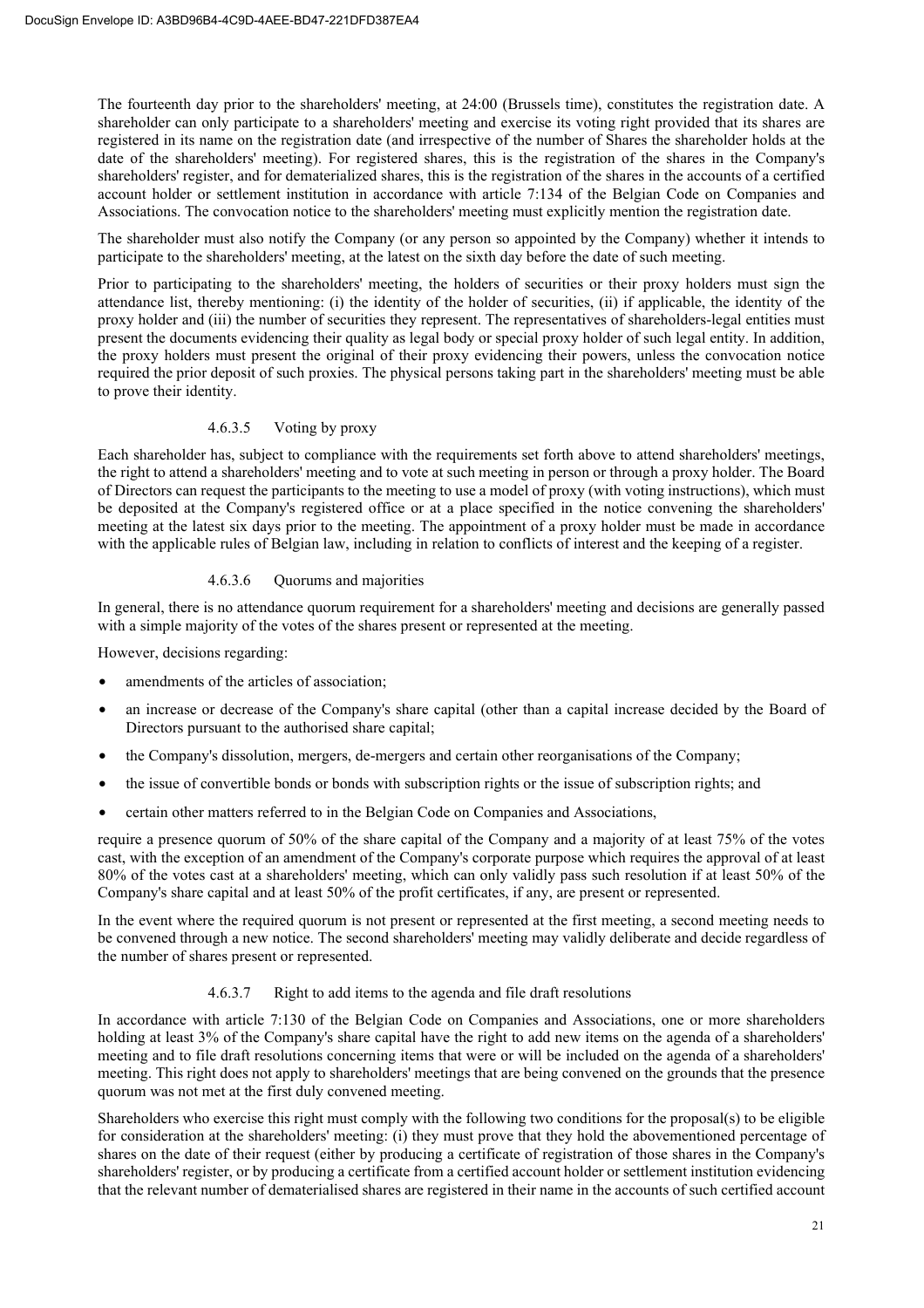The fourteenth day prior to the shareholders' meeting, at 24:00 (Brussels time), constitutes the registration date. A shareholder can only participate to a shareholders' meeting and exercise its voting right provided that its shares are registered in its name on the registration date (and irrespective of the number of Shares the shareholder holds at the date of the shareholders' meeting). For registered shares, this is the registration of the shares in the Company's shareholders' register, and for dematerialized shares, this is the registration of the shares in the accounts of a certified account holder or settlement institution in accordance with article 7:134 of the Belgian Code on Companies and Associations. The convocation notice to the shareholders' meeting must explicitly mention the registration date.

The shareholder must also notify the Company (or any person so appointed by the Company) whether it intends to participate to the shareholders' meeting, at the latest on the sixth day before the date of such meeting.

Prior to participating to the shareholders' meeting, the holders of securities or their proxy holders must sign the attendance list, thereby mentioning: (i) the identity of the holder of securities, (ii) if applicable, the identity of the proxy holder and (iii) the number of securities they represent. The representatives of shareholders-legal entities must present the documents evidencing their quality as legal body or special proxy holder of such legal entity. In addition, the proxy holders must present the original of their proxy evidencing their powers, unless the convocation notice required the prior deposit of such proxies. The physical persons taking part in the shareholders' meeting must be able to prove their identity.

#### 4.6.3.5 Voting by proxy

Each shareholder has, subject to compliance with the requirements set forth above to attend shareholders' meetings, the right to attend a shareholders' meeting and to vote at such meeting in person or through a proxy holder. The Board of Directors can request the participants to the meeting to use a model of proxy (with voting instructions), which must be deposited at the Company's registered office or at a place specified in the notice convening the shareholders' meeting at the latest six days prior to the meeting. The appointment of a proxy holder must be made in accordance with the applicable rules of Belgian law, including in relation to conflicts of interest and the keeping of a register.

#### 4.6.3.6 Quorums and majorities

In general, there is no attendance quorum requirement for a shareholders' meeting and decisions are generally passed with a simple majority of the votes of the shares present or represented at the meeting.

However, decisions regarding:

- amendments of the articles of association;
- an increase or decrease of the Company's share capital (other than a capital increase decided by the Board of Directors pursuant to the authorised share capital;
- the Company's dissolution, mergers, de-mergers and certain other reorganisations of the Company;
- the issue of convertible bonds or bonds with subscription rights or the issue of subscription rights; and
- certain other matters referred to in the Belgian Code on Companies and Associations,

require a presence quorum of 50% of the share capital of the Company and a majority of at least 75% of the votes cast, with the exception of an amendment of the Company's corporate purpose which requires the approval of at least 80% of the votes cast at a shareholders' meeting, which can only validly pass such resolution if at least 50% of the Company's share capital and at least 50% of the profit certificates, if any, are present or represented.

In the event where the required quorum is not present or represented at the first meeting, a second meeting needs to be convened through a new notice. The second shareholders' meeting may validly deliberate and decide regardless of the number of shares present or represented.

#### 4.6.3.7 Right to add items to the agenda and file draft resolutions

In accordance with article 7:130 of the Belgian Code on Companies and Associations, one or more shareholders holding at least 3% of the Company's share capital have the right to add new items on the agenda of a shareholders' meeting and to file draft resolutions concerning items that were or will be included on the agenda of a shareholders' meeting. This right does not apply to shareholders' meetings that are being convened on the grounds that the presence quorum was not met at the first duly convened meeting.

Shareholders who exercise this right must comply with the following two conditions for the proposal(s) to be eligible for consideration at the shareholders' meeting: (i) they must prove that they hold the abovementioned percentage of shares on the date of their request (either by producing a certificate of registration of those shares in the Company's shareholders' register, or by producing a certificate from a certified account holder or settlement institution evidencing that the relevant number of dematerialised shares are registered in their name in the accounts of such certified account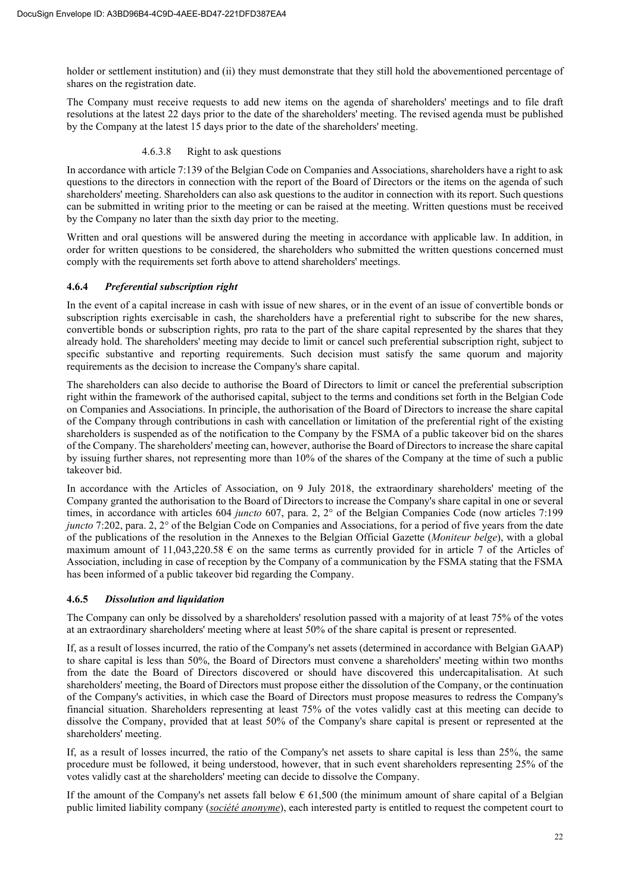holder or settlement institution) and (ii) they must demonstrate that they still hold the abovementioned percentage of shares on the registration date.

The Company must receive requests to add new items on the agenda of shareholders' meetings and to file draft resolutions at the latest 22 days prior to the date of the shareholders' meeting. The revised agenda must be published by the Company at the latest 15 days prior to the date of the shareholders' meeting.

#### 4.6.3.8 Right to ask questions

In accordance with article 7:139 of the Belgian Code on Companies and Associations, shareholders have a right to ask questions to the directors in connection with the report of the Board of Directors or the items on the agenda of such shareholders' meeting. Shareholders can also ask questions to the auditor in connection with its report. Such questions can be submitted in writing prior to the meeting or can be raised at the meeting. Written questions must be received by the Company no later than the sixth day prior to the meeting.

Written and oral questions will be answered during the meeting in accordance with applicable law. In addition, in order for written questions to be considered, the shareholders who submitted the written questions concerned must comply with the requirements set forth above to attend shareholders' meetings.

### 4.6.4 *Preferential subscription right*

In the event of a capital increase in cash with issue of new shares, or in the event of an issue of convertible bonds or subscription rights exercisable in cash, the shareholders have a preferential right to subscribe for the new shares, convertible bonds or subscription rights, pro rata to the part of the share capital represented by the shares that they already hold. The shareholders' meeting may decide to limit or cancel such preferential subscription right, subject to specific substantive and reporting requirements. Such decision must satisfy the same quorum and majority requirements as the decision to increase the Company's share capital.

The shareholders can also decide to authorise the Board of Directors to limit or cancel the preferential subscription right within the framework of the authorised capital, subject to the terms and conditions set forth in the Belgian Code on Companies and Associations. In principle, the authorisation of the Board of Directors to increase the share capital of the Company through contributions in cash with cancellation or limitation of the preferential right of the existing shareholders is suspended as of the notification to the Company by the FSMA of a public takeover bid on the shares of the Company. The shareholders' meeting can, however, authorise the Board of Directors to increase the share capital by issuing further shares, not representing more than 10% of the shares of the Company at the time of such a public takeover bid.

In accordance with the Articles of Association, on 9 July 2018, the extraordinary shareholders' meeting of the Company granted the authorisation to the Board of Directors to increase the Company's share capital in one or several times, in accordance with articles 604 *juncto* 607, para. 2, 2° of the Belgian Companies Code (now articles 7:199 *juncto* 7:202, para. 2, 2° of the Belgian Code on Companies and Associations, for a period of five years from the date of the publications of the resolution in the Annexes to the Belgian Official Gazette (*Moniteur belge*), with a global maximum amount of 11,043,220.58 € on the same terms as currently provided for in article 7 of the Articles of Association, including in case of reception by the Company of a communication by the FSMA stating that the FSMA has been informed of a public takeover bid regarding the Company.

### 4.6.5 *Dissolution and liquidation*

The Company can only be dissolved by a shareholders' resolution passed with a majority of at least 75% of the votes at an extraordinary shareholders' meeting where at least 50% of the share capital is present or represented.

If, as a result of losses incurred, the ratio of the Company's net assets (determined in accordance with Belgian GAAP) to share capital is less than 50%, the Board of Directors must convene a shareholders' meeting within two months from the date the Board of Directors discovered or should have discovered this undercapitalisation. At such shareholders' meeting, the Board of Directors must propose either the dissolution of the Company, or the continuation of the Company's activities, in which case the Board of Directors must propose measures to redress the Company's financial situation. Shareholders representing at least 75% of the votes validly cast at this meeting can decide to dissolve the Company, provided that at least 50% of the Company's share capital is present or represented at the shareholders' meeting.

If, as a result of losses incurred, the ratio of the Company's net assets to share capital is less than 25%, the same procedure must be followed, it being understood, however, that in such event shareholders representing 25% of the votes validly cast at the shareholders' meeting can decide to dissolve the Company.

If the amount of the Company's net assets fall below € 61,500 (the minimum amount of share capital of a Belgian public limited liability company (*société anonyme*), each interested party is entitled to request the competent court to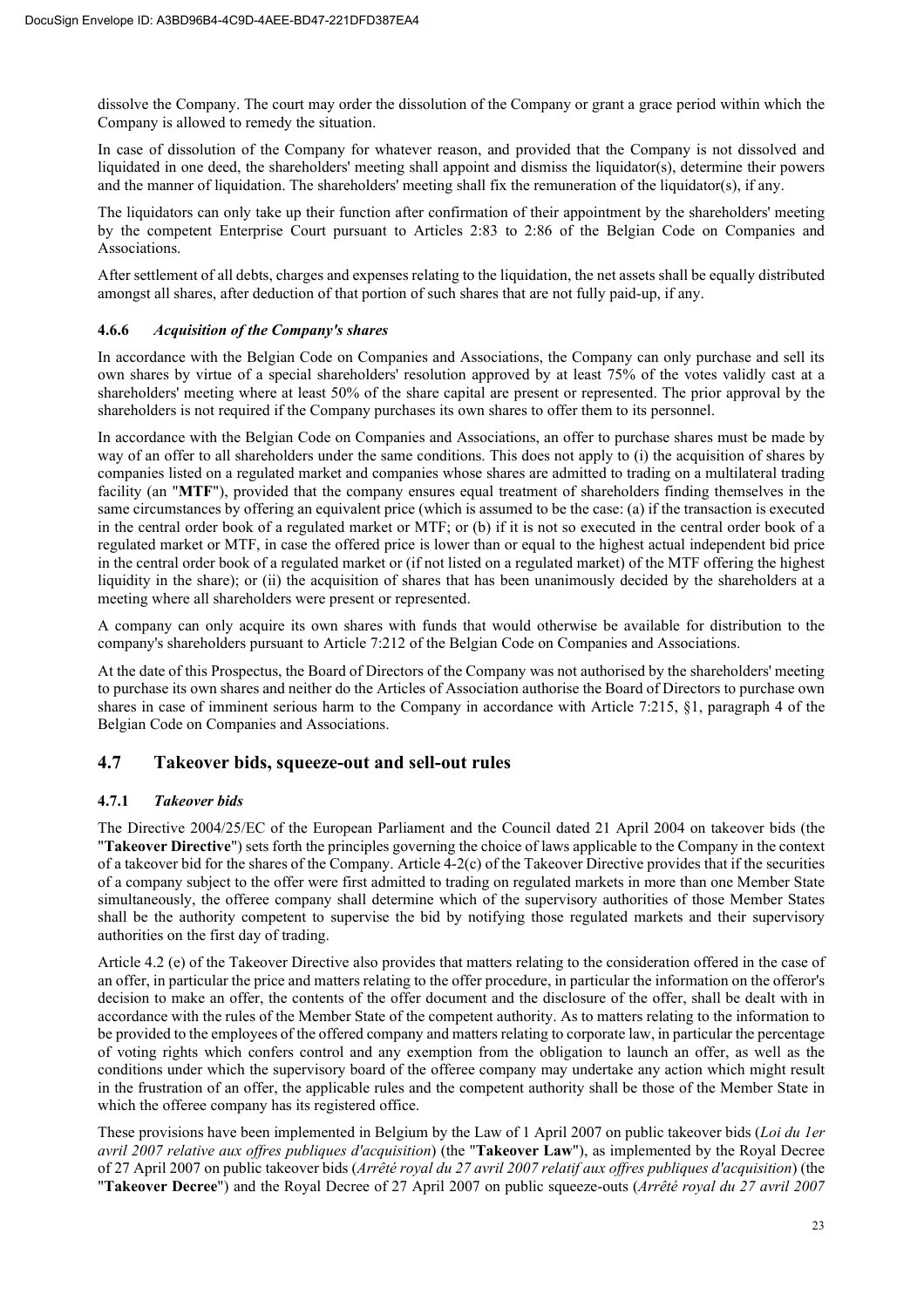dissolve the Company. The court may order the dissolution of the Company or grant a grace period within which the Company is allowed to remedy the situation.

In case of dissolution of the Company for whatever reason, and provided that the Company is not dissolved and liquidated in one deed, the shareholders' meeting shall appoint and dismiss the liquidator(s), determine their powers and the manner of liquidation. The shareholders' meeting shall fix the remuneration of the liquidator(s), if any.

The liquidators can only take up their function after confirmation of their appointment by the shareholders' meeting by the competent Enterprise Court pursuant to Articles 2:83 to 2:86 of the Belgian Code on Companies and Associations.

After settlement of all debts, charges and expenses relating to the liquidation, the net assets shall be equally distributed amongst all shares, after deduction of that portion of such shares that are not fully paid-up, if any.

#### 4.6.6 *Acquisition of the Company's shares*

In accordance with the Belgian Code on Companies and Associations, the Company can only purchase and sell its own shares by virtue of a special shareholders' resolution approved by at least 75% of the votes validly cast at a shareholders' meeting where at least 50% of the share capital are present or represented. The prior approval by the shareholders is not required if the Company purchases its own shares to offer them to its personnel.

In accordance with the Belgian Code on Companies and Associations, an offer to purchase shares must be made by way of an offer to all shareholders under the same conditions. This does not apply to (i) the acquisition of shares by companies listed on a regulated market and companies whose shares are admitted to trading on a multilateral trading facility (an "**MTF**"), provided that the company ensures equal treatment of shareholders finding themselves in the same circumstances by offering an equivalent price (which is assumed to be the case: (a) if the transaction is executed in the central order book of a regulated market or MTF; or (b) if it is not so executed in the central order book of a regulated market or MTF, in case the offered price is lower than or equal to the highest actual independent bid price in the central order book of a regulated market or (if not listed on a regulated market) of the MTF offering the highest liquidity in the share); or (ii) the acquisition of shares that has been unanimously decided by the shareholders at a meeting where all shareholders were present or represented.

A company can only acquire its own shares with funds that would otherwise be available for distribution to the company's shareholders pursuant to Article 7:212 of the Belgian Code on Companies and Associations.

At the date of this Prospectus, the Board of Directors of the Company was not authorised by the shareholders' meeting to purchase its own shares and neither do the Articles of Association authorise the Board of Directors to purchase own shares in case of imminent serious harm to the Company in accordance with Article 7:215, §1, paragraph 4 of the Belgian Code on Companies and Associations.

## 4.7 Takeover bids, squeeze-out and sell-out rules

#### 4.7.1 *Takeover bids*

The Directive 2004/25/EC of the European Parliament and the Council dated 21 April 2004 on takeover bids (the "**Takeover Directive**") sets forth the principles governing the choice of laws applicable to the Company in the context of a takeover bid for the shares of the Company. Article 4-2(c) of the Takeover Directive provides that if the securities of a company subject to the offer were first admitted to trading on regulated markets in more than one Member State simultaneously, the offeree company shall determine which of the supervisory authorities of those Member States shall be the authority competent to supervise the bid by notifying those regulated markets and their supervisory authorities on the first day of trading.

Article 4.2 (e) of the Takeover Directive also provides that matters relating to the consideration offered in the case of an offer, in particular the price and matters relating to the offer procedure, in particular the information on the offeror's decision to make an offer, the contents of the offer document and the disclosure of the offer, shall be dealt with in accordance with the rules of the Member State of the competent authority. As to matters relating to the information to be provided to the employees of the offered company and matters relating to corporate law, in particular the percentage of voting rights which confers control and any exemption from the obligation to launch an offer, as well as the conditions under which the supervisory board of the offeree company may undertake any action which might result in the frustration of an offer, the applicable rules and the competent authority shall be those of the Member State in which the offeree company has its registered office.

These provisions have been implemented in Belgium by the Law of 1 April 2007 on public takeover bids (*Loi du 1er avril 2007 relative aux offres publiques d'acquisition*) (the "**Takeover Law**"), as implemented by the Royal Decree of 27 April 2007 on public takeover bids (*Arrêté royal du 27 avril 2007 relatif aux offres publiques d'acquisition*) (the "**Takeover Decree**") and the Royal Decree of 27 April 2007 on public squeeze-outs (*Arrêté royal du 27 avril 2007*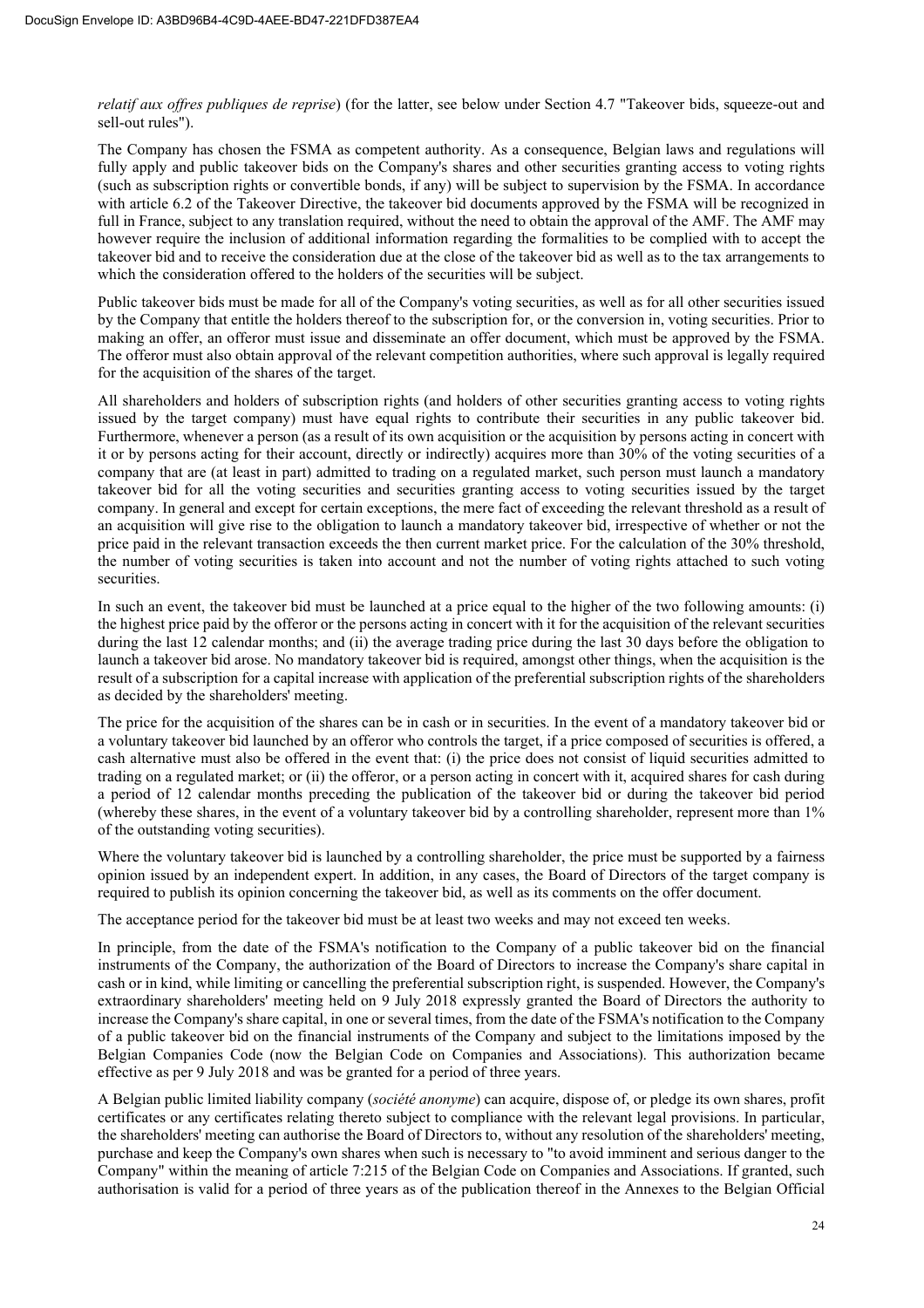*relatif aux offres publiques de reprise*) (for the latter, see below under Section 4.7 "Takeover bids, squeeze-out and sell-out rules").

The Company has chosen the FSMA as competent authority. As a consequence, Belgian laws and regulations will fully apply and public takeover bids on the Company's shares and other securities granting access to voting rights (such as subscription rights or convertible bonds, if any) will be subject to supervision by the FSMA. In accordance with article 6.2 of the Takeover Directive, the takeover bid documents approved by the FSMA will be recognized in full in France, subject to any translation required, without the need to obtain the approval of the AMF. The AMF may however require the inclusion of additional information regarding the formalities to be complied with to accept the takeover bid and to receive the consideration due at the close of the takeover bid as well as to the tax arrangements to which the consideration offered to the holders of the securities will be subject.

Public takeover bids must be made for all of the Company's voting securities, as well as for all other securities issued by the Company that entitle the holders thereof to the subscription for, or the conversion in, voting securities. Prior to making an offer, an offeror must issue and disseminate an offer document, which must be approved by the FSMA. The offeror must also obtain approval of the relevant competition authorities, where such approval is legally required for the acquisition of the shares of the target.

All shareholders and holders of subscription rights (and holders of other securities granting access to voting rights issued by the target company) must have equal rights to contribute their securities in any public takeover bid. Furthermore, whenever a person (as a result of its own acquisition or the acquisition by persons acting in concert with it or by persons acting for their account, directly or indirectly) acquires more than 30% of the voting securities of a company that are (at least in part) admitted to trading on a regulated market, such person must launch a mandatory takeover bid for all the voting securities and securities granting access to voting securities issued by the target company. In general and except for certain exceptions, the mere fact of exceeding the relevant threshold as a result of an acquisition will give rise to the obligation to launch a mandatory takeover bid, irrespective of whether or not the price paid in the relevant transaction exceeds the then current market price. For the calculation of the 30% threshold, the number of voting securities is taken into account and not the number of voting rights attached to such voting securities.

In such an event, the takeover bid must be launched at a price equal to the higher of the two following amounts: (i) the highest price paid by the offeror or the persons acting in concert with it for the acquisition of the relevant securities during the last 12 calendar months; and (ii) the average trading price during the last 30 days before the obligation to launch a takeover bid arose. No mandatory takeover bid is required, amongst other things, when the acquisition is the result of a subscription for a capital increase with application of the preferential subscription rights of the shareholders as decided by the shareholders' meeting.

The price for the acquisition of the shares can be in cash or in securities. In the event of a mandatory takeover bid or a voluntary takeover bid launched by an offeror who controls the target, if a price composed of securities is offered, a cash alternative must also be offered in the event that: (i) the price does not consist of liquid securities admitted to trading on a regulated market; or (ii) the offeror, or a person acting in concert with it, acquired shares for cash during a period of 12 calendar months preceding the publication of the takeover bid or during the takeover bid period (whereby these shares, in the event of a voluntary takeover bid by a controlling shareholder, represent more than 1% of the outstanding voting securities).

Where the voluntary takeover bid is launched by a controlling shareholder, the price must be supported by a fairness opinion issued by an independent expert. In addition, in any cases, the Board of Directors of the target company is required to publish its opinion concerning the takeover bid, as well as its comments on the offer document.

The acceptance period for the takeover bid must be at least two weeks and may not exceed ten weeks.

In principle, from the date of the FSMA's notification to the Company of a public takeover bid on the financial instruments of the Company, the authorization of the Board of Directors to increase the Company's share capital in cash or in kind, while limiting or cancelling the preferential subscription right, is suspended. However, the Company's extraordinary shareholders' meeting held on 9 July 2018 expressly granted the Board of Directors the authority to increase the Company's share capital, in one or several times, from the date of the FSMA's notification to the Company of a public takeover bid on the financial instruments of the Company and subject to the limitations imposed by the Belgian Companies Code (now the Belgian Code on Companies and Associations). This authorization became effective as per 9 July 2018 and was be granted for a period of three years.

A Belgian public limited liability company (*société anonyme*) can acquire, dispose of, or pledge its own shares, profit certificates or any certificates relating thereto subject to compliance with the relevant legal provisions. In particular, the shareholders' meeting can authorise the Board of Directors to, without any resolution of the shareholders' meeting, purchase and keep the Company's own shares when such is necessary to "to avoid imminent and serious danger to the Company" within the meaning of article 7:215 of the Belgian Code on Companies and Associations. If granted, such authorisation is valid for a period of three years as of the publication thereof in the Annexes to the Belgian Official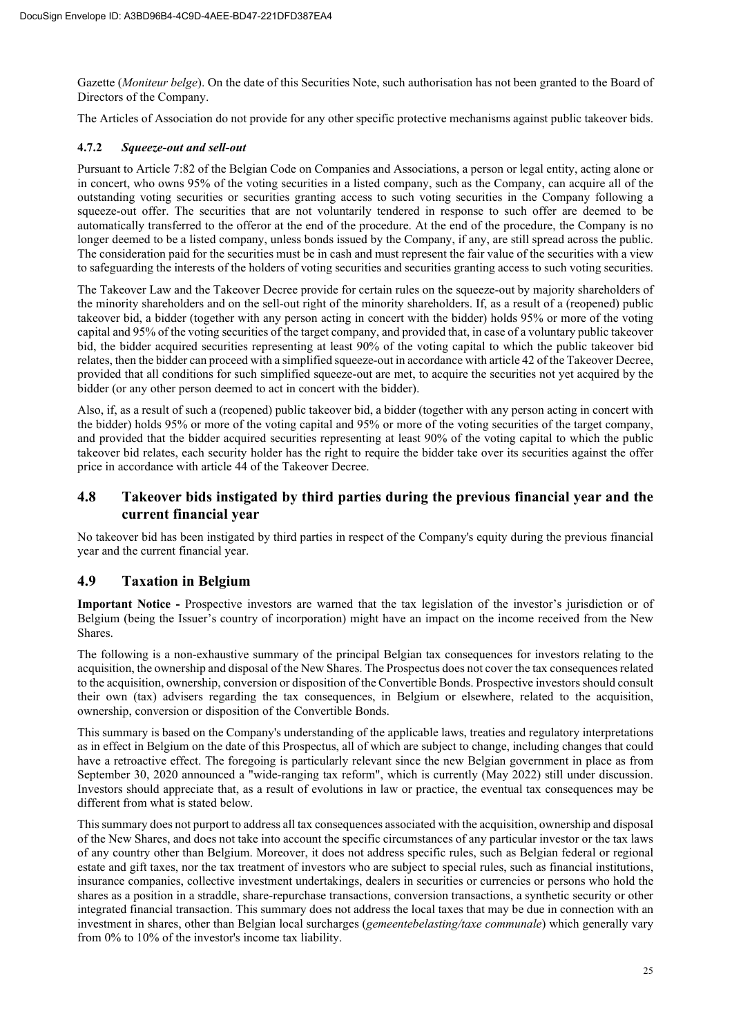Gazette (*Moniteur belge*). On the date of this Securities Note, such authorisation has not been granted to the Board of Directors of the Company.

The Articles of Association do not provide for any other specific protective mechanisms against public takeover bids.

#### 4.7.2 *Squeeze-out and sell-out*

Pursuant to Article 7:82 of the Belgian Code on Companies and Associations, a person or legal entity, acting alone or in concert, who owns 95% of the voting securities in a listed company, such as the Company, can acquire all of the outstanding voting securities or securities granting access to such voting securities in the Company following a squeeze-out offer. The securities that are not voluntarily tendered in response to such offer are deemed to be automatically transferred to the offeror at the end of the procedure. At the end of the procedure, the Company is no longer deemed to be a listed company, unless bonds issued by the Company, if any, are still spread across the public. The consideration paid for the securities must be in cash and must represent the fair value of the securities with a view to safeguarding the interests of the holders of voting securities and securities granting access to such voting securities.

The Takeover Law and the Takeover Decree provide for certain rules on the squeeze-out by majority shareholders of the minority shareholders and on the sell-out right of the minority shareholders. If, as a result of a (reopened) public takeover bid, a bidder (together with any person acting in concert with the bidder) holds 95% or more of the voting capital and 95% of the voting securities of the target company, and provided that, in case of a voluntary public takeover bid, the bidder acquired securities representing at least 90% of the voting capital to which the public takeover bid relates, then the bidder can proceed with a simplified squeeze-out in accordance with article 42 of the Takeover Decree, provided that all conditions for such simplified squeeze-out are met, to acquire the securities not yet acquired by the bidder (or any other person deemed to act in concert with the bidder).

Also, if, as a result of such a (reopened) public takeover bid, a bidder (together with any person acting in concert with the bidder) holds 95% or more of the voting capital and 95% or more of the voting securities of the target company, and provided that the bidder acquired securities representing at least 90% of the voting capital to which the public takeover bid relates, each security holder has the right to require the bidder take over its securities against the offer price in accordance with article 44 of the Takeover Decree.

## 4.8 Takeover bids instigated by third parties during the previous financial year and the current financial year

No takeover bid has been instigated by third parties in respect of the Company's equity during the previous financial year and the current financial year.

## 4.9 Taxation in Belgium

**Important Notice -** Prospective investors are warned that the tax legislation of the investor's jurisdiction or of Belgium (being the Issuer's country of incorporation) might have an impact on the income received from the New Shares.

The following is a non-exhaustive summary of the principal Belgian tax consequences for investors relating to the acquisition, the ownership and disposal of the New Shares. The Prospectus does not cover the tax consequences related to the acquisition, ownership, conversion or disposition of the Convertible Bonds. Prospective investors should consult their own (tax) advisers regarding the tax consequences, in Belgium or elsewhere, related to the acquisition, ownership, conversion or disposition of the Convertible Bonds.

This summary is based on the Company's understanding of the applicable laws, treaties and regulatory interpretations as in effect in Belgium on the date of this Prospectus, all of which are subject to change, including changes that could have a retroactive effect. The foregoing is particularly relevant since the new Belgian government in place as from September 30, 2020 announced a "wide-ranging tax reform", which is currently (May 2022) still under discussion. Investors should appreciate that, as a result of evolutions in law or practice, the eventual tax consequences may be different from what is stated below.

This summary does not purport to address all tax consequences associated with the acquisition, ownership and disposal of the New Shares, and does not take into account the specific circumstances of any particular investor or the tax laws of any country other than Belgium. Moreover, it does not address specific rules, such as Belgian federal or regional estate and gift taxes, nor the tax treatment of investors who are subject to special rules, such as financial institutions, insurance companies, collective investment undertakings, dealers in securities or currencies or persons who hold the shares as a position in a straddle, share-repurchase transactions, conversion transactions, a synthetic security or other integrated financial transaction. This summary does not address the local taxes that may be due in connection with an investment in shares, other than Belgian local surcharges (*gemeentebelasting/taxe communale*) which generally vary from 0% to 10% of the investor's income tax liability.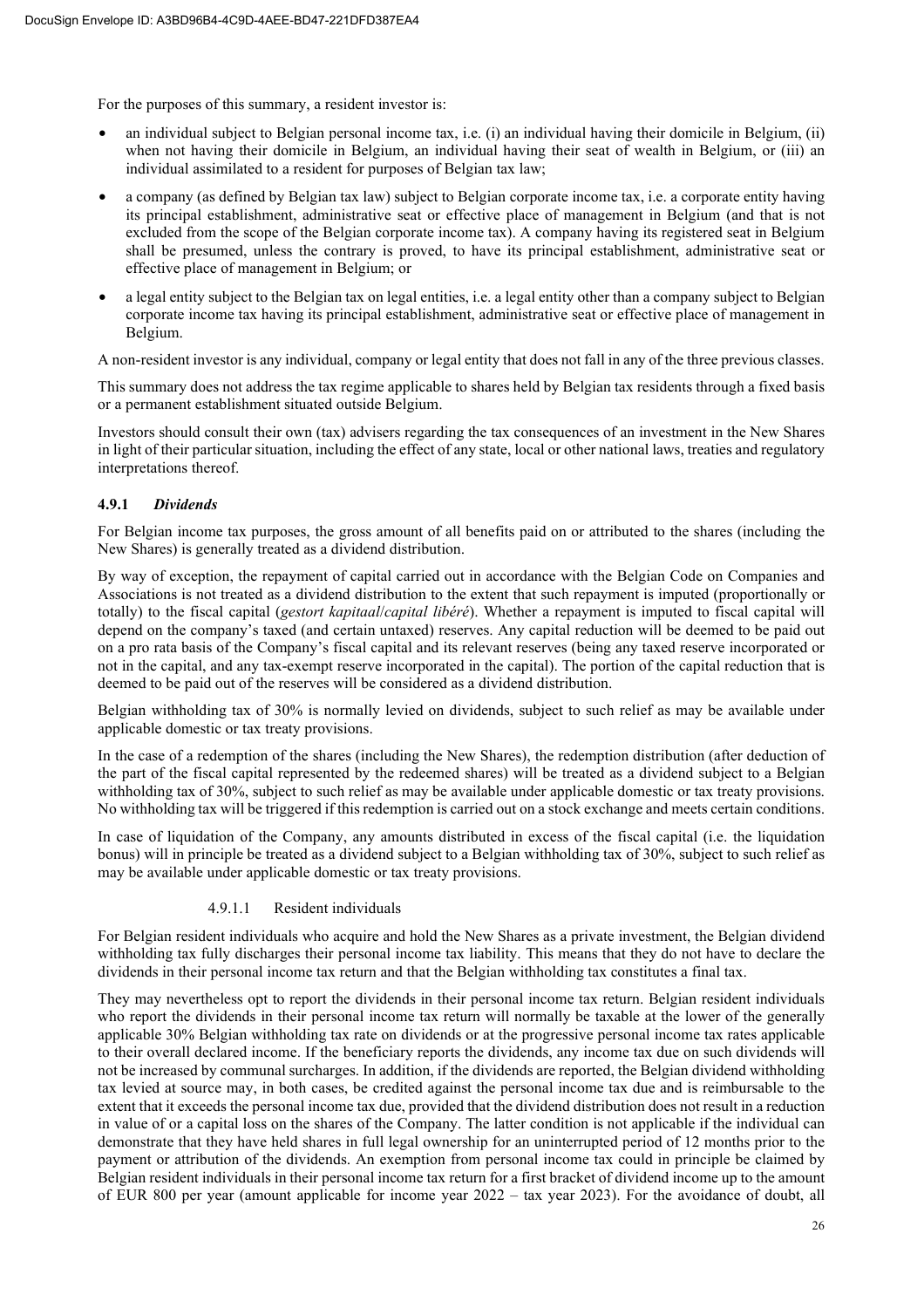For the purposes of this summary, a resident investor is:

- an individual subject to Belgian personal income tax, i.e. (i) an individual having their domicile in Belgium, (ii) when not having their domicile in Belgium, an individual having their seat of wealth in Belgium, or (iii) an individual assimilated to a resident for purposes of Belgian tax law;
- a company (as defined by Belgian tax law) subject to Belgian corporate income tax, i.e. a corporate entity having its principal establishment, administrative seat or effective place of management in Belgium (and that is not excluded from the scope of the Belgian corporate income tax). A company having its registered seat in Belgium shall be presumed, unless the contrary is proved, to have its principal establishment, administrative seat or effective place of management in Belgium; or
- a legal entity subject to the Belgian tax on legal entities, i.e. a legal entity other than a company subject to Belgian corporate income tax having its principal establishment, administrative seat or effective place of management in Belgium.

A non-resident investor is any individual, company or legal entity that does not fall in any of the three previous classes.

This summary does not address the tax regime applicable to shares held by Belgian tax residents through a fixed basis or a permanent establishment situated outside Belgium.

Investors should consult their own (tax) advisers regarding the tax consequences of an investment in the New Shares in light of their particular situation, including the effect of any state, local or other national laws, treaties and regulatory interpretations thereof.

### 4.9.1 *Dividends*

For Belgian income tax purposes, the gross amount of all benefits paid on or attributed to the shares (including the New Shares) is generally treated as a dividend distribution.

By way of exception, the repayment of capital carried out in accordance with the Belgian Code on Companies and Associations is not treated as a dividend distribution to the extent that such repayment is imputed (proportionally or totally) to the fiscal capital (*gestort kapitaal*/*capital libéré*). Whether a repayment is imputed to fiscal capital will depend on the company's taxed (and certain untaxed) reserves. Any capital reduction will be deemed to be paid out on a pro rata basis of the Company's fiscal capital and its relevant reserves (being any taxed reserve incorporated or not in the capital, and any tax-exempt reserve incorporated in the capital). The portion of the capital reduction that is deemed to be paid out of the reserves will be considered as a dividend distribution.

Belgian withholding tax of 30% is normally levied on dividends, subject to such relief as may be available under applicable domestic or tax treaty provisions.

In the case of a redemption of the shares (including the New Shares), the redemption distribution (after deduction of the part of the fiscal capital represented by the redeemed shares) will be treated as a dividend subject to a Belgian withholding tax of 30%, subject to such relief as may be available under applicable domestic or tax treaty provisions. No withholding tax will be triggered if this redemption is carried out on a stock exchange and meets certain conditions.

In case of liquidation of the Company, any amounts distributed in excess of the fiscal capital (i.e. the liquidation bonus) will in principle be treated as a dividend subject to a Belgian withholding tax of 30%, subject to such relief as may be available under applicable domestic or tax treaty provisions.

#### 4.9.1.1 Resident individuals

For Belgian resident individuals who acquire and hold the New Shares as a private investment, the Belgian dividend withholding tax fully discharges their personal income tax liability. This means that they do not have to declare the dividends in their personal income tax return and that the Belgian withholding tax constitutes a final tax.

They may nevertheless opt to report the dividends in their personal income tax return. Belgian resident individuals who report the dividends in their personal income tax return will normally be taxable at the lower of the generally applicable 30% Belgian withholding tax rate on dividends or at the progressive personal income tax rates applicable to their overall declared income. If the beneficiary reports the dividends, any income tax due on such dividends will not be increased by communal surcharges. In addition, if the dividends are reported, the Belgian dividend withholding tax levied at source may, in both cases, be credited against the personal income tax due and is reimbursable to the extent that it exceeds the personal income tax due, provided that the dividend distribution does not result in a reduction in value of or a capital loss on the shares of the Company. The latter condition is not applicable if the individual can demonstrate that they have held shares in full legal ownership for an uninterrupted period of 12 months prior to the payment or attribution of the dividends. An exemption from personal income tax could in principle be claimed by Belgian resident individuals in their personal income tax return for a first bracket of dividend income up to the amount of EUR 800 per year (amount applicable for income year 2022 – tax year 2023). For the avoidance of doubt, all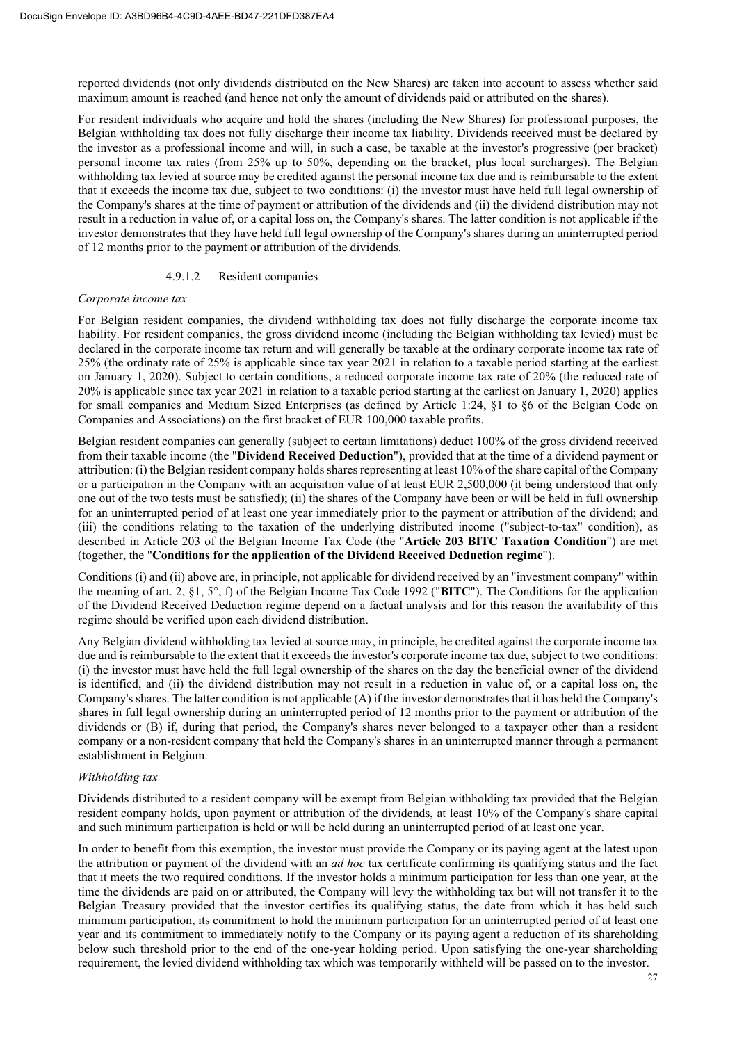reported dividends (not only dividends distributed on the New Shares) are taken into account to assess whether said maximum amount is reached (and hence not only the amount of dividends paid or attributed on the shares).

For resident individuals who acquire and hold the shares (including the New Shares) for professional purposes, the Belgian withholding tax does not fully discharge their income tax liability. Dividends received must be declared by the investor as a professional income and will, in such a case, be taxable at the investor's progressive (per bracket) personal income tax rates (from 25% up to 50%, depending on the bracket, plus local surcharges). The Belgian withholding tax levied at source may be credited against the personal income tax due and is reimbursable to the extent that it exceeds the income tax due, subject to two conditions: (i) the investor must have held full legal ownership of the Company's shares at the time of payment or attribution of the dividends and (ii) the dividend distribution may not result in a reduction in value of, or a capital loss on, the Company's shares. The latter condition is not applicable if the investor demonstrates that they have held full legal ownership of the Company's shares during an uninterrupted period of 12 months prior to the payment or attribution of the dividends.

#### 4.9.1.2 Resident companies

*Corporate income tax*

For Belgian resident companies, the dividend withholding tax does not fully discharge the corporate income tax liability. For resident companies, the gross dividend income (including the Belgian withholding tax levied) must be declared in the corporate income tax return and will generally be taxable at the ordinary corporate income tax rate of 25% (the ordinaty rate of 25% is applicable since tax year 2021 in relation to a taxable period starting at the earliest on January 1, 2020). Subject to certain conditions, a reduced corporate income tax rate of 20% (the reduced rate of 20% is applicable since tax year 2021 in relation to a taxable period starting at the earliest on January 1, 2020) applies for small companies and Medium Sized Enterprises (as defined by Article 1:24, §1 to §6 of the Belgian Code on Companies and Associations) on the first bracket of EUR 100,000 taxable profits.

Belgian resident companies can generally (subject to certain limitations) deduct 100% of the gross dividend received from their taxable income (the "**Dividend Received Deduction**"), provided that at the time of a dividend payment or attribution: (i) the Belgian resident company holds shares representing at least 10% of the share capital of the Company or a participation in the Company with an acquisition value of at least EUR 2,500,000 (it being understood that only one out of the two tests must be satisfied); (ii) the shares of the Company have been or will be held in full ownership for an uninterrupted period of at least one year immediately prior to the payment or attribution of the dividend; and (iii) the conditions relating to the taxation of the underlying distributed income ("subject-to-tax" condition), as described in Article 203 of the Belgian Income Tax Code (the "**Article 203 BITC Taxation Condition**") are met (together, the "**Conditions for the application of the Dividend Received Deduction regime**").

Conditions (i) and (ii) above are, in principle, not applicable for dividend received by an "investment company" within the meaning of art. 2, §1, 5°, f) of the Belgian Income Tax Code 1992 ("**BITC**"). The Conditions for the application of the Dividend Received Deduction regime depend on a factual analysis and for this reason the availability of this regime should be verified upon each dividend distribution.

Any Belgian dividend withholding tax levied at source may, in principle, be credited against the corporate income tax due and is reimbursable to the extent that it exceeds the investor's corporate income tax due, subject to two conditions: (i) the investor must have held the full legal ownership of the shares on the day the beneficial owner of the dividend is identified, and (ii) the dividend distribution may not result in a reduction in value of, or a capital loss on, the Company's shares. The latter condition is not applicable (A) if the investor demonstrates that it has held the Company's shares in full legal ownership during an uninterrupted period of 12 months prior to the payment or attribution of the dividends or (B) if, during that period, the Company's shares never belonged to a taxpayer other than a resident company or a non-resident company that held the Company's shares in an uninterrupted manner through a permanent establishment in Belgium.

*Withholding tax*

Dividends distributed to a resident company will be exempt from Belgian withholding tax provided that the Belgian resident company holds, upon payment or attribution of the dividends, at least 10% of the Company's share capital and such minimum participation is held or will be held during an uninterrupted period of at least one year.

In order to benefit from this exemption, the investor must provide the Company or its paying agent at the latest upon the attribution or payment of the dividend with an *ad hoc* tax certificate confirming its qualifying status and the fact that it meets the two required conditions. If the investor holds a minimum participation for less than one year, at the time the dividends are paid on or attributed, the Company will levy the withholding tax but will not transfer it to the Belgian Treasury provided that the investor certifies its qualifying status, the date from which it has held such minimum participation, its commitment to hold the minimum participation for an uninterrupted period of at least one year and its commitment to immediately notify to the Company or its paying agent a reduction of its shareholding below such threshold prior to the end of the one-year holding period. Upon satisfying the one-year shareholding requirement, the levied dividend withholding tax which was temporarily withheld will be passed on to the investor.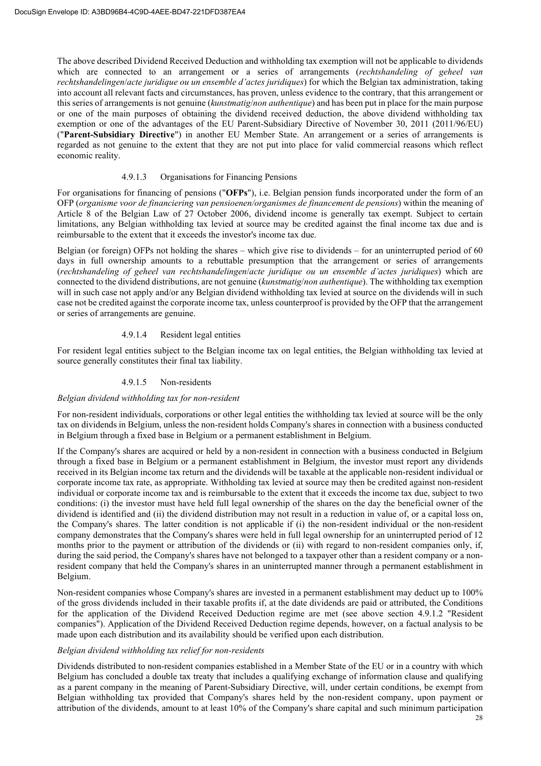The above described Dividend Received Deduction and withholding tax exemption will not be applicable to dividends which are connected to an arrangement or a series of arrangements (*rechtshandeling of geheel van rechtshandelingen*/*acte juridique ou un ensemble d'actes juridiques*) for which the Belgian tax administration, taking into account all relevant facts and circumstances, has proven, unless evidence to the contrary, that this arrangement or this series of arrangements is not genuine (*kunstmatig*/*non authentique*) and has been put in place for the main purpose or one of the main purposes of obtaining the dividend received deduction, the above dividend withholding tax exemption or one of the advantages of the EU Parent-Subsidiary Directive of November 30, 2011 (2011/96/EU) ("**Parent-Subsidiary Directive**") in another EU Member State. An arrangement or a series of arrangements is regarded as not genuine to the extent that they are not put into place for valid commercial reasons which reflect economic reality.

#### 4.9.1.3 Organisations for Financing Pensions

For organisations for financing of pensions ("**OFPs**"), i.e. Belgian pension funds incorporated under the form of an OFP (*organisme voor de financiering van pensioenen/organismes de financement de pensions*) within the meaning of Article 8 of the Belgian Law of 27 October 2006, dividend income is generally tax exempt. Subject to certain limitations, any Belgian withholding tax levied at source may be credited against the final income tax due and is reimbursable to the extent that it exceeds the investor's income tax due.

Belgian (or foreign) OFPs not holding the shares – which give rise to dividends – for an uninterrupted period of 60 days in full ownership amounts to a rebuttable presumption that the arrangement or series of arrangements (*rechtshandeling of geheel van rechtshandelingen*/*acte juridique ou un ensemble d'actes juridiques*) which are connected to the dividend distributions, are not genuine (*kunstmatig*/*non authentique*). The withholding tax exemption will in such case not apply and/or any Belgian dividend withholding tax levied at source on the dividends will in such case not be credited against the corporate income tax, unless counterproof is provided by the OFP that the arrangement or series of arrangements are genuine.

#### 4.9.1.4 Resident legal entities

For resident legal entities subject to the Belgian income tax on legal entities, the Belgian withholding tax levied at source generally constitutes their final tax liability.

#### 4.9.1.5 Non-residents

*Belgian dividend withholding tax for non-resident*

For non-resident individuals, corporations or other legal entities the withholding tax levied at source will be the only tax on dividends in Belgium, unless the non-resident holds Company's shares in connection with a business conducted in Belgium through a fixed base in Belgium or a permanent establishment in Belgium.

If the Company's shares are acquired or held by a non-resident in connection with a business conducted in Belgium through a fixed base in Belgium or a permanent establishment in Belgium, the investor must report any dividends received in its Belgian income tax return and the dividends will be taxable at the applicable non-resident individual or corporate income tax rate, as appropriate. Withholding tax levied at source may then be credited against non-resident individual or corporate income tax and is reimbursable to the extent that it exceeds the income tax due, subject to two conditions: (i) the investor must have held full legal ownership of the shares on the day the beneficial owner of the dividend is identified and (ii) the dividend distribution may not result in a reduction in value of, or a capital loss on, the Company's shares. The latter condition is not applicable if (i) the non-resident individual or the non-resident company demonstrates that the Company's shares were held in full legal ownership for an uninterrupted period of 12 months prior to the payment or attribution of the dividends or (ii) with regard to non-resident companies only, if, during the said period, the Company's shares have not belonged to a taxpayer other than a resident company or a non-resident company that held the Company's shares in an uninterrupted manner through a permanent establishment in Belgium.

Non-resident companies whose Company's shares are invested in a permanent establishment may deduct up to 100% of the gross dividends included in their taxable profits if, at the date dividends are paid or attributed, the Conditions for the application of the Dividend Received Deduction regime are met (see above section 4.9.1.2 "Resident companies"). Application of the Dividend Received Deduction regime depends, however, on a factual analysis to be made upon each distribution and its availability should be verified upon each distribution.

*Belgian dividend withholding tax relief for non-residents*

Dividends distributed to non-resident companies established in a Member State of the EU or in a country with which Belgium has concluded a double tax treaty that includes a qualifying exchange of information clause and qualifying as a parent company in the meaning of Parent-Subsidiary Directive, will, under certain conditions, be exempt from Belgian withholding tax provided that Company's shares held by the non-resident company, upon payment or attribution of the dividends, amount to at least 10% of the Company's share capital and such minimum participation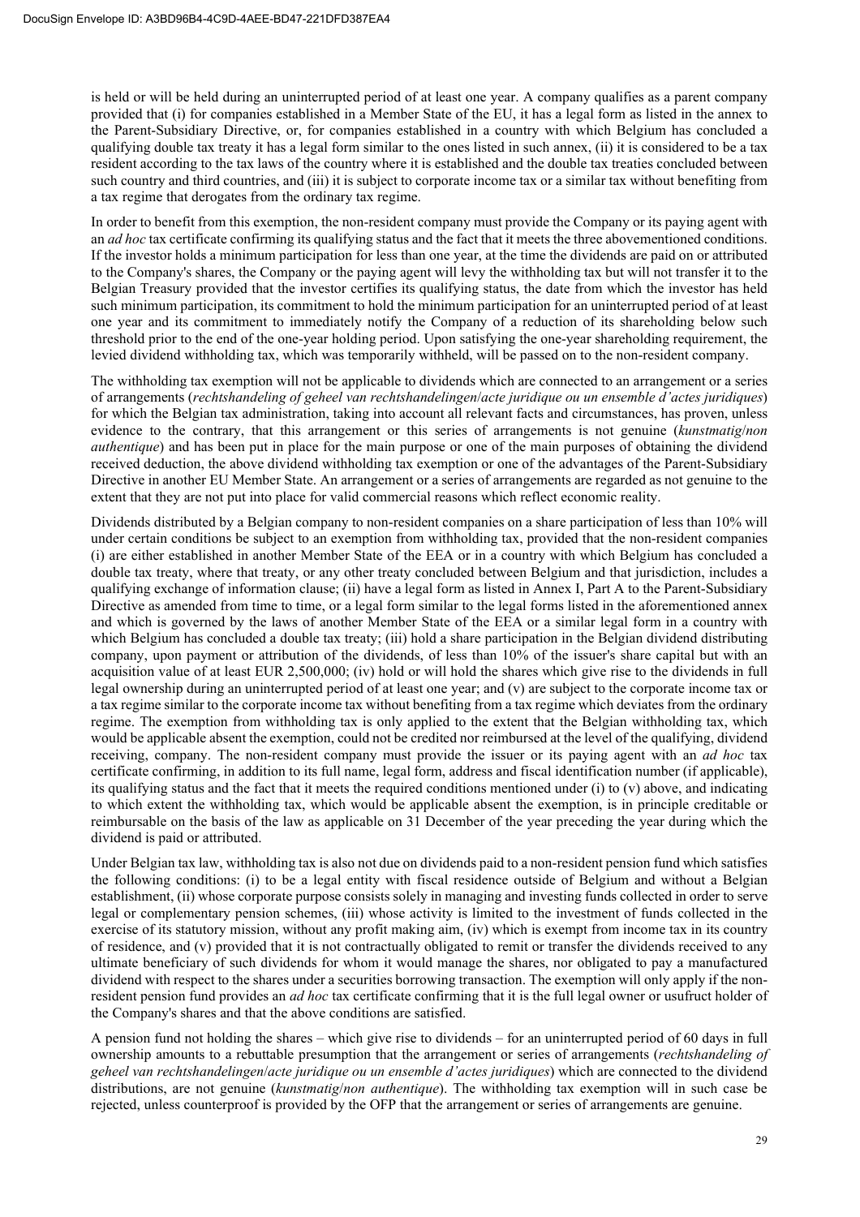is held or will be held during an uninterrupted period of at least one year. A company qualifies as a parent company provided that (i) for companies established in a Member State of the EU, it has a legal form as listed in the annex to the Parent-Subsidiary Directive, or, for companies established in a country with which Belgium has concluded a qualifying double tax treaty it has a legal form similar to the ones listed in such annex, (ii) it is considered to be a tax resident according to the tax laws of the country where it is established and the double tax treaties concluded between such country and third countries, and (iii) it is subject to corporate income tax or a similar tax without benefiting from a tax regime that derogates from the ordinary tax regime.

In order to benefit from this exemption, the non-resident company must provide the Company or its paying agent with an *ad hoc* tax certificate confirming its qualifying status and the fact that it meets the three abovementioned conditions. If the investor holds a minimum participation for less than one year, at the time the dividends are paid on or attributed to the Company's shares, the Company or the paying agent will levy the withholding tax but will not transfer it to the Belgian Treasury provided that the investor certifies its qualifying status, the date from which the investor has held such minimum participation, its commitment to hold the minimum participation for an uninterrupted period of at least one year and its commitment to immediately notify the Company of a reduction of its shareholding below such threshold prior to the end of the one-year holding period. Upon satisfying the one-year shareholding requirement, the levied dividend withholding tax, which was temporarily withheld, will be passed on to the non-resident company.

The withholding tax exemption will not be applicable to dividends which are connected to an arrangement or a series of arrangements (*rechtshandeling of geheel van rechtshandelingen*/*acte juridique ou un ensemble d'actes juridiques*) for which the Belgian tax administration, taking into account all relevant facts and circumstances, has proven, unless evidence to the contrary, that this arrangement or this series of arrangements is not genuine (*kunstmatig*/*non authentique*) and has been put in place for the main purpose or one of the main purposes of obtaining the dividend received deduction, the above dividend withholding tax exemption or one of the advantages of the Parent-Subsidiary Directive in another EU Member State. An arrangement or a series of arrangements are regarded as not genuine to the extent that they are not put into place for valid commercial reasons which reflect economic reality.

Dividends distributed by a Belgian company to non-resident companies on a share participation of less than 10% will under certain conditions be subject to an exemption from withholding tax, provided that the non-resident companies (i) are either established in another Member State of the EEA or in a country with which Belgium has concluded a double tax treaty, where that treaty, or any other treaty concluded between Belgium and that jurisdiction, includes a qualifying exchange of information clause; (ii) have a legal form as listed in Annex I, Part A to the Parent-Subsidiary Directive as amended from time to time, or a legal form similar to the legal forms listed in the aforementioned annex and which is governed by the laws of another Member State of the EEA or a similar legal form in a country with which Belgium has concluded a double tax treaty; (iii) hold a share participation in the Belgian dividend distributing company, upon payment or attribution of the dividends, of less than 10% of the issuer's share capital but with an acquisition value of at least EUR 2,500,000; (iv) hold or will hold the shares which give rise to the dividends in full legal ownership during an uninterrupted period of at least one year; and (v) are subject to the corporate income tax or a tax regime similar to the corporate income tax without benefiting from a tax regime which deviates from the ordinary regime. The exemption from withholding tax is only applied to the extent that the Belgian withholding tax, which would be applicable absent the exemption, could not be credited nor reimbursed at the level of the qualifying, dividend receiving, company. The non-resident company must provide the issuer or its paying agent with an *ad hoc* tax certificate confirming, in addition to its full name, legal form, address and fiscal identification number (if applicable), its qualifying status and the fact that it meets the required conditions mentioned under (i) to (v) above, and indicating to which extent the withholding tax, which would be applicable absent the exemption, is in principle creditable or reimbursable on the basis of the law as applicable on 31 December of the year preceding the year during which the dividend is paid or attributed.

Under Belgian tax law, withholding tax is also not due on dividends paid to a non-resident pension fund which satisfies the following conditions: (i) to be a legal entity with fiscal residence outside of Belgium and without a Belgian establishment, (ii) whose corporate purpose consists solely in managing and investing funds collected in order to serve legal or complementary pension schemes, (iii) whose activity is limited to the investment of funds collected in the exercise of its statutory mission, without any profit making aim, (iv) which is exempt from income tax in its country of residence, and (v) provided that it is not contractually obligated to remit or transfer the dividends received to any ultimate beneficiary of such dividends for whom it would manage the shares, nor obligated to pay a manufactured dividend with respect to the shares under a securities borrowing transaction. The exemption will only apply if the non-resident pension fund provides an *ad hoc* tax certificate confirming that it is the full legal owner or usufruct holder of the Company's shares and that the above conditions are satisfied.

A pension fund not holding the shares – which give rise to dividends – for an uninterrupted period of 60 days in full ownership amounts to a rebuttable presumption that the arrangement or series of arrangements (*rechtshandeling of geheel van rechtshandelingen*/*acte juridique ou un ensemble d'actes juridiques*) which are connected to the dividend distributions, are not genuine (*kunstmatig*/*non authentique*). The withholding tax exemption will in such case be rejected, unless counterproof is provided by the OFP that the arrangement or series of arrangements are genuine.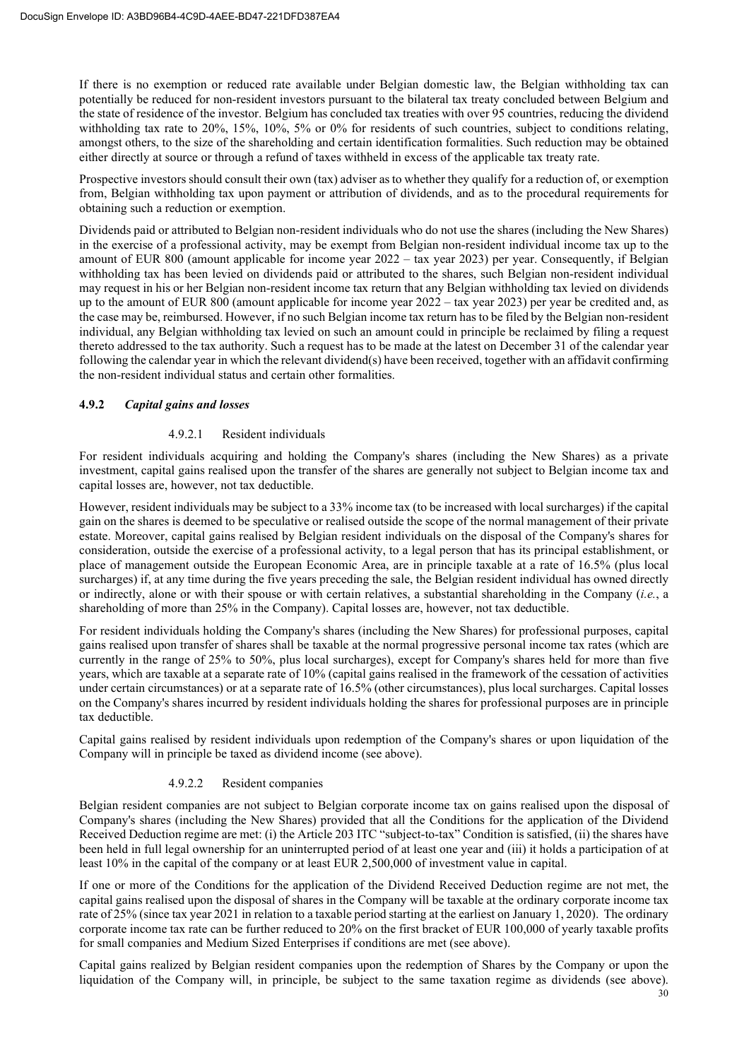If there is no exemption or reduced rate available under Belgian domestic law, the Belgian withholding tax can potentially be reduced for non-resident investors pursuant to the bilateral tax treaty concluded between Belgium and the state of residence of the investor. Belgium has concluded tax treaties with over 95 countries, reducing the dividend withholding tax rate to 20%, 15%, 10%, 5% or 0% for residents of such countries, subject to conditions relating, amongst others, to the size of the shareholding and certain identification formalities. Such reduction may be obtained either directly at source or through a refund of taxes withheld in excess of the applicable tax treaty rate.

Prospective investors should consult their own (tax) adviser as to whether they qualify for a reduction of, or exemption from, Belgian withholding tax upon payment or attribution of dividends, and as to the procedural requirements for obtaining such a reduction or exemption.

Dividends paid or attributed to Belgian non-resident individuals who do not use the shares (including the New Shares) in the exercise of a professional activity, may be exempt from Belgian non-resident individual income tax up to the amount of EUR 800 (amount applicable for income year 2022 – tax year 2023) per year. Consequently, if Belgian withholding tax has been levied on dividends paid or attributed to the shares, such Belgian non-resident individual may request in his or her Belgian non-resident income tax return that any Belgian withholding tax levied on dividends up to the amount of EUR 800 (amount applicable for income year 2022 – tax year 2023) per year be credited and, as the case may be, reimbursed. However, if no such Belgian income tax return has to be filed by the Belgian non-resident individual, any Belgian withholding tax levied on such an amount could in principle be reclaimed by filing a request thereto addressed to the tax authority. Such a request has to be made at the latest on December 31 of the calendar year following the calendar year in which the relevant dividend(s) have been received, together with an affidavit confirming the non-resident individual status and certain other formalities.

### 4.9.2 *Capital gains and losses*

#### 4.9.2.1 Resident individuals

For resident individuals acquiring and holding the Company's shares (including the New Shares) as a private investment, capital gains realised upon the transfer of the shares are generally not subject to Belgian income tax and capital losses are, however, not tax deductible.

However, resident individuals may be subject to a 33% income tax (to be increased with local surcharges) if the capital gain on the shares is deemed to be speculative or realised outside the scope of the normal management of their private estate. Moreover, capital gains realised by Belgian resident individuals on the disposal of the Company's shares for consideration, outside the exercise of a professional activity, to a legal person that has its principal establishment, or place of management outside the European Economic Area, are in principle taxable at a rate of 16.5% (plus local surcharges) if, at any time during the five years preceding the sale, the Belgian resident individual has owned directly or indirectly, alone or with their spouse or with certain relatives, a substantial shareholding in the Company (*i.e.*, a shareholding of more than 25% in the Company). Capital losses are, however, not tax deductible.

For resident individuals holding the Company's shares (including the New Shares) for professional purposes, capital gains realised upon transfer of shares shall be taxable at the normal progressive personal income tax rates (which are currently in the range of 25% to 50%, plus local surcharges), except for Company's shares held for more than five years, which are taxable at a separate rate of 10% (capital gains realised in the framework of the cessation of activities under certain circumstances) or at a separate rate of 16.5% (other circumstances), plus local surcharges. Capital losses on the Company's shares incurred by resident individuals holding the shares for professional purposes are in principle tax deductible.

Capital gains realised by resident individuals upon redemption of the Company's shares or upon liquidation of the Company will in principle be taxed as dividend income (see above).

#### 4.9.2.2 Resident companies

Belgian resident companies are not subject to Belgian corporate income tax on gains realised upon the disposal of Company's shares (including the New Shares) provided that all the Conditions for the application of the Dividend Received Deduction regime are met: (i) the Article 203 ITC "subject-to-tax" Condition is satisfied, (ii) the shares have been held in full legal ownership for an uninterrupted period of at least one year and (iii) it holds a participation of at least 10% in the capital of the company or at least EUR 2,500,000 of investment value in capital.

If one or more of the Conditions for the application of the Dividend Received Deduction regime are not met, the capital gains realised upon the disposal of shares in the Company will be taxable at the ordinary corporate income tax rate of 25% (since tax year 2021 in relation to a taxable period starting at the earliest on January 1, 2020). The ordinary corporate income tax rate can be further reduced to 20% on the first bracket of EUR 100,000 of yearly taxable profits for small companies and Medium Sized Enterprises if conditions are met (see above).

Capital gains realized by Belgian resident companies upon the redemption of Shares by the Company or upon the liquidation of the Company will, in principle, be subject to the same taxation regime as dividends (see above).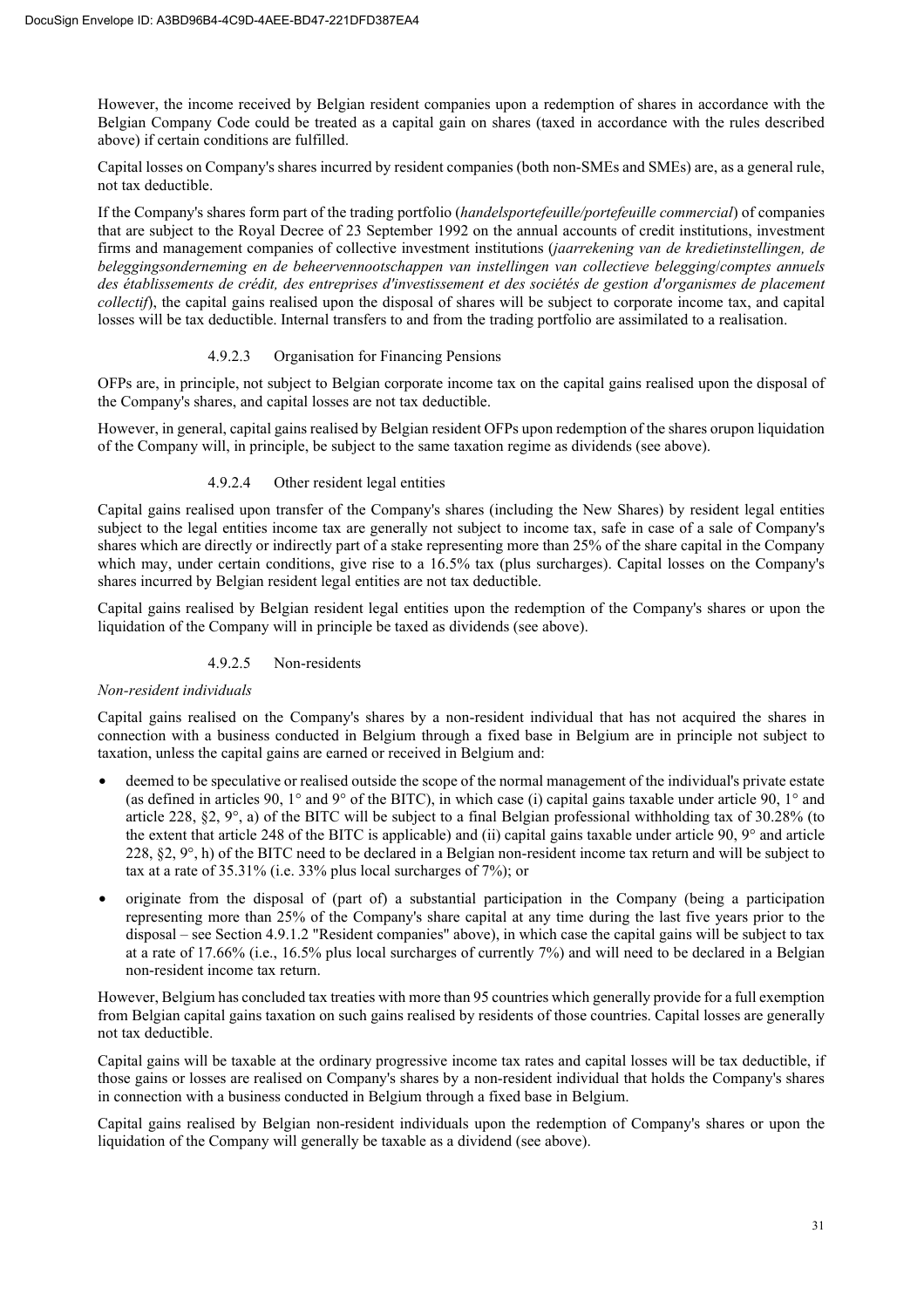However, the income received by Belgian resident companies upon a redemption of shares in accordance with the Belgian Company Code could be treated as a capital gain on shares (taxed in accordance with the rules described above) if certain conditions are fulfilled.

Capital losses on Company's shares incurred by resident companies (both non-SMEs and SMEs) are, as a general rule, not tax deductible.

If the Company's shares form part of the trading portfolio (*handelsportefeuille/portefeuille commercial*) of companies that are subject to the Royal Decree of 23 September 1992 on the annual accounts of credit institutions, investment firms and management companies of collective investment institutions (*jaarrekening van de kredietinstellingen, de beleggingsonderneming en de beheervennootschappen van instellingen van collectieve belegging*/*comptes annuels des établissements de crédit, des entreprises d'investissement et des sociétés de gestion d'organismes de placement collectif*), the capital gains realised upon the disposal of shares will be subject to corporate income tax, and capital losses will be tax deductible. Internal transfers to and from the trading portfolio are assimilated to a realisation.

#### 4.9.2.3 Organisation for Financing Pensions

OFPs are, in principle, not subject to Belgian corporate income tax on the capital gains realised upon the disposal of the Company's shares, and capital losses are not tax deductible.

However, in general, capital gains realised by Belgian resident OFPs upon redemption of the shares orupon liquidation of the Company will, in principle, be subject to the same taxation regime as dividends (see above).

#### 4.9.2.4 Other resident legal entities

Capital gains realised upon transfer of the Company's shares (including the New Shares) by resident legal entities subject to the legal entities income tax are generally not subject to income tax, safe in case of a sale of Company's shares which are directly or indirectly part of a stake representing more than 25% of the share capital in the Company which may, under certain conditions, give rise to a 16.5% tax (plus surcharges). Capital losses on the Company's shares incurred by Belgian resident legal entities are not tax deductible.

Capital gains realised by Belgian resident legal entities upon the redemption of the Company's shares or upon the liquidation of the Company will in principle be taxed as dividends (see above).

#### 4.9.2.5 Non-residents

*Non-resident individuals*

Capital gains realised on the Company's shares by a non-resident individual that has not acquired the shares in connection with a business conducted in Belgium through a fixed base in Belgium are in principle not subject to taxation, unless the capital gains are earned or received in Belgium and:

- deemed to be speculative or realised outside the scope of the normal management of the individual's private estate (as defined in articles 90, 1° and 9° of the BITC), in which case (i) capital gains taxable under article 90, 1° and article 228, §2, 9°, a) of the BITC will be subject to a final Belgian professional withholding tax of 30.28% (to the extent that article 248 of the BITC is applicable) and (ii) capital gains taxable under article 90, 9° and article 228, §2, 9°, h) of the BITC need to be declared in a Belgian non-resident income tax return and will be subject to tax at a rate of 35.31% (i.e. 33% plus local surcharges of 7%); or
- originate from the disposal of (part of) a substantial participation in the Company (being a participation representing more than 25% of the Company's share capital at any time during the last five years prior to the disposal – see Section 4.9.1.2 "Resident companies" above), in which case the capital gains will be subject to tax at a rate of 17.66% (i.e., 16.5% plus local surcharges of currently 7%) and will need to be declared in a Belgian non-resident income tax return.

However, Belgium has concluded tax treaties with more than 95 countries which generally provide for a full exemption from Belgian capital gains taxation on such gains realised by residents of those countries. Capital losses are generally not tax deductible.

Capital gains will be taxable at the ordinary progressive income tax rates and capital losses will be tax deductible, if those gains or losses are realised on Company's shares by a non-resident individual that holds the Company's shares in connection with a business conducted in Belgium through a fixed base in Belgium.

Capital gains realised by Belgian non-resident individuals upon the redemption of Company's shares or upon the liquidation of the Company will generally be taxable as a dividend (see above).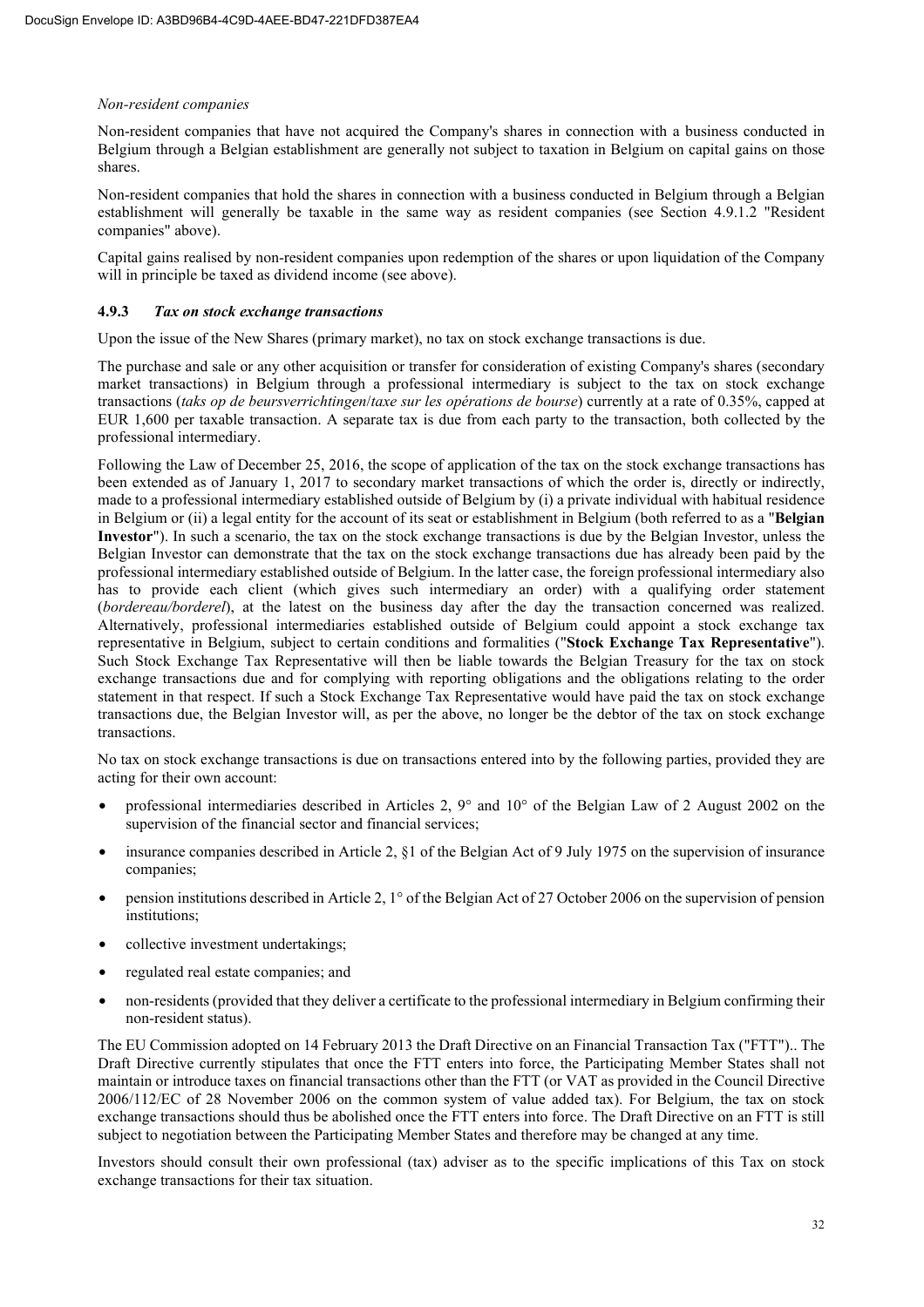*Non-resident companies*

Non-resident companies that have not acquired the Company's shares in connection with a business conducted in Belgium through a Belgian establishment are generally not subject to taxation in Belgium on capital gains on those shares.

Non-resident companies that hold the shares in connection with a business conducted in Belgium through a Belgian establishment will generally be taxable in the same way as resident companies (see Section 4.9.1.2 "Resident companies" above).

Capital gains realised by non-resident companies upon redemption of the shares or upon liquidation of the Company will in principle be taxed as dividend income (see above).

### 4.9.3 *Tax on stock exchange transactions*

Upon the issue of the New Shares (primary market), no tax on stock exchange transactions is due.

The purchase and sale or any other acquisition or transfer for consideration of existing Company's shares (secondary market transactions) in Belgium through a professional intermediary is subject to the tax on stock exchange transactions (*taks op de beursverrichtingen*/*taxe sur les opérations de bourse*) currently at a rate of 0.35%, capped at EUR 1,600 per taxable transaction. A separate tax is due from each party to the transaction, both collected by the professional intermediary.

Following the Law of December 25, 2016, the scope of application of the tax on the stock exchange transactions has been extended as of January 1, 2017 to secondary market transactions of which the order is, directly or indirectly, made to a professional intermediary established outside of Belgium by (i) a private individual with habitual residence in Belgium or (ii) a legal entity for the account of its seat or establishment in Belgium (both referred to as a "**Belgian Investor**"). In such a scenario, the tax on the stock exchange transactions is due by the Belgian Investor, unless the Belgian Investor can demonstrate that the tax on the stock exchange transactions due has already been paid by the professional intermediary established outside of Belgium. In the latter case, the foreign professional intermediary also has to provide each client (which gives such intermediary an order) with a qualifying order statement (*bordereau/borderel*), at the latest on the business day after the day the transaction concerned was realized. Alternatively, professional intermediaries established outside of Belgium could appoint a stock exchange tax representative in Belgium, subject to certain conditions and formalities ("**Stock Exchange Tax Representative**"). Such Stock Exchange Tax Representative will then be liable towards the Belgian Treasury for the tax on stock exchange transactions due and for complying with reporting obligations and the obligations relating to the order statement in that respect. If such a Stock Exchange Tax Representative would have paid the tax on stock exchange transactions due, the Belgian Investor will, as per the above, no longer be the debtor of the tax on stock exchange transactions.

No tax on stock exchange transactions is due on transactions entered into by the following parties, provided they are acting for their own account:

- professional intermediaries described in Articles 2, 9° and 10° of the Belgian Law of 2 August 2002 on the supervision of the financial sector and financial services;
- insurance companies described in Article 2, §1 of the Belgian Act of 9 July 1975 on the supervision of insurance companies;
- pension institutions described in Article 2, 1° of the Belgian Act of 27 October 2006 on the supervision of pension institutions;
- collective investment undertakings;
- regulated real estate companies; and
- non-residents (provided that they deliver a certificate to the professional intermediary in Belgium confirming their non-resident status).

The EU Commission adopted on 14 February 2013 the Draft Directive on an Financial Transaction Tax ("FTT").. The Draft Directive currently stipulates that once the FTT enters into force, the Participating Member States shall not maintain or introduce taxes on financial transactions other than the FTT (or VAT as provided in the Council Directive 2006/112/EC of 28 November 2006 on the common system of value added tax). For Belgium, the tax on stock exchange transactions should thus be abolished once the FTT enters into force. The Draft Directive on an FTT is still subject to negotiation between the Participating Member States and therefore may be changed at any time.

Investors should consult their own professional (tax) adviser as to the specific implications of this Tax on stock exchange transactions for their tax situation.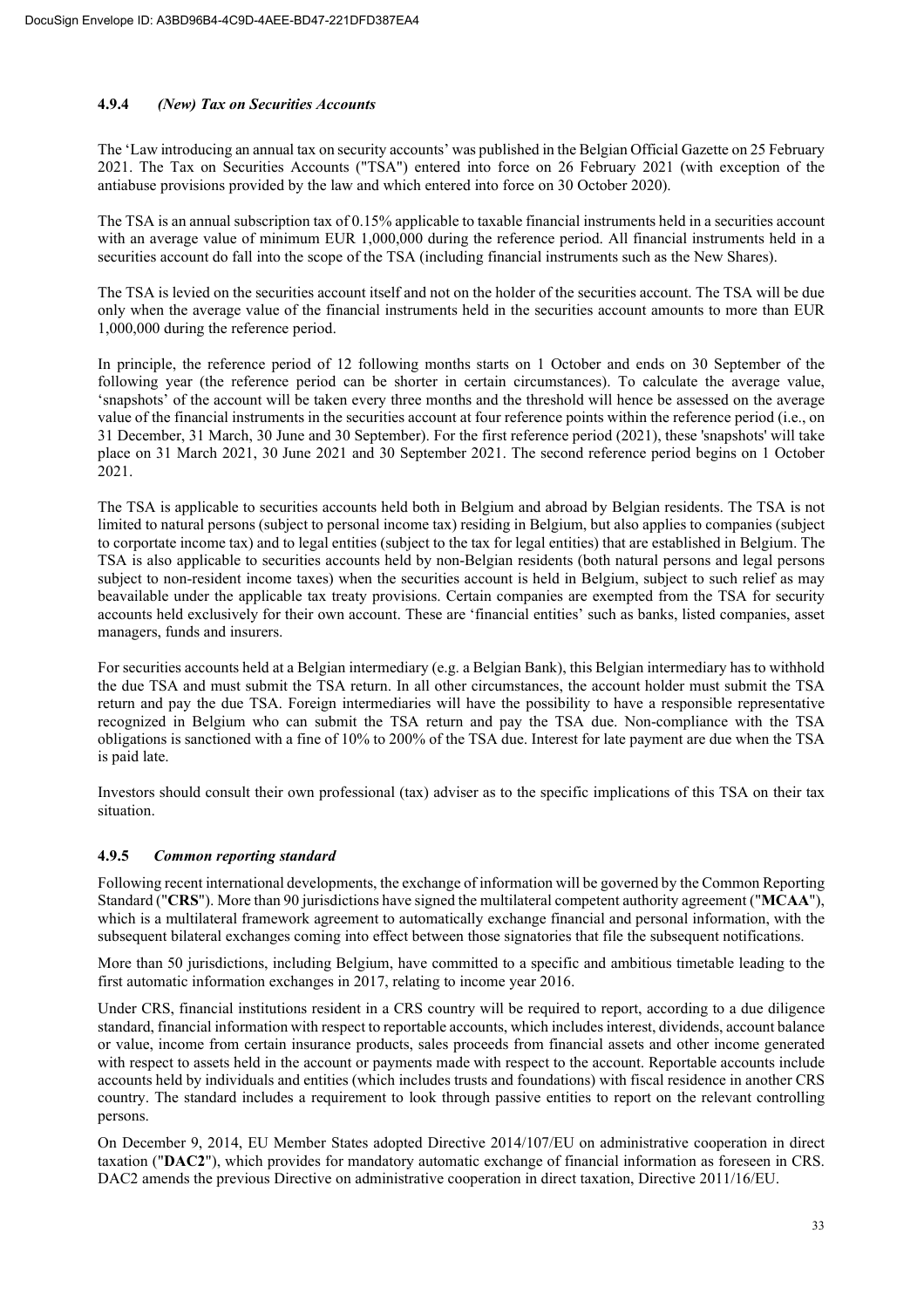#### 4.9.4 *(New) Tax on Securities Accounts*

The 'Law introducing an annual tax on security accounts' was published in the Belgian Official Gazette on 25 February 2021. The Tax on Securities Accounts ("TSA") entered into force on 26 February 2021 (with exception of the antiabuse provisions provided by the law and which entered into force on 30 October 2020).

The TSA is an annual subscription tax of 0.15% applicable to taxable financial instruments held in a securities account with an average value of minimum EUR 1,000,000 during the reference period. All financial instruments held in a securities account do fall into the scope of the TSA (including financial instruments such as the New Shares).

The TSA is levied on the securities account itself and not on the holder of the securities account. The TSA will be due only when the average value of the financial instruments held in the securities account amounts to more than EUR 1,000,000 during the reference period.

In principle, the reference period of 12 following months starts on 1 October and ends on 30 September of the following year (the reference period can be shorter in certain circumstances). To calculate the average value, 'snapshots' of the account will be taken every three months and the threshold will hence be assessed on the average value of the financial instruments in the securities account at four reference points within the reference period (i.e., on 31 December, 31 March, 30 June and 30 September). For the first reference period (2021), these 'snapshots' will take place on 31 March 2021, 30 June 2021 and 30 September 2021. The second reference period begins on 1 October 2021.

The TSA is applicable to securities accounts held both in Belgium and abroad by Belgian residents. The TSA is not limited to natural persons (subject to personal income tax) residing in Belgium, but also applies to companies (subject to corporate income tax) and to legal entities (subject to the tax for legal entities) that are established in Belgium. The TSA is also applicable to securities accounts held by non-Belgian residents (both natural persons and legal persons subject to non-resident income taxes) when the securities account is held in Belgium, subject to such relief as may beavailable under the applicable tax treaty provisions. Certain companies are exempted from the TSA for security accounts held exclusively for their own account. These are 'financial entities' such as banks, listed companies, asset managers, funds and insurers.

For securities accounts held at a Belgian intermediary (e.g. a Belgian Bank), this Belgian intermediary has to withhold the due TSA and must submit the TSA return. In all other circumstances, the account holder must submit the TSA return and pay the due TSA. Foreign intermediaries will have the possibility to have a responsible representative recognized in Belgium who can submit the TSA return and pay the TSA due. Non-compliance with the TSA obligations is sanctioned with a fine of 10% to 200% of the TSA due. Interest for late payment are due when the TSA is paid late.

Investors should consult their own professional (tax) adviser as to the specific implications of this TSA on their tax situation.

#### 4.9.5 *Common reporting standard*

Following recent international developments, the exchange of information will be governed by the Common Reporting Standard ("**CRS**"). More than 90 jurisdictions have signed the multilateral competent authority agreement ("**MCAA**"), which is a multilateral framework agreement to automatically exchange financial and personal information, with the subsequent bilateral exchanges coming into effect between those signatories that file the subsequent notifications.

More than 50 jurisdictions, including Belgium, have committed to a specific and ambitious timetable leading to the first automatic information exchanges in 2017, relating to income year 2016.

Under CRS, financial institutions resident in a CRS country will be required to report, according to a due diligence standard, financial information with respect to reportable accounts, which includes interest, dividends, account balance or value, income from certain insurance products, sales proceeds from financial assets and other income generated with respect to assets held in the account or payments made with respect to the account. Reportable accounts include accounts held by individuals and entities (which includes trusts and foundations) with fiscal residence in another CRS country. The standard includes a requirement to look through passive entities to report on the relevant controlling persons.

On December 9, 2014, EU Member States adopted Directive 2014/107/EU on administrative cooperation in direct taxation ("**DAC2**"), which provides for mandatory automatic exchange of financial information as foreseen in CRS. DAC2 amends the previous Directive on administrative cooperation in direct taxation, Directive 2011/16/EU.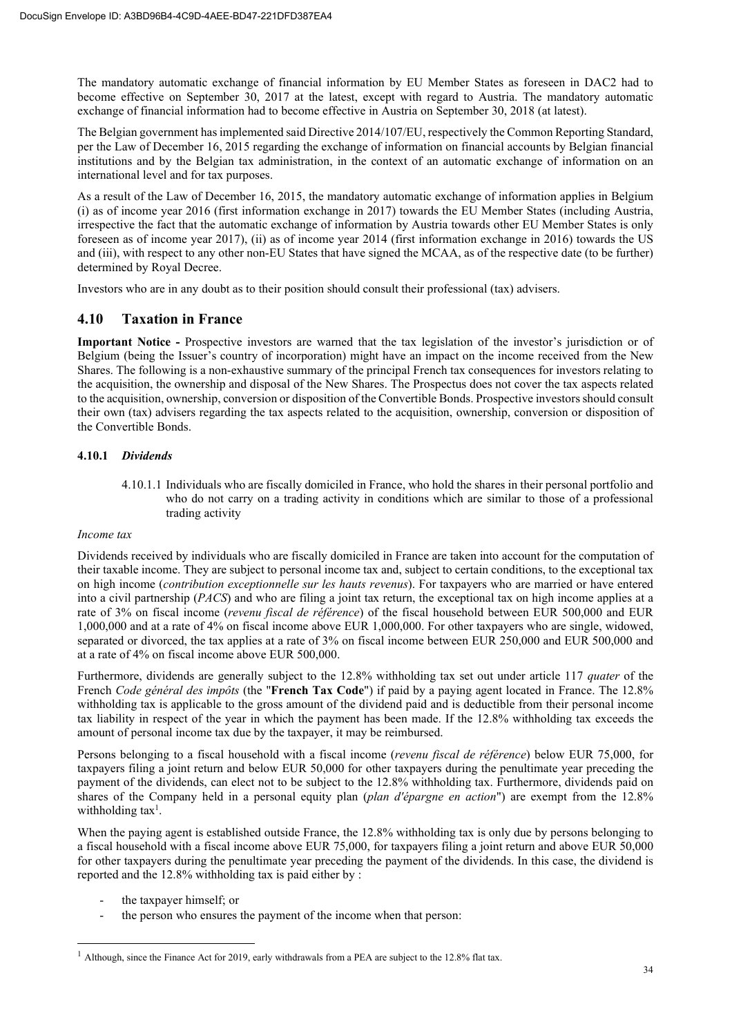The mandatory automatic exchange of financial information by EU Member States as foreseen in DAC2 had to become effective on September 30, 2017 at the latest, except with regard to Austria. The mandatory automatic exchange of financial information had to become effective in Austria on September 30, 2018 (at latest).

The Belgian government has implemented said Directive 2014/107/EU, respectively the Common Reporting Standard, per the Law of December 16, 2015 regarding the exchange of information on financial accounts by Belgian financial institutions and by the Belgian tax administration, in the context of an automatic exchange of information on an international level and for tax purposes.

As a result of the Law of December 16, 2015, the mandatory automatic exchange of information applies in Belgium (i) as of income year 2016 (first information exchange in 2017) towards the EU Member States (including Austria, irrespective the fact that the automatic exchange of information by Austria towards other EU Member States is only foreseen as of income year 2017), (ii) as of income year 2014 (first information exchange in 2016) towards the US and (iii), with respect to any other non-EU States that have signed the MCAA, as of the respective date (to be further) determined by Royal Decree.

Investors who are in any doubt as to their position should consult their professional (tax) advisers.

## 4.10 Taxation in France

**Important Notice -** Prospective investors are warned that the tax legislation of the investor's jurisdiction or of Belgium (being the Issuer's country of incorporation) might have an impact on the income received from the New Shares. The following is a non-exhaustive summary of the principal French tax consequences for investors relating to the acquisition, the ownership and disposal of the New Shares. The Prospectus does not cover the tax aspects related to the acquisition, ownership, conversion or disposition of the Convertible Bonds. Prospective investors should consult their own (tax) advisers regarding the tax aspects related to the acquisition, ownership, conversion or disposition of the Convertible Bonds.

### 4.10.1 *Dividends*

4.10.1.1 Individuals who are fiscally domiciled in France, who hold the shares in their personal portfolio and who do not carry on a trading activity in conditions which are similar to those of a professional trading activity

*Income tax*

Dividends received by individuals who are fiscally domiciled in France are taken into account for the computation of their taxable income. They are subject to personal income tax and, subject to certain conditions, to the exceptional tax on high income (*contribution exceptionnelle sur les hauts revenus*). For taxpayers who are married or have entered into a civil partnership (*PACS*) and who are filing a joint tax return, the exceptional tax on high income applies at a rate of 3% on fiscal income (*revenu fiscal de référence*) of the fiscal household between EUR 500,000 and EUR 1,000,000 and at a rate of 4% on fiscal income above EUR 1,000,000. For other taxpayers who are single, widowed, separated or divorced, the tax applies at a rate of 3% on fiscal income between EUR 250,000 and EUR 500,000 and at a rate of 4% on fiscal income above EUR 500,000.

Furthermore, dividends are generally subject to the 12.8% withholding tax set out under article 117 *quater* of the French *Code général des impôts* (the "**French Tax Code**") if paid by a paying agent located in France. The 12.8% withholding tax is applicable to the gross amount of the dividend paid and is deductible from their personal income tax liability in respect of the year in which the payment has been made. If the 12.8% withholding tax exceeds the amount of personal income tax due by the taxpayer, it may be reimbursed.

Persons belonging to a fiscal household with a fiscal income (*revenu fiscal de référence*) below EUR 75,000, for taxpayers filing a joint return and below EUR 50,000 for other taxpayers during the penultimate year preceding the payment of the dividends, can elect not to be subject to the 12.8% withholding tax. Furthermore, dividends paid on shares of the Company held in a personal equity plan (*plan d'épargne en action*") are exempt from the 12.8% withholding tax[1].

When the paying agent is established outside France, the 12.8% withholding tax is only due by persons belonging to a fiscal household with a fiscal income above EUR 75,000, for taxpayers filing a joint return and above EUR 50,000 for other taxpayers during the penultimate year preceding the payment of the dividends. In this case, the dividend is reported and the 12.8% withholding tax is paid either by :

- the taxpayer himself; or
- the person who ensures the payment of the income when that person:

[1] Although, since the Finance Act for 2019, early withdrawals from a PEA are subject to the 12.8% flat tax.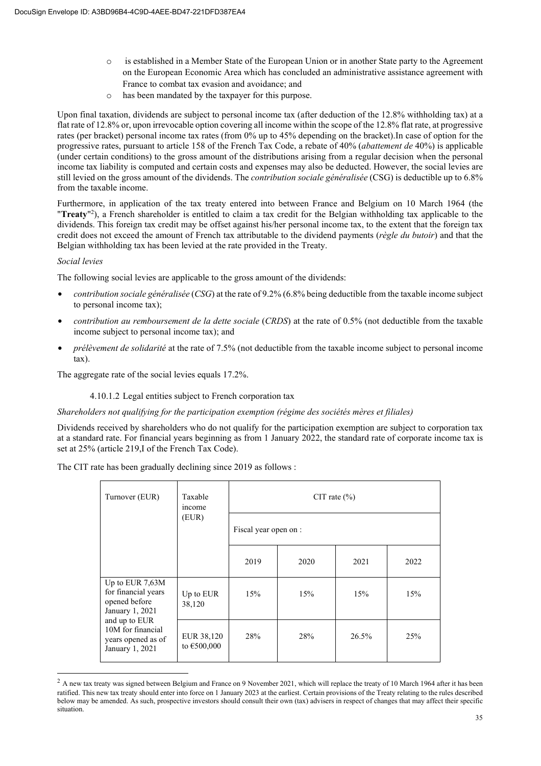- o is established in a Member State of the European Union or in another State party to the Agreement on the European Economic Area which has concluded an administrative assistance agreement with France to combat tax evasion and avoidance; and
- o has been mandated by the taxpayer for this purpose.

Upon final taxation, dividends are subject to personal income tax (after deduction of the 12.8% withholding tax) at a flat rate of 12.8% or, upon irrevocable option covering all income within the scope of the 12.8% flat rate, at progressive rates (per bracket) personal income tax rates (from 0% up to 45% depending on the bracket).In case of option for the progressive rates, pursuant to article 158 of the French Tax Code, a rebate of 40% (*abattement de* 40%) is applicable (under certain conditions) to the gross amount of the distributions arising from a regular decision when the personal income tax liability is computed and certain costs and expenses may also be deducted. However, the social levies are still levied on the gross amount of the dividends. The *contribution sociale généralisée* (CSG) is deductible up to 6.8% from the taxable income.

Furthermore, in application of the tax treaty entered into between France and Belgium on 10 March 1964 (the "**Treaty**"[2]), a French shareholder is entitled to claim a tax credit for the Belgian withholding tax applicable to the dividends. This foreign tax credit may be offset against his/her personal income tax, to the extent that the foreign tax credit does not exceed the amount of French tax attributable to the dividend payments (*règle du butoir*) and that the Belgian withholding tax has been levied at the rate provided in the Treaty.

*Social levies*

The following social levies are applicable to the gross amount of the dividends:

- *contribution sociale généralisée* (*CSG*) at the rate of 9.2% (6.8% being deductible from the taxable income subject to personal income tax);
- *contribution au remboursement de la dette sociale* (*CRDS*) at the rate of 0.5% (not deductible from the taxable income subject to personal income tax); and
- *prélèvement de solidarité* at the rate of 7.5% (not deductible from the taxable income subject to personal income tax).

The aggregate rate of the social levies equals 17.2%.

#### 4.10.1.2 Legal entities subject to French corporation tax

*Shareholders not qualifying for the participation exemption (régime des sociétés mères et filiales)*

Dividends received by shareholders who do not qualify for the participation exemption are subject to corporation tax at a standard rate. For financial years beginning as from 1 January 2022, the standard rate of corporate income tax is set at 25% (article 219,I of the French Tax Code).

The CIT rate has been gradually declining since 2019 as follows :

| Turnover (EUR) | Taxable income (EUR) | CIT rate (%) | | | |
|---|---|---|---|---|---|
| | | Fiscal year open on : | | | |
| | | 2019 | 2020 | 2021 | 2022 |
| Up to EUR 7,63M for financial years opened before January 1, 2021 and up to EUR 10M for financial years opened as of January 1, 2021 | Up to EUR 38,120 | 15% | 15% | 15% | 15% |
| | EUR 38,120 to €500,000 | 28% | 28% | 26.5% | 25% |

[2] A new tax treaty was signed between Belgium and France on 9 November 2021, which will replace the treaty of 10 March 1964 after it has been ratified. This new tax treaty should enter into force on 1 January 2023 at the earliest. Certain provisions of the Treaty relating to the rules described below may be amended. As such, prospective investors should consult their own (tax) advisers in respect of changes that may affect their specific situation.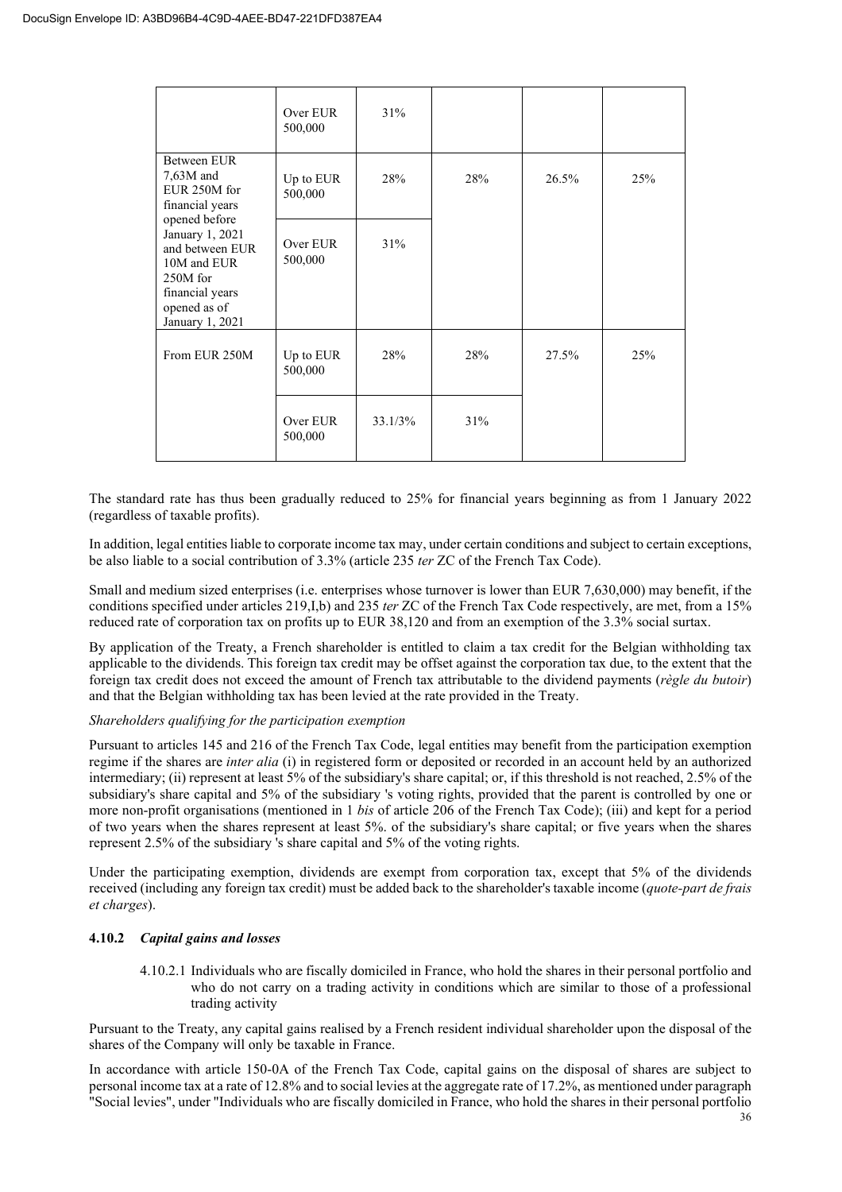| | Over EUR 500,000 | 31% | | | |
|---|---|---|---|---|---|
| Between EUR 7,63M and EUR 250M for financial years opened before January 1, 2021 and between EUR 10M and EUR 250M for financial years opened as of January 1, 2021 | Up to EUR 500,000 | 28% | 28% | 26.5% | 25% |
| | Over EUR 500,000 | 31% | | | |
| From EUR 250M | Up to EUR 500,000 | 28% | 28% | 27.5% | 25% |
| | Over EUR 500,000 | 33.1/3% | 31% | | |

The standard rate has thus been gradually reduced to 25% for financial years beginning as from 1 January 2022 (regardless of taxable profits).

In addition, legal entities liable to corporate income tax may, under certain conditions and subject to certain exceptions, be also liable to a social contribution of 3.3% (article 235 *ter* ZC of the French Tax Code).

Small and medium sized enterprises (i.e. enterprises whose turnover is lower than EUR 7,630,000) may benefit, if the conditions specified under articles 219,I,b) and 235 *ter* ZC of the French Tax Code respectively, are met, from a 15% reduced rate of corporation tax on profits up to EUR 38,120 and from an exemption of the 3.3% social surtax.

By application of the Treaty, a French shareholder is entitled to claim a tax credit for the Belgian withholding tax applicable to the dividends. This foreign tax credit may be offset against the corporation tax due, to the extent that the foreign tax credit does not exceed the amount of French tax attributable to the dividend payments (*règle du butoir*) and that the Belgian withholding tax has been levied at the rate provided in the Treaty.

*Shareholders qualifying for the participation exemption*

Pursuant to articles 145 and 216 of the French Tax Code, legal entities may benefit from the participation exemption regime if the shares are *inter alia* (i) in registered form or deposited or recorded in an account held by an authorized intermediary; (ii) represent at least 5% of the subsidiary's share capital; or, if this threshold is not reached, 2.5% of the subsidiary's share capital and 5% of the subsidiary 's voting rights, provided that the parent is controlled by one or more non-profit organisations (mentioned in 1 *bis* of article 206 of the French Tax Code); (iii) and kept for a period of two years when the shares represent at least 5%. of the subsidiary's share capital; or five years when the shares represent 2.5% of the subsidiary 's share capital and 5% of the voting rights.

Under the participating exemption, dividends are exempt from corporation tax, except that 5% of the dividends received (including any foreign tax credit) must be added back to the shareholder's taxable income (*quote-part de frais et charges*).

#### 4.10.2 *Capital gains and losses*

4.10.2.1 Individuals who are fiscally domiciled in France, who hold the shares in their personal portfolio and who do not carry on a trading activity in conditions which are similar to those of a professional trading activity

Pursuant to the Treaty, any capital gains realised by a French resident individual shareholder upon the disposal of the shares of the Company will only be taxable in France.

In accordance with article 150-0A of the French Tax Code, capital gains on the disposal of shares are subject to personal income tax at a rate of 12.8% and to social levies at the aggregate rate of 17.2%, as mentioned under paragraph "Social levies", under "Individuals who are fiscally domiciled in France, who hold the shares in their personal portfolio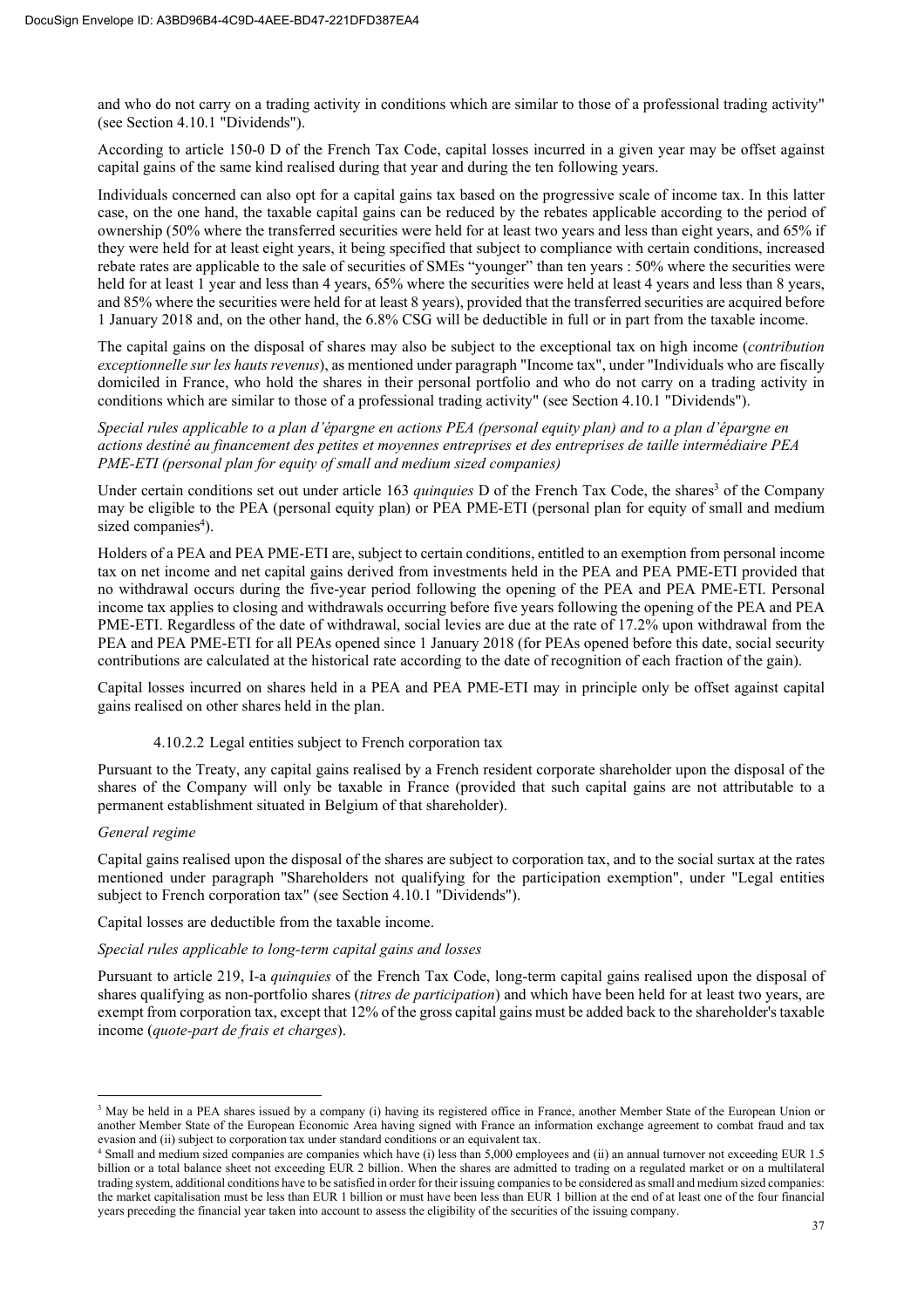and who do not carry on a trading activity in conditions which are similar to those of a professional trading activity" (see Section 4.10.1 "Dividends").

According to article 150-0 D of the French Tax Code, capital losses incurred in a given year may be offset against capital gains of the same kind realised during that year and during the ten following years.

Individuals concerned can also opt for a capital gains tax based on the progressive scale of income tax. In this latter case, on the one hand, the taxable capital gains can be reduced by the rebates applicable according to the period of ownership (50% where the transferred securities were held for at least two years and less than eight years, and 65% if they were held for at least eight years, it being specified that subject to compliance with certain conditions, increased rebate rates are applicable to the sale of securities of SMEs "younger" than ten years : 50% where the securities were held for at least 1 year and less than 4 years, 65% where the securities were held at least 4 years and less than 8 years, and 85% where the securities were held for at least 8 years), provided that the transferred securities are acquired before 1 January 2018 and, on the other hand, the 6.8% CSG will be deductible in full or in part from the taxable income.

The capital gains on the disposal of shares may also be subject to the exceptional tax on high income (*contribution exceptionnelle sur les hauts revenus*), as mentioned under paragraph "Income tax", under "Individuals who are fiscally domiciled in France, who hold the shares in their personal portfolio and who do not carry on a trading activity in conditions which are similar to those of a professional trading activity" (see Section 4.10.1 "Dividends").

*Special rules applicable to a plan d'épargne en actions PEA (personal equity plan) and to a plan d'épargne en actions destiné au financement des petites et moyennes entreprises et des entreprises de taille intermédiaire PEA PME-ETI (personal plan for equity of small and medium sized companies)*

Under certain conditions set out under article 163 *quinquies* D of the French Tax Code, the shares[3] of the Company may be eligible to the PEA (personal equity plan) or PEA PME-ETI (personal plan for equity of small and medium sized companies[4]).

Holders of a PEA and PEA PME-ETI are, subject to certain conditions, entitled to an exemption from personal income tax on net income and net capital gains derived from investments held in the PEA and PEA PME-ETI provided that no withdrawal occurs during the five-year period following the opening of the PEA and PEA PME-ETI. Personal income tax applies to closing and withdrawals occurring before five years following the opening of the PEA and PEA PME-ETI. Regardless of the date of withdrawal, social levies are due at the rate of 17.2% upon withdrawal from the PEA and PEA PME-ETI for all PEAs opened since 1 January 2018 (for PEAs opened before this date, social security contributions are calculated at the historical rate according to the date of recognition of each fraction of the gain).

Capital losses incurred on shares held in a PEA and PEA PME-ETI may in principle only be offset against capital gains realised on other shares held in the plan.

#### 4.10.2.2 Legal entities subject to French corporation tax

Pursuant to the Treaty, any capital gains realised by a French resident corporate shareholder upon the disposal of the shares of the Company will only be taxable in France (provided that such capital gains are not attributable to a permanent establishment situated in Belgium of that shareholder).

*General regime*

Capital gains realised upon the disposal of the shares are subject to corporation tax, and to the social surtax at the rates mentioned under paragraph "Shareholders not qualifying for the participation exemption", under "Legal entities subject to French corporation tax" (see Section 4.10.1 "Dividends").

Capital losses are deductible from the taxable income.

*Special rules applicable to long-term capital gains and losses*

Pursuant to article 219, I-a *quinquies* of the French Tax Code, long-term capital gains realised upon the disposal of shares qualifying as non-portfolio shares (*titres de participation*) and which have been held for at least two years, are exempt from corporation tax, except that 12% of the gross capital gains must be added back to the shareholder's taxable income (*quote-part de frais et charges*).

---

[3] May be held in a PEA shares issued by a company (i) having its registered office in France, another Member State of the European Union or another Member State of the European Economic Area having signed with France an information exchange agreement to combat fraud and tax evasion and (ii) subject to corporation tax under standard conditions or an equivalent tax.

[4] Small and medium sized companies are companies which have (i) less than 5,000 employees and (ii) an annual turnover not exceeding EUR 1.5 billion or a total balance sheet not exceeding EUR 2 billion. When the shares are admitted to trading on a regulated market or on a multilateral trading system, additional conditions have to be satisfied in order for their issuing companies to be considered as small and medium sized companies: the market capitalisation must be less than EUR 1 billion or must have been less than EUR 1 billion at the end of at least one of the four financial years preceding the financial year taken into account to assess the eligibility of the securities of the issuing company.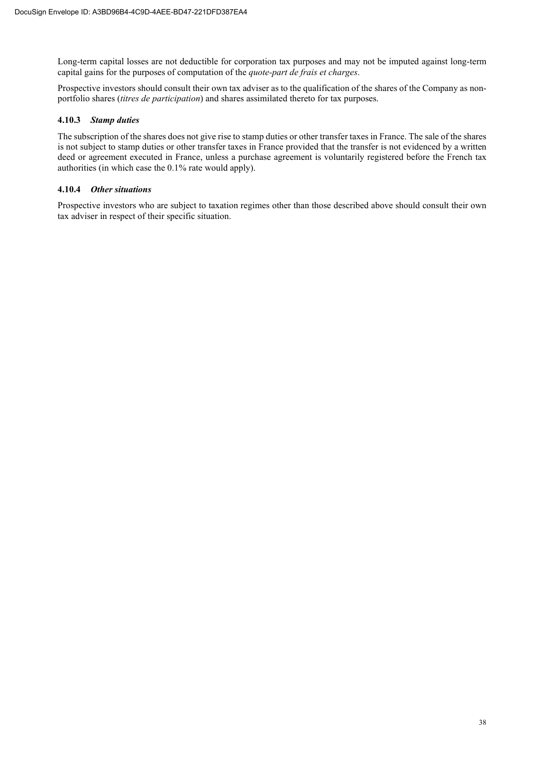Long-term capital losses are not deductible for corporation tax purposes and may not be imputed against long-term capital gains for the purposes of computation of the *quote-part de frais et charges*.

Prospective investors should consult their own tax adviser as to the qualification of the shares of the Company as non-portfolio shares (*titres de participation*) and shares assimilated thereto for tax purposes.

#### 4.10.3 *Stamp duties*

The subscription of the shares does not give rise to stamp duties or other transfer taxes in France. The sale of the shares is not subject to stamp duties or other transfer taxes in France provided that the transfer is not evidenced by a written deed or agreement executed in France, unless a purchase agreement is voluntarily registered before the French tax authorities (in which case the 0.1% rate would apply).

#### 4.10.4 *Other situations*

Prospective investors who are subject to taxation regimes other than those described above should consult their own tax adviser in respect of their specific situation.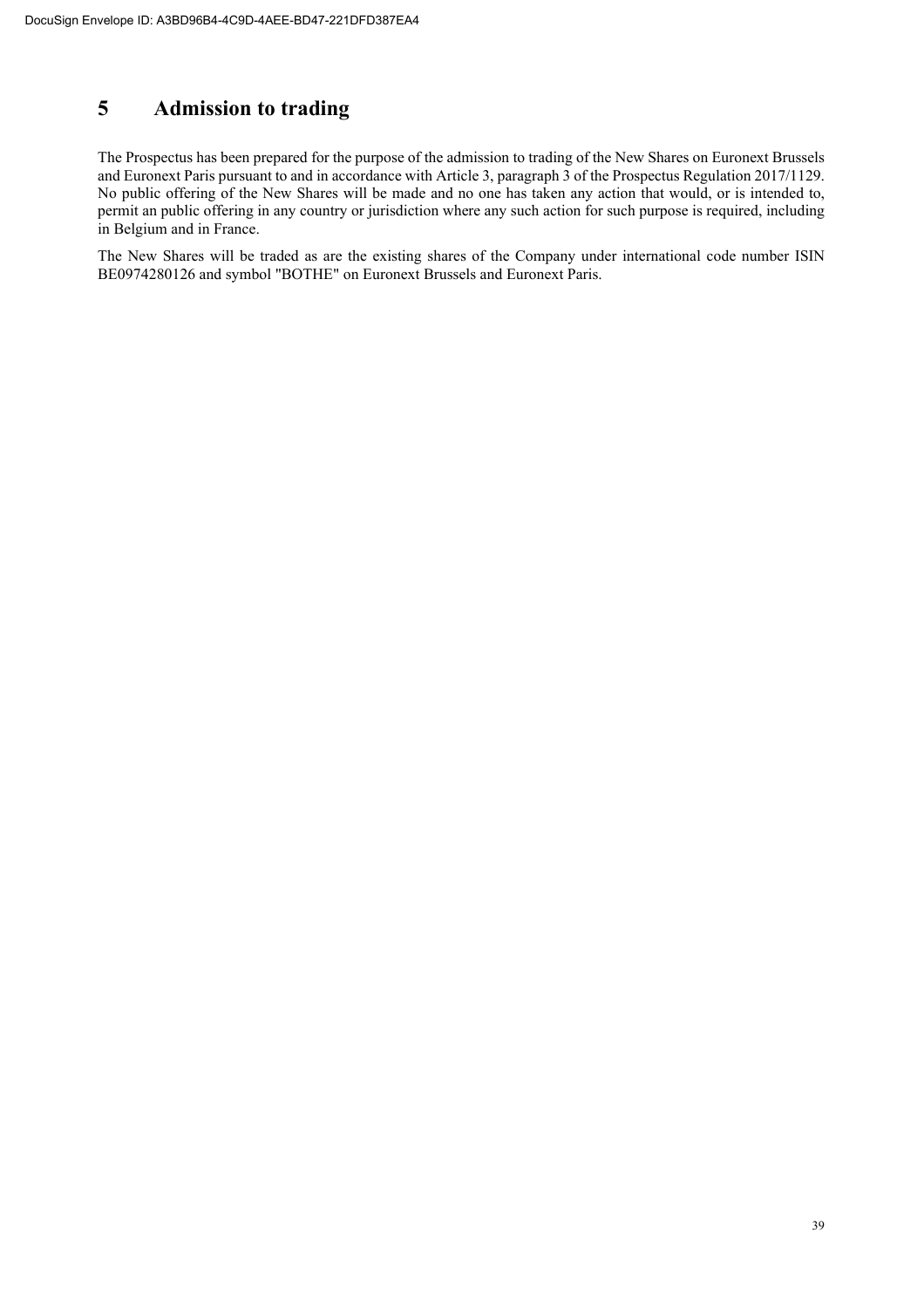# 5 Admission to trading

The Prospectus has been prepared for the purpose of the admission to trading of the New Shares on Euronext Brussels and Euronext Paris pursuant to and in accordance with Article 3, paragraph 3 of the Prospectus Regulation 2017/1129. No public offering of the New Shares will be made and no one has taken any action that would, or is intended to, permit an public offering in any country or jurisdiction where any such action for such purpose is required, including in Belgium and in France.

The New Shares will be traded as are the existing shares of the Company under international code number ISIN BE0974280126 and symbol "BOTHE" on Euronext Brussels and Euronext Paris.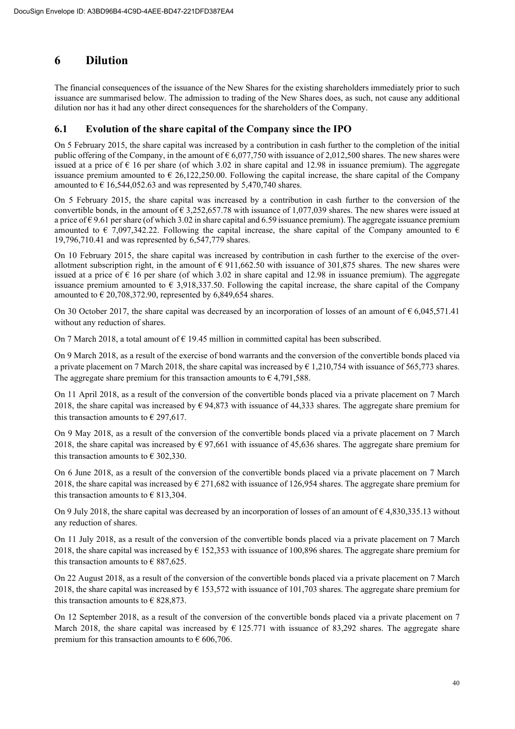# 6 Dilution

The financial consequences of the issuance of the New Shares for the existing shareholders immediately prior to such issuance are summarised below. The admission to trading of the New Shares does, as such, not cause any additional dilution nor has it had any other direct consequences for the shareholders of the Company.

## 6.1 Evolution of the share capital of the Company since the IPO

On 5 February 2015, the share capital was increased by a contribution in cash further to the completion of the initial public offering of the Company, in the amount of € 6,077,750 with issuance of 2,012,500 shares. The new shares were issued at a price of € 16 per share (of which 3.02 in share capital and 12.98 in issuance premium). The aggregate issuance premium amounted to € 26,122,250.00. Following the capital increase, the share capital of the Company amounted to € 16,544,052.63 and was represented by 5,470,740 shares.

On 5 February 2015, the share capital was increased by a contribution in cash further to the conversion of the convertible bonds, in the amount of € 3,252,657.78 with issuance of 1,077,039 shares. The new shares were issued at a price of € 9.61 per share (of which 3.02 in share capital and 6.59 issuance premium). The aggregate issuance premium amounted to € 7,097,342.22. Following the capital increase, the share capital of the Company amounted to € 19,796,710.41 and was represented by 6,547,779 shares.

On 10 February 2015, the share capital was increased by contribution in cash further to the exercise of the over-allotment subscription right, in the amount of € 911,662.50 with issuance of 301,875 shares. The new shares were issued at a price of € 16 per share (of which 3.02 in share capital and 12.98 in issuance premium). The aggregate issuance premium amounted to € 3,918,337.50. Following the capital increase, the share capital of the Company amounted to € 20,708,372.90, represented by 6,849,654 shares.

On 30 October 2017, the share capital was decreased by an incorporation of losses of an amount of € 6,045,571.41 without any reduction of shares.

On 7 March 2018, a total amount of € 19.45 million in committed capital has been subscribed.

On 9 March 2018, as a result of the exercise of bond warrants and the conversion of the convertible bonds placed via a private placement on 7 March 2018, the share capital was increased by € 1,210,754 with issuance of 565,773 shares. The aggregate share premium for this transaction amounts to € 4,791,588.

On 11 April 2018, as a result of the conversion of the convertible bonds placed via a private placement on 7 March 2018, the share capital was increased by € 94,873 with issuance of 44,333 shares. The aggregate share premium for this transaction amounts to € 297,617.

On 9 May 2018, as a result of the conversion of the convertible bonds placed via a private placement on 7 March 2018, the share capital was increased by € 97,661 with issuance of 45,636 shares. The aggregate share premium for this transaction amounts to € 302,330.

On 6 June 2018, as a result of the conversion of the convertible bonds placed via a private placement on 7 March 2018, the share capital was increased by € 271,682 with issuance of 126,954 shares. The aggregate share premium for this transaction amounts to € 813,304.

On 9 July 2018, the share capital was decreased by an incorporation of losses of an amount of € 4,830,335.13 without any reduction of shares.

On 11 July 2018, as a result of the conversion of the convertible bonds placed via a private placement on 7 March 2018, the share capital was increased by € 152,353 with issuance of 100,896 shares. The aggregate share premium for this transaction amounts to € 887,625.

On 22 August 2018, as a result of the conversion of the convertible bonds placed via a private placement on 7 March 2018, the share capital was increased by € 153,572 with issuance of 101,703 shares. The aggregate share premium for this transaction amounts to € 828,873.

On 12 September 2018, as a result of the conversion of the convertible bonds placed via a private placement on 7 March 2018, the share capital was increased by € 125.771 with issuance of 83,292 shares. The aggregate share premium for this transaction amounts to € 606,706.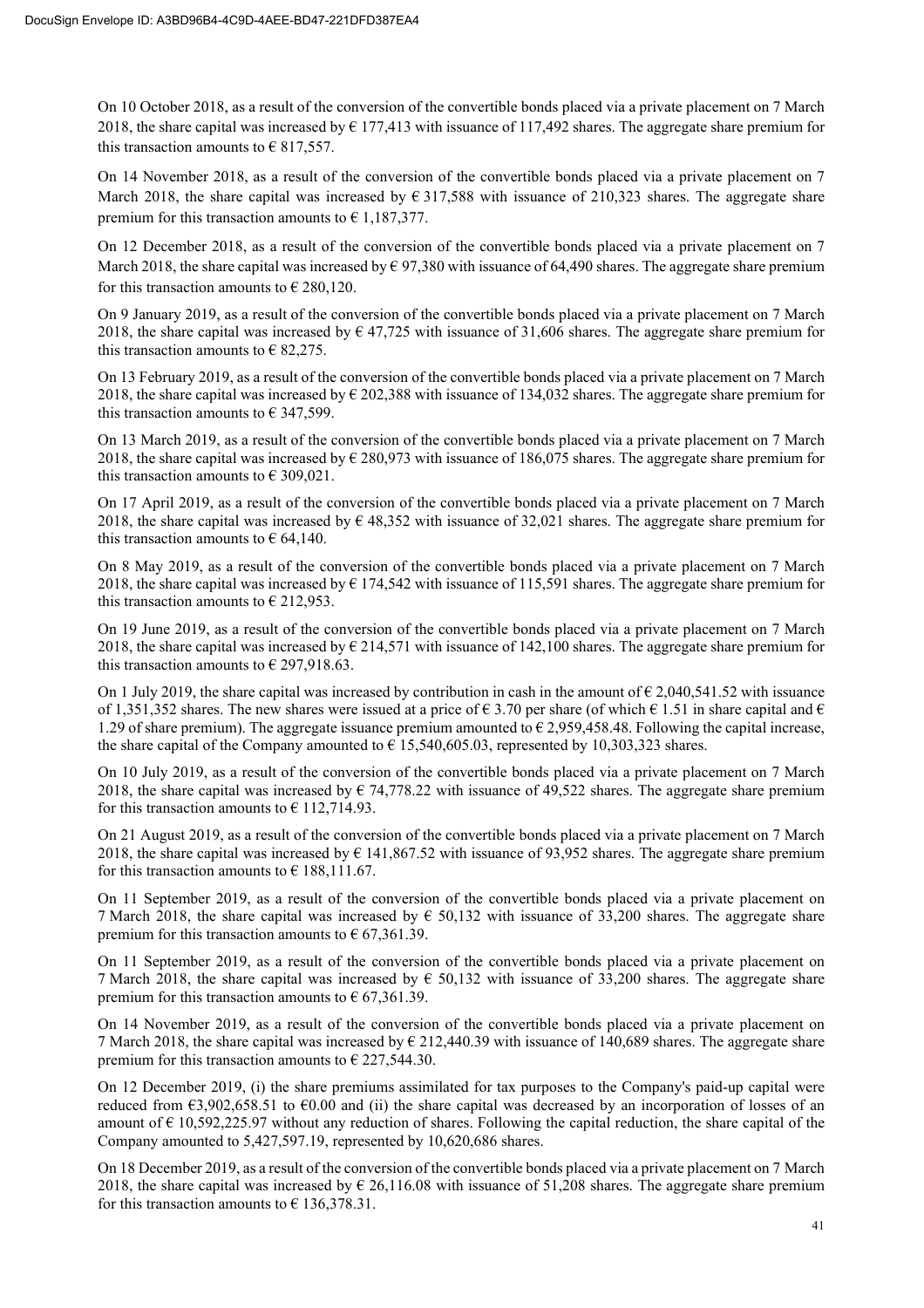On 10 October 2018, as a result of the conversion of the convertible bonds placed via a private placement on 7 March 2018, the share capital was increased by € 177,413 with issuance of 117,492 shares. The aggregate share premium for this transaction amounts to € 817,557.

On 14 November 2018, as a result of the conversion of the convertible bonds placed via a private placement on 7 March 2018, the share capital was increased by € 317,588 with issuance of 210,323 shares. The aggregate share premium for this transaction amounts to € 1,187,377.

On 12 December 2018, as a result of the conversion of the convertible bonds placed via a private placement on 7 March 2018, the share capital was increased by € 97,380 with issuance of 64,490 shares. The aggregate share premium for this transaction amounts to € 280,120.

On 9 January 2019, as a result of the conversion of the convertible bonds placed via a private placement on 7 March 2018, the share capital was increased by € 47,725 with issuance of 31,606 shares. The aggregate share premium for this transaction amounts to € 82,275.

On 13 February 2019, as a result of the conversion of the convertible bonds placed via a private placement on 7 March 2018, the share capital was increased by € 202,388 with issuance of 134,032 shares. The aggregate share premium for this transaction amounts to € 347,599.

On 13 March 2019, as a result of the conversion of the convertible bonds placed via a private placement on 7 March 2018, the share capital was increased by € 280,973 with issuance of 186,075 shares. The aggregate share premium for this transaction amounts to € 309,021.

On 17 April 2019, as a result of the conversion of the convertible bonds placed via a private placement on 7 March 2018, the share capital was increased by € 48,352 with issuance of 32,021 shares. The aggregate share premium for this transaction amounts to € 64,140.

On 8 May 2019, as a result of the conversion of the convertible bonds placed via a private placement on 7 March 2018, the share capital was increased by € 174,542 with issuance of 115,591 shares. The aggregate share premium for this transaction amounts to € 212,953.

On 19 June 2019, as a result of the conversion of the convertible bonds placed via a private placement on 7 March 2018, the share capital was increased by € 214,571 with issuance of 142,100 shares. The aggregate share premium for this transaction amounts to € 297,918.63.

On 1 July 2019, the share capital was increased by contribution in cash in the amount of € 2,040,541.52 with issuance of 1,351,352 shares. The new shares were issued at a price of € 3.70 per share (of which € 1.51 in share capital and € 1.29 of share premium). The aggregate issuance premium amounted to € 2,959,458.48. Following the capital increase, the share capital of the Company amounted to € 15,540,605.03, represented by 10,303,323 shares.

On 10 July 2019, as a result of the conversion of the convertible bonds placed via a private placement on 7 March 2018, the share capital was increased by € 74,778.22 with issuance of 49,522 shares. The aggregate share premium for this transaction amounts to € 112,714.93.

On 21 August 2019, as a result of the conversion of the convertible bonds placed via a private placement on 7 March 2018, the share capital was increased by € 141,867.52 with issuance of 93,952 shares. The aggregate share premium for this transaction amounts to € 188,111.67.

On 11 September 2019, as a result of the conversion of the convertible bonds placed via a private placement on 7 March 2018, the share capital was increased by € 50,132 with issuance of 33,200 shares. The aggregate share premium for this transaction amounts to € 67,361.39.

On 11 September 2019, as a result of the conversion of the convertible bonds placed via a private placement on 7 March 2018, the share capital was increased by € 50,132 with issuance of 33,200 shares. The aggregate share premium for this transaction amounts to € 67,361.39.

On 14 November 2019, as a result of the conversion of the convertible bonds placed via a private placement on 7 March 2018, the share capital was increased by € 212,440.39 with issuance of 140,689 shares. The aggregate share premium for this transaction amounts to € 227,544.30.

On 12 December 2019, (i) the share premiums assimilated for tax purposes to the Company's paid-up capital were reduced from €3,902,658.51 to €0.00 and (ii) the share capital was decreased by an incorporation of losses of an amount of € 10,592,225.97 without any reduction of shares. Following the capital reduction, the share capital of the Company amounted to 5,427,597.19, represented by 10,620,686 shares.

On 18 December 2019, as a result of the conversion of the convertible bonds placed via a private placement on 7 March 2018, the share capital was increased by € 26,116.08 with issuance of 51,208 shares. The aggregate share premium for this transaction amounts to € 136,378.31.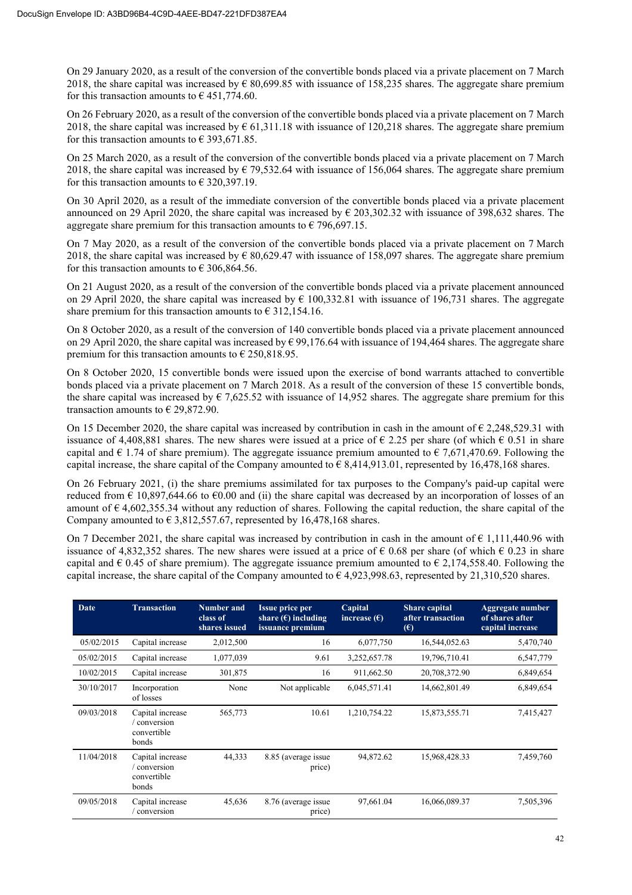On 29 January 2020, as a result of the conversion of the convertible bonds placed via a private placement on 7 March 2018, the share capital was increased by € 80,699.85 with issuance of 158,235 shares. The aggregate share premium for this transaction amounts to € 451,774.60.

On 26 February 2020, as a result of the conversion of the convertible bonds placed via a private placement on 7 March 2018, the share capital was increased by € 61,311.18 with issuance of 120,218 shares. The aggregate share premium for this transaction amounts to € 393,671.85.

On 25 March 2020, as a result of the conversion of the convertible bonds placed via a private placement on 7 March 2018, the share capital was increased by € 79,532.64 with issuance of 156,064 shares. The aggregate share premium for this transaction amounts to € 320,397.19.

On 30 April 2020, as a result of the immediate conversion of the convertible bonds placed via a private placement announced on 29 April 2020, the share capital was increased by € 203,302.32 with issuance of 398,632 shares. The aggregate share premium for this transaction amounts to € 796,697.15.

On 7 May 2020, as a result of the conversion of the convertible bonds placed via a private placement on 7 March 2018, the share capital was increased by € 80,629.47 with issuance of 158,097 shares. The aggregate share premium for this transaction amounts to € 306,864.56.

On 21 August 2020, as a result of the conversion of the convertible bonds placed via a private placement announced on 29 April 2020, the share capital was increased by € 100,332.81 with issuance of 196,731 shares. The aggregate share premium for this transaction amounts to € 312,154.16.

On 8 October 2020, as a result of the conversion of 140 convertible bonds placed via a private placement announced on 29 April 2020, the share capital was increased by € 99,176.64 with issuance of 194,464 shares. The aggregate share premium for this transaction amounts to € 250,818.95.

On 8 October 2020, 15 convertible bonds were issued upon the exercise of bond warrants attached to convertible bonds placed via a private placement on 7 March 2018. As a result of the conversion of these 15 convertible bonds, the share capital was increased by € 7,625.52 with issuance of 14,952 shares. The aggregate share premium for this transaction amounts to € 29,872.90.

On 15 December 2020, the share capital was increased by contribution in cash in the amount of € 2,248,529.31 with issuance of 4,408,881 shares. The new shares were issued at a price of € 2.25 per share (of which € 0.51 in share capital and € 1.74 of share premium). The aggregate issuance premium amounted to € 7,671,470.69. Following the capital increase, the share capital of the Company amounted to € 8,414,913.01, represented by 16,478,168 shares.

On 26 February 2021, (i) the share premiums assimilated for tax purposes to the Company's paid-up capital were reduced from € 10,897,644.66 to €0.00 and (ii) the share capital was decreased by an incorporation of losses of an amount of € 4,602,355.34 without any reduction of shares. Following the capital reduction, the share capital of the Company amounted to € 3,812,557.67, represented by 16,478,168 shares.

On 7 December 2021, the share capital was increased by contribution in cash in the amount of € 1,111,440.96 with issuance of 4,832,352 shares. The new shares were issued at a price of € 0.68 per share (of which € 0.23 in share capital and € 0.45 of share premium). The aggregate issuance premium amounted to € 2,174,558.40. Following the capital increase, the share capital of the Company amounted to € 4,923,998.63, represented by 21,310,520 shares.

| Date | Transaction | Number and class of shares issued | Issue price per share (€) including issuance premium | Capital increase (€) | Share capital after transaction (€) | Aggregate number of shares after capital increase |
|---|---|---|---|---|---|---|
| 05/02/2015 | Capital increase | 2,012,500 | 16 | 6,077,750 | 16,544,052.63 | 5,470,740 |
| 05/02/2015 | Capital increase | 1,077,039 | 9.61 | 3,252,657.78 | 19,796,710.41 | 6,547,779 |
| 10/02/2015 | Capital increase | 301,875 | 16 | 911,662.50 | 20,708,372.90 | 6,849,654 |
| 30/10/2017 | Incorporation of losses | None | Not applicable | 6,045,571.41 | 14,662,801.49 | 6,849,654 |
| 09/03/2018 | Capital increase / conversion convertible bonds | 565,773 | 10.61 | 1,210,754.22 | 15,873,555.71 | 7,415,427 |
| 11/04/2018 | Capital increase / conversion convertible bonds | 44,333 | 8.85 (average issue price) | 94,872.62 | 15,968,428.33 | 7,459,760 |
| 09/05/2018 | Capital increase / conversion | 45,636 | 8.76 (average issue price) | 97,661.04 | 16,066,089.37 | 7,505,396 |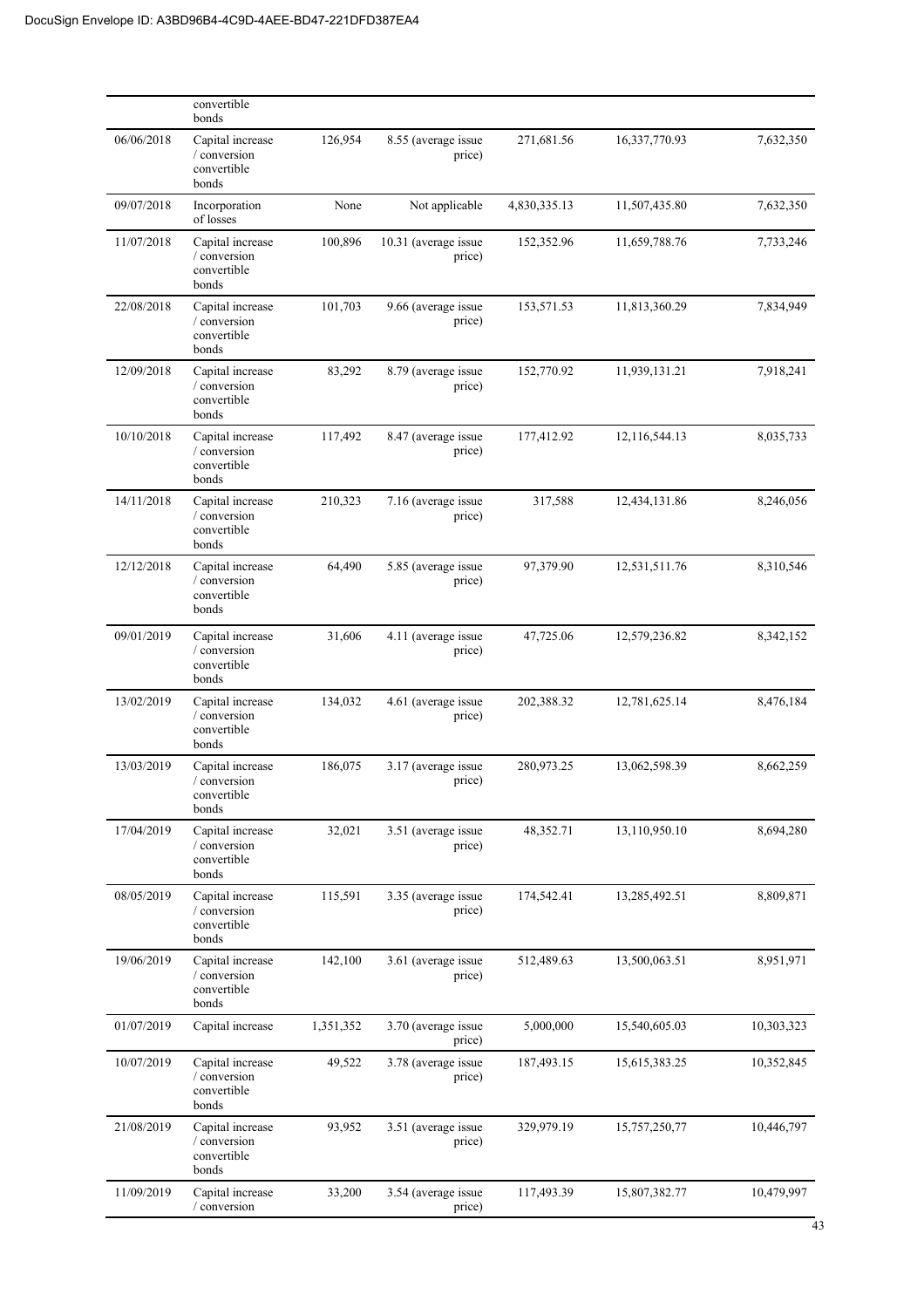| | | | | | | |
|---|---|---|---|---|---|---|
| | convertible bonds | | | | | |
| 06/06/2018 | Capital increase / conversion convertible bonds | 126,954 | 8.55 (average issue price) | 271,681.56 | 16,337,770.93 | 7,632,350 |
| 09/07/2018 | Incorporation of losses | None | Not applicable | 4,830,335.13 | 11,507,435.80 | 7,632,350 |
| 11/07/2018 | Capital increase / conversion convertible bonds | 100,896 | 10.31 (average issue price) | 152,352.96 | 11,659,788.76 | 7,733,246 |
| 22/08/2018 | Capital increase / conversion convertible bonds | 101,703 | 9.66 (average issue price) | 153,571.53 | 11,813,360.29 | 7,834,949 |
| 12/09/2018 | Capital increase / conversion convertible bonds | 83,292 | 8.79 (average issue price) | 152,770.92 | 11,939,131.21 | 7,918,241 |
| 10/10/2018 | Capital increase / conversion convertible bonds | 117,492 | 8.47 (average issue price) | 177,412.92 | 12,116,544.13 | 8,035,733 |
| 14/11/2018 | Capital increase / conversion convertible bonds | 210,323 | 7.16 (average issue price) | 317,588 | 12,434,131.86 | 8,246,056 |
| 12/12/2018 | Capital increase / conversion convertible bonds | 64,490 | 5.85 (average issue price) | 97,379.90 | 12,531,511.76 | 8,310,546 |
| 09/01/2019 | Capital increase / conversion convertible bonds | 31,606 | 4.11 (average issue price) | 47,725.06 | 12,579,236.82 | 8,342,152 |
| 13/02/2019 | Capital increase / conversion convertible bonds | 134,032 | 4.61 (average issue price) | 202,388.32 | 12,781,625.14 | 8,476,184 |
| 13/03/2019 | Capital increase / conversion convertible bonds | 186,075 | 3.17 (average issue price) | 280,973.25 | 13,062,598.39 | 8,662,259 |
| 17/04/2019 | Capital increase / conversion convertible bonds | 32,021 | 3.51 (average issue price) | 48,352.71 | 13,110,950.10 | 8,694,280 |
| 08/05/2019 | Capital increase / conversion convertible bonds | 115,591 | 3.35 (average issue price) | 174,542.41 | 13,285,492.51 | 8,809,871 |
| 19/06/2019 | Capital increase / conversion convertible bonds | 142,100 | 3.61 (average issue price) | 512,489.63 | 13,500,063.51 | 8,951,971 |
| 01/07/2019 | Capital increase | 1,351,352 | 3.70 (average issue price) | 5,000,000 | 15,540,605.03 | 10,303,323 |
| 10/07/2019 | Capital increase / conversion convertible bonds | 49,522 | 3.78 (average issue price) | 187,493.15 | 15,615,383.25 | 10,352,845 |
| 21/08/2019 | Capital increase / conversion convertible bonds | 93,952 | 3.51 (average issue price) | 329,979.19 | 15,757,250,77 | 10,446,797 |
| 11/09/2019 | Capital increase / conversion | 33,200 | 3.54 (average issue price) | 117,493.39 | 15,807,382.77 | 10,479,997 |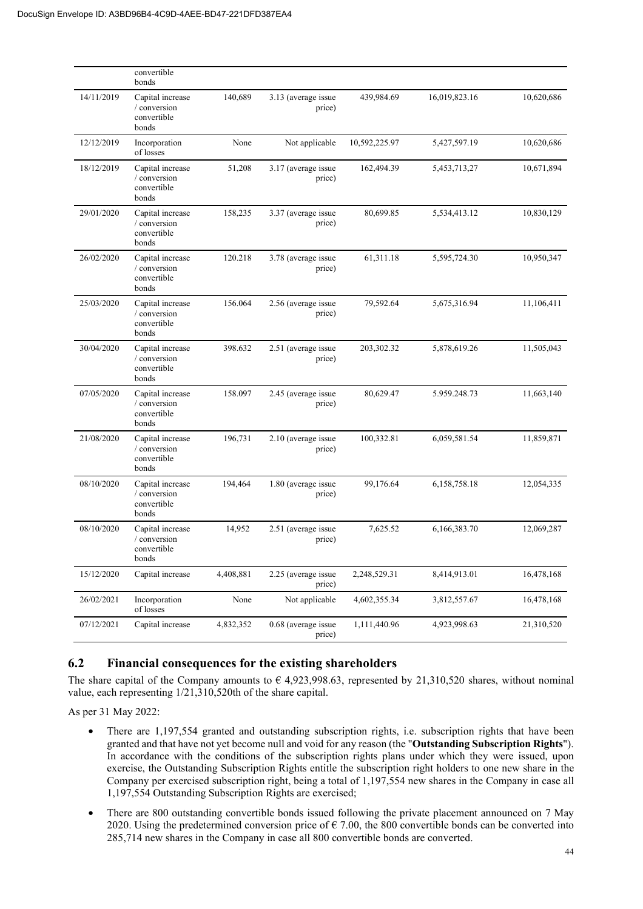| | convertible bonds | | | | | |
|---|---|---|---|---|---|---|
| 14/11/2019 | Capital increase / conversion convertible bonds | 140,689 | 3.13 (average issue price) | 439,984.69 | 16,019,823.16 | 10,620,686 |
| 12/12/2019 | Incorporation of losses | None | Not applicable | 10,592,225.97 | 5,427,597.19 | 10,620,686 |
| 18/12/2019 | Capital increase / conversion convertible bonds | 51,208 | 3.17 (average issue price) | 162,494.39 | 5,453,713,27 | 10,671,894 |
| 29/01/2020 | Capital increase / conversion convertible bonds | 158,235 | 3.37 (average issue price) | 80,699.85 | 5,534,413.12 | 10,830,129 |
| 26/02/2020 | Capital increase / conversion convertible bonds | 120.218 | 3.78 (average issue price) | 61,311.18 | 5,595,724.30 | 10,950,347 |
| 25/03/2020 | Capital increase / conversion convertible bonds | 156.064 | 2.56 (average issue price) | 79,592.64 | 5,675,316.94 | 11,106,411 |
| 30/04/2020 | Capital increase / conversion convertible bonds | 398.632 | 2.51 (average issue price) | 203,302.32 | 5,878,619.26 | 11,505,043 |
| 07/05/2020 | Capital increase / conversion convertible bonds | 158.097 | 2.45 (average issue price) | 80,629.47 | 5.959.248.73 | 11,663,140 |
| 21/08/2020 | Capital increase / conversion convertible bonds | 196,731 | 2.10 (average issue price) | 100,332.81 | 6,059,581.54 | 11,859,871 |
| 08/10/2020 | Capital increase / conversion convertible bonds | 194,464 | 1.80 (average issue price) | 99,176.64 | 6,158,758.18 | 12,054,335 |
| 08/10/2020 | Capital increase / conversion convertible bonds | 14,952 | 2.51 (average issue price) | 7,625.52 | 6,166,383.70 | 12,069,287 |
| 15/12/2020 | Capital increase | 4,408,881 | 2.25 (average issue price) | 2,248,529.31 | 8,414,913.01 | 16,478,168 |
| 26/02/2021 | Incorporation of losses | None | Not applicable | 4,602,355.34 | 3,812,557.67 | 16,478,168 |
| 07/12/2021 | Capital increase | 4,832,352 | 0.68 (average issue price) | 1,111,440.96 | 4,923,998.63 | 21,310,520 |

## 6.2 Financial consequences for the existing shareholders

The share capital of the Company amounts to € 4,923,998.63, represented by 21,310,520 shares, without nominal value, each representing 1/21,310,520th of the share capital.

As per 31 May 2022:

- There are 1,197,554 granted and outstanding subscription rights, i.e. subscription rights that have been granted and that have not yet become null and void for any reason (the "**Outstanding Subscription Rights**"). In accordance with the conditions of the subscription rights plans under which they were issued, upon exercise, the Outstanding Subscription Rights entitle the subscription right holders to one new share in the Company per exercised subscription right, being a total of 1,197,554 new shares in the Company in case all 1,197,554 Outstanding Subscription Rights are exercised;
- There are 800 outstanding convertible bonds issued following the private placement announced on 7 May 2020. Using the predetermined conversion price of € 7.00, the 800 convertible bonds can be converted into 285,714 new shares in the Company in case all 800 convertible bonds are converted.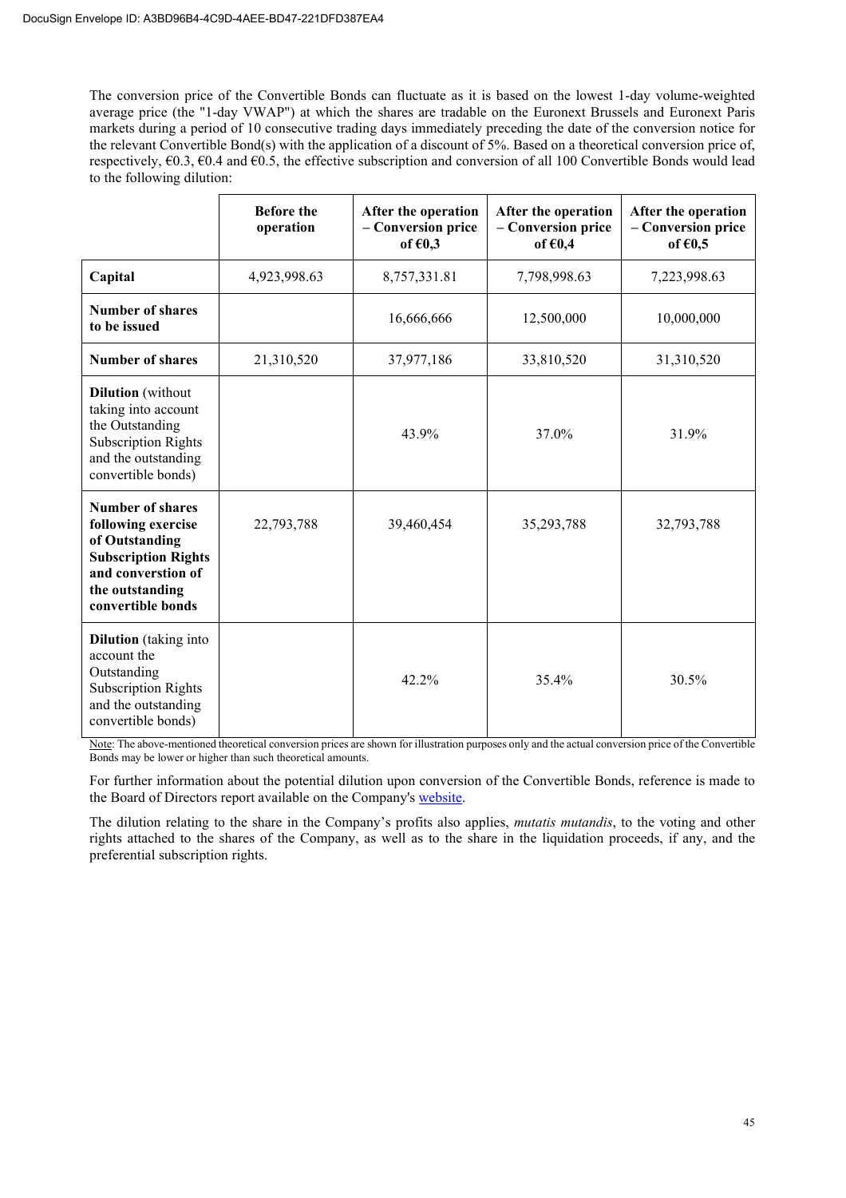The conversion price of the Convertible Bonds can fluctuate as it is based on the lowest 1-day volume-weighted average price (the "1-day VWAP") at which the shares are tradable on the Euronext Brussels and Euronext Paris markets during a period of 10 consecutive trading days immediately preceding the date of the conversion notice for the relevant Convertible Bond(s) with the application of a discount of 5%. Based on a theoretical conversion price of, respectively, €0.3, €0.4 and €0.5, the effective subscription and conversion of all 100 Convertible Bonds would lead to the following dilution:

| | **Before the operation** | **After the operation – Conversion price of €0,3** | **After the operation – Conversion price of €0,4** | **After the operation – Conversion price of €0,5** |
|---|---|---|---|---|
| **Capital** | 4,923,998.63 | 8,757,331.81 | 7,798,998.63 | 7,223,998.63 |
| **Number of shares to be issued** | | 16,666,666 | 12,500,000 | 10,000,000 |
| **Number of shares** | 21,310,520 | 37,977,186 | 33,810,520 | 31,310,520 |
| **Dilution** (without taking into account the Outstanding Subscription Rights and the outstanding convertible bonds) | | 43.9% | 37.0% | 31.9% |
| **Number of shares following exercise of Outstanding Subscription Rights and conversion of the outstanding convertible bonds** | 22,793,788 | 39,460,454 | 35,293,788 | 32,793,788 |
| **Dilution** (taking into account the Outstanding Subscription Rights and the outstanding convertible bonds) | | 42.2% | 35.4% | 30.5% |

Note: The above-mentioned theoretical conversion prices are shown for illustration purposes only and the actual conversion price of the Convertible Bonds may be lower or higher than such theoretical amounts.

For further information about the potential dilution upon conversion of the Convertible Bonds, reference is made to the Board of Directors report available on the Company's website.

The dilution relating to the share in the Company's profits also applies, *mutatis mutandis*, to the voting and other rights attached to the shares of the Company, as well as to the share in the liquidation proceeds, if any, and the preferential subscription rights.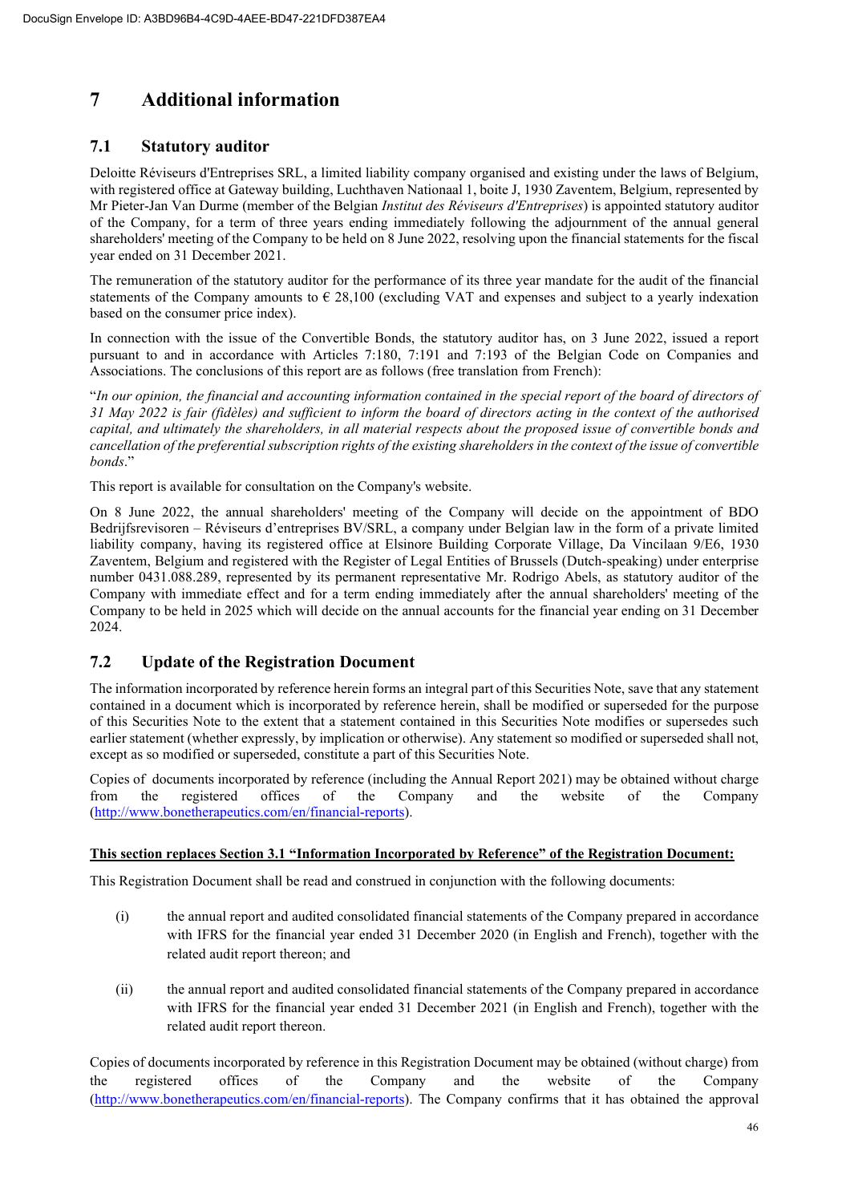# 7 Additional information

## 7.1 Statutory auditor

Deloitte Réviseurs d'Entreprises SRL, a limited liability company organised and existing under the laws of Belgium, with registered office at Gateway building, Luchthaven Nationaal 1, boite J, 1930 Zaventem, Belgium, represented by Mr Pieter-Jan Van Durme (member of the Belgian *Institut des Réviseurs d'Entreprises*) is appointed statutory auditor of the Company, for a term of three years ending immediately following the adjournment of the annual general shareholders' meeting of the Company to be held on 8 June 2022, resolving upon the financial statements for the fiscal year ended on 31 December 2021.

The remuneration of the statutory auditor for the performance of its three year mandate for the audit of the financial statements of the Company amounts to € 28,100 (excluding VAT and expenses and subject to a yearly indexation based on the consumer price index).

In connection with the issue of the Convertible Bonds, the statutory auditor has, on 3 June 2022, issued a report pursuant to and in accordance with Articles 7:180, 7:191 and 7:193 of the Belgian Code on Companies and Associations. The conclusions of this report are as follows (free translation from French):

"*In our opinion, the financial and accounting information contained in the special report of the board of directors of 31 May 2022 is fair (fidèles) and sufficient to inform the board of directors acting in the context of the authorised capital, and ultimately the shareholders, in all material respects about the proposed issue of convertible bonds and cancellation of the preferential subscription rights of the existing shareholders in the context of the issue of convertible bonds*."

This report is available for consultation on the Company's website.

On 8 June 2022, the annual shareholders' meeting of the Company will decide on the appointment of BDO Bedrijfsrevisoren – Réviseurs d'entreprises BV/SRL, a company under Belgian law in the form of a private limited liability company, having its registered office at Elsinore Building Corporate Village, Da Vincilaan 9/E6, 1930 Zaventem, Belgium and registered with the Register of Legal Entities of Brussels (Dutch-speaking) under enterprise number 0431.088.289, represented by its permanent representative Mr. Rodrigo Abels, as statutory auditor of the Company with immediate effect and for a term ending immediately after the annual shareholders' meeting of the Company to be held in 2025 which will decide on the annual accounts for the financial year ending on 31 December 2024.

## 7.2 Update of the Registration Document

The information incorporated by reference herein forms an integral part of this Securities Note, save that any statement contained in a document which is incorporated by reference herein, shall be modified or superseded for the purpose of this Securities Note to the extent that a statement contained in this Securities Note modifies or supersedes such earlier statement (whether expressly, by implication or otherwise). Any statement so modified or superseded shall not, except as so modified or superseded, constitute a part of this Securities Note.

Copies of documents incorporated by reference (including the Annual Report 2021) may be obtained without charge from the registered offices of the Company and the website of the Company (http://www.bonetherapeutics.com/en/financial-reports).

**<u>This section replaces Section 3.1 "Information Incorporated by Reference" of the Registration Document:</u>**

This Registration Document shall be read and construed in conjunction with the following documents:

(i) the annual report and audited consolidated financial statements of the Company prepared in accordance with IFRS for the financial year ended 31 December 2020 (in English and French), together with the related audit report thereon; and

(ii) the annual report and audited consolidated financial statements of the Company prepared in accordance with IFRS for the financial year ended 31 December 2021 (in English and French), together with the related audit report thereon.

Copies of documents incorporated by reference in this Registration Document may be obtained (without charge) from the registered offices of the Company and the website of the Company (http://www.bonetherapeutics.com/en/financial-reports). The Company confirms that it has obtained the approval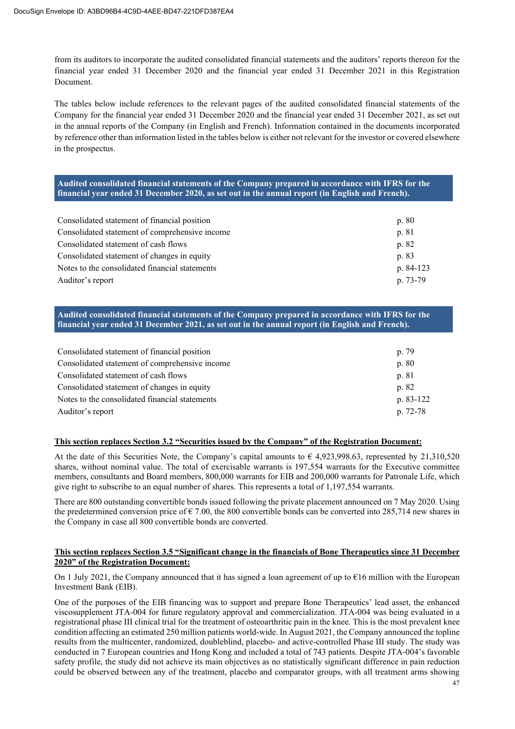from its auditors to incorporate the audited consolidated financial statements and the auditors' reports thereon for the financial year ended 31 December 2020 and the financial year ended 31 December 2021 in this Registration Document.

The tables below include references to the relevant pages of the audited consolidated financial statements of the Company for the financial year ended 31 December 2020 and the financial year ended 31 December 2021, as set out in the annual reports of the Company (in English and French). Information contained in the documents incorporated by reference other than information listed in the tables below is either not relevant for the investor or covered elsewhere in the prospectus.

| **Audited consolidated financial statements of the Company prepared in accordance with IFRS for the financial year ended 31 December 2020, as set out in the annual report (in English and French).** | |
|---|---|
| Consolidated statement of financial position | p. 80 |
| Consolidated statement of comprehensive income | p. 81 |
| Consolidated statement of cash flows | p. 82 |
| Consolidated statement of changes in equity | p. 83 |
| Notes to the consolidated financial statements | p. 84-123 |
| Auditor's report | p. 73-79 |

| **Audited consolidated financial statements of the Company prepared in accordance with IFRS for the financial year ended 31 December 2021, as set out in the annual report (in English and French).** | |
|---|---|
| Consolidated statement of financial position | p. 79 |
| Consolidated statement of comprehensive income | p. 80 |
| Consolidated statement of cash flows | p. 81 |
| Consolidated statement of changes in equity | p. 82 |
| Notes to the consolidated financial statements | p. 83-122 |
| Auditor's report | p. 72-78 |

**This section replaces Section 3.2 "Securities issued by the Company" of the Registration Document:**

At the date of this Securities Note, the Company's capital amounts to € 4,923,998.63, represented by 21,310,520 shares, without nominal value. The total of exercisable warrants is 197,554 warrants for the Executive committee members, consultants and Board members, 800,000 warrants for EIB and 200,000 warrants for Patronale Life, which give right to subscribe to an equal number of shares. This represents a total of 1,197,554 warrants.

There are 800 outstanding convertible bonds issued following the private placement announced on 7 May 2020. Using the predetermined conversion price of € 7.00, the 800 convertible bonds can be converted into 285,714 new shares in the Company in case all 800 convertible bonds are converted.

**This section replaces Section 3.5 "Significant change in the financials of Bone Therapeutics since 31 December 2020" of the Registration Document:**

On 1 July 2021, the Company announced that it has signed a loan agreement of up to €16 million with the European Investment Bank (EIB).

One of the purposes of the EIB financing was to support and prepare Bone Therapeutics' lead asset, the enhanced viscosupplement JTA-004 for future regulatory approval and commercialization. JTA-004 was being evaluated in a registrational phase III clinical trial for the treatment of osteoarthritic pain in the knee. This is the most prevalent knee condition affecting an estimated 250 million patients world-wide. In August 2021, the Company announced the topline results from the multicenter, randomized, doubleblind, placebo- and active-controlled Phase III study. The study was conducted in 7 European countries and Hong Kong and included a total of 743 patients. Despite JTA-004's favorable safety profile, the study did not achieve its main objectives as no statistically significant difference in pain reduction could be observed between any of the treatment, placebo and comparator groups, with all treatment arms showing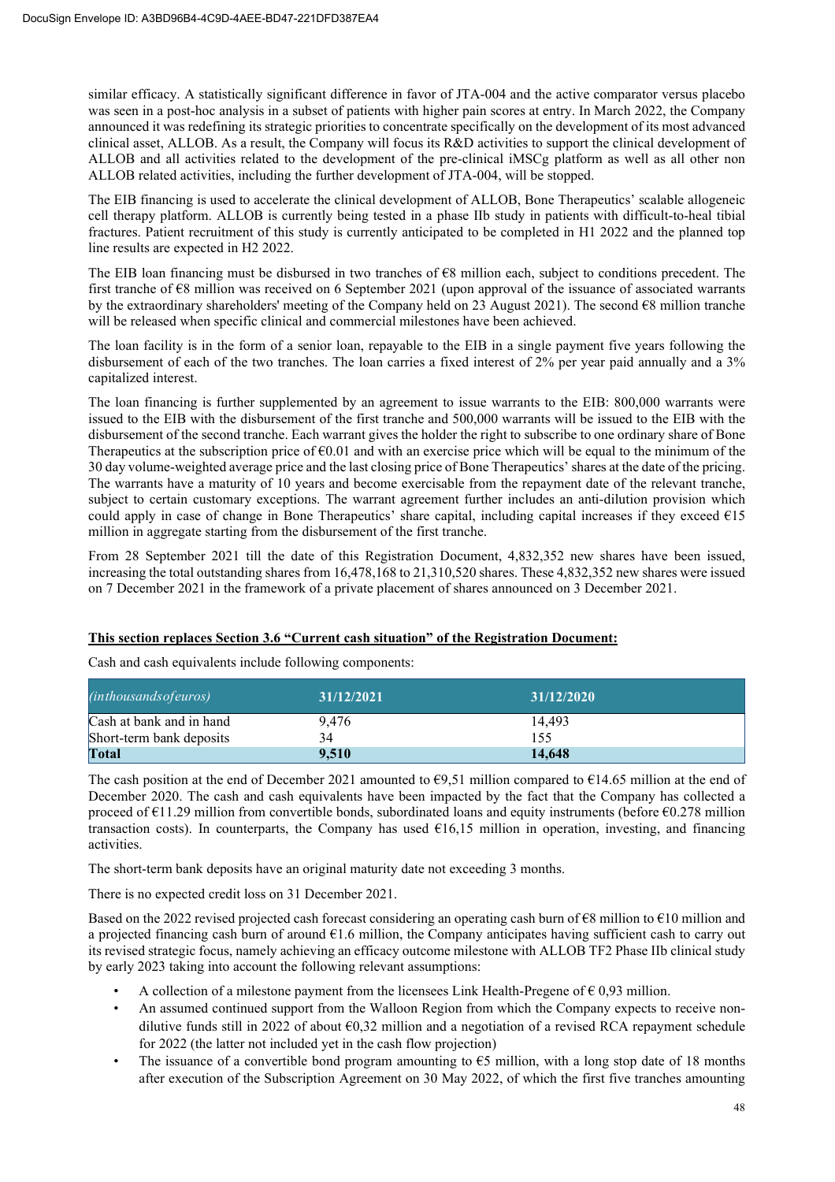similar efficacy. A statistically significant difference in favor of JTA-004 and the active comparator versus placebo was seen in a post-hoc analysis in a subset of patients with higher pain scores at entry. In March 2022, the Company announced it was redefining its strategic priorities to concentrate specifically on the development of its most advanced clinical asset, ALLOB. As a result, the Company will focus its R&D activities to support the clinical development of ALLOB and all activities related to the development of the pre-clinical iMSCg platform as well as all other non ALLOB related activities, including the further development of JTA-004, will be stopped.

The EIB financing is used to accelerate the clinical development of ALLOB, Bone Therapeutics' scalable allogeneic cell therapy platform. ALLOB is currently being tested in a phase IIb study in patients with difficult-to-heal tibial fractures. Patient recruitment of this study is currently anticipated to be completed in H1 2022 and the planned top line results are expected in H2 2022.

The EIB loan financing must be disbursed in two tranches of €8 million each, subject to conditions precedent. The first tranche of €8 million was received on 6 September 2021 (upon approval of the issuance of associated warrants by the extraordinary shareholders' meeting of the Company held on 23 August 2021). The second €8 million tranche will be released when specific clinical and commercial milestones have been achieved.

The loan facility is in the form of a senior loan, repayable to the EIB in a single payment five years following the disbursement of each of the two tranches. The loan carries a fixed interest of 2% per year paid annually and a 3% capitalized interest.

The loan financing is further supplemented by an agreement to issue warrants to the EIB: 800,000 warrants were issued to the EIB with the disbursement of the first tranche and 500,000 warrants will be issued to the EIB with the disbursement of the second tranche. Each warrant gives the holder the right to subscribe to one ordinary share of Bone Therapeutics at the subscription price of €0.01 and with an exercise price which will be equal to the minimum of the 30 day volume-weighted average price and the last closing price of Bone Therapeutics' shares at the date of the pricing. The warrants have a maturity of 10 years and become exercisable from the repayment date of the relevant tranche, subject to certain customary exceptions. The warrant agreement further includes an anti-dilution provision which could apply in case of change in Bone Therapeutics' share capital, including capital increases if they exceed €15 million in aggregate starting from the disbursement of the first tranche.

From 28 September 2021 till the date of this Registration Document, 4,832,352 new shares have been issued, increasing the total outstanding shares from 16,478,168 to 21,310,520 shares. These 4,832,352 new shares were issued on 7 December 2021 in the framework of a private placement of shares announced on 3 December 2021.

**This section replaces Section 3.6 "Current cash situation" of the Registration Document:**

Cash and cash equivalents include following components:

| *(in thousands of euros)* | 31/12/2021 | 31/12/2020 |
|---|---|---|
| Cash at bank and in hand | 9,476 | 14,493 |
| Short-term bank deposits | 34 | 155 |
| **Total** | **9,510** | **14,648** |

The cash position at the end of December 2021 amounted to €9,51 million compared to €14.65 million at the end of December 2020. The cash and cash equivalents have been impacted by the fact that the Company has collected a proceed of €11.29 million from convertible bonds, subordinated loans and equity instruments (before €0.278 million transaction costs). In counterparts, the Company has used €16,15 million in operation, investing, and financing activities.

The short-term bank deposits have an original maturity date not exceeding 3 months.

There is no expected credit loss on 31 December 2021.

Based on the 2022 revised projected cash forecast considering an operating cash burn of €8 million to €10 million and a projected financing cash burn of around €1.6 million, the Company anticipates having sufficient cash to carry out its revised strategic focus, namely achieving an efficacy outcome milestone with ALLOB TF2 Phase IIb clinical study by early 2023 taking into account the following relevant assumptions:

- A collection of a milestone payment from the licensees Link Health-Pregene of € 0,93 million.
- An assumed continued support from the Walloon Region from which the Company expects to receive non-dilutive funds still in 2022 of about €0,32 million and a negotiation of a revised RCA repayment schedule for 2022 (the latter not included yet in the cash flow projection)
- The issuance of a convertible bond program amounting to €5 million, with a long stop date of 18 months after execution of the Subscription Agreement on 30 May 2022, of which the first five tranches amounting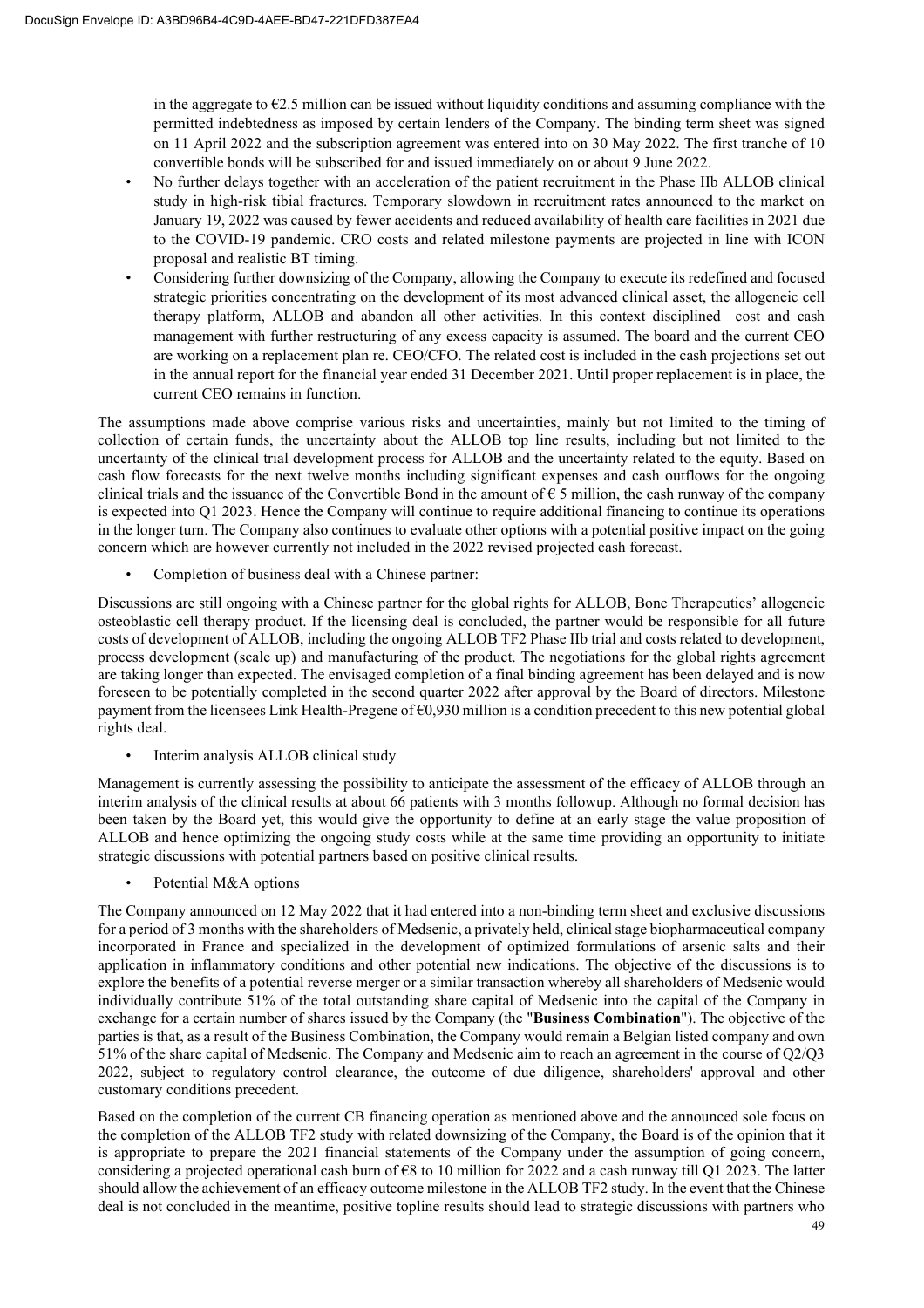in the aggregate to €2.5 million can be issued without liquidity conditions and assuming compliance with the permitted indebtedness as imposed by certain lenders of the Company. The binding term sheet was signed on 11 April 2022 and the subscription agreement was entered into on 30 May 2022. The first tranche of 10 convertible bonds will be subscribed for and issued immediately on or about 9 June 2022.

- No further delays together with an acceleration of the patient recruitment in the Phase IIb ALLOB clinical study in high-risk tibial fractures. Temporary slowdown in recruitment rates announced to the market on January 19, 2022 was caused by fewer accidents and reduced availability of health care facilities in 2021 due to the COVID-19 pandemic. CRO costs and related milestone payments are projected in line with ICON proposal and realistic BT timing.
- Considering further downsizing of the Company, allowing the Company to execute its redefined and focused strategic priorities concentrating on the development of its most advanced clinical asset, the allogeneic cell therapy platform, ALLOB and abandon all other activities. In this context disciplined cost and cash management with further restructuring of any excess capacity is assumed. The board and the current CEO are working on a replacement plan re. CEO/CFO. The related cost is included in the cash projections set out in the annual report for the financial year ended 31 December 2021. Until proper replacement is in place, the current CEO remains in function.

The assumptions made above comprise various risks and uncertainties, mainly but not limited to the timing of collection of certain funds, the uncertainty about the ALLOB top line results, including but not limited to the uncertainty of the clinical trial development process for ALLOB and the uncertainty related to the equity. Based on cash flow forecasts for the next twelve months including significant expenses and cash outflows for the ongoing clinical trials and the issuance of the Convertible Bond in the amount of € 5 million, the cash runway of the company is expected into Q1 2023. Hence the Company will continue to require additional financing to continue its operations in the longer turn. The Company also continues to evaluate other options with a potential positive impact on the going concern which are however currently not included in the 2022 revised projected cash forecast.

- Completion of business deal with a Chinese partner:

Discussions are still ongoing with a Chinese partner for the global rights for ALLOB, Bone Therapeutics' allogeneic osteoblastic cell therapy product. If the licensing deal is concluded, the partner would be responsible for all future costs of development of ALLOB, including the ongoing ALLOB TF2 Phase IIb trial and costs related to development, process development (scale up) and manufacturing of the product. The negotiations for the global rights agreement are taking longer than expected. The envisaged completion of a final binding agreement has been delayed and is now foreseen to be potentially completed in the second quarter 2022 after approval by the Board of directors. Milestone payment from the licensees Link Health-Pregene of €0,930 million is a condition precedent to this new potential global rights deal.

- Interim analysis ALLOB clinical study

Management is currently assessing the possibility to anticipate the assessment of the efficacy of ALLOB through an interim analysis of the clinical results at about 66 patients with 3 months followup. Although no formal decision has been taken by the Board yet, this would give the opportunity to define at an early stage the value proposition of ALLOB and hence optimizing the ongoing study costs while at the same time providing an opportunity to initiate strategic discussions with potential partners based on positive clinical results.

- Potential M&A options

The Company announced on 12 May 2022 that it had entered into a non-binding term sheet and exclusive discussions for a period of 3 months with the shareholders of Medsenic, a privately held, clinical stage biopharmaceutical company incorporated in France and specialized in the development of optimized formulations of arsenic salts and their application in inflammatory conditions and other potential new indications. The objective of the discussions is to explore the benefits of a potential reverse merger or a similar transaction whereby all shareholders of Medsenic would individually contribute 51% of the total outstanding share capital of Medsenic into the capital of the Company in exchange for a certain number of shares issued by the Company (the "**Business Combination**"). The objective of the parties is that, as a result of the Business Combination, the Company would remain a Belgian listed company and own 51% of the share capital of Medsenic. The Company and Medsenic aim to reach an agreement in the course of Q2/Q3 2022, subject to regulatory control clearance, the outcome of due diligence, shareholders' approval and other customary conditions precedent.

Based on the completion of the current CB financing operation as mentioned above and the announced sole focus on the completion of the ALLOB TF2 study with related downsizing of the Company, the Board is of the opinion that it is appropriate to prepare the 2021 financial statements of the Company under the assumption of going concern, considering a projected operational cash burn of €8 to 10 million for 2022 and a cash runway till Q1 2023. The latter should allow the achievement of an efficacy outcome milestone in the ALLOB TF2 study. In the event that the Chinese deal is not concluded in the meantime, positive topline results should lead to strategic discussions with partners who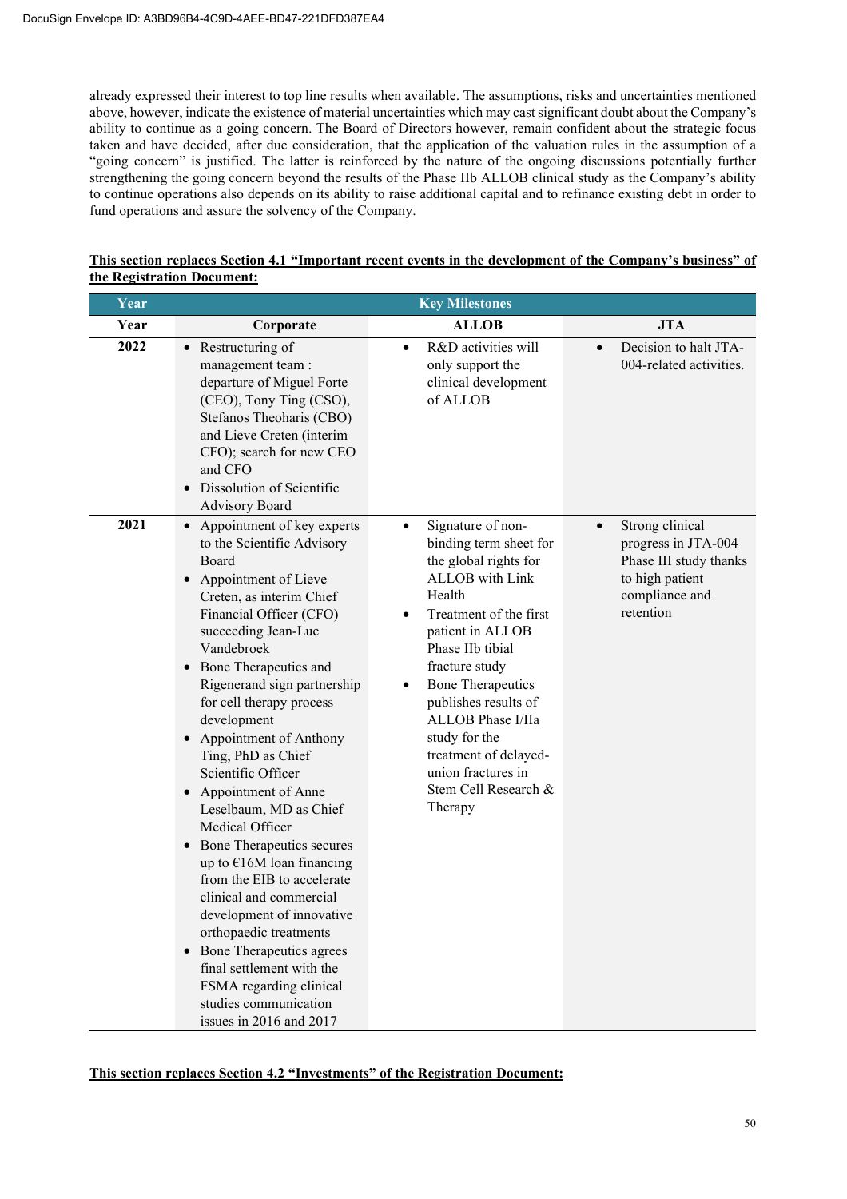already expressed their interest to top line results when available. The assumptions, risks and uncertainties mentioned above, however, indicate the existence of material uncertainties which may cast significant doubt about the Company's ability to continue as a going concern. The Board of Directors however, remain confident about the strategic focus taken and have decided, after due consideration, that the application of the valuation rules in the assumption of a "going concern" is justified. The latter is reinforced by the nature of the ongoing discussions potentially further strengthening the going concern beyond the results of the Phase IIb ALLOB clinical study as the Company's ability to continue operations also depends on its ability to raise additional capital and to refinance existing debt in order to fund operations and assure the solvency of the Company.

**This section replaces Section 4.1 "Important recent events in the development of the Company's business" of the Registration Document:**

| Year | Key Milestones | | |
|---|---|---|---|
| **Year** | **Corporate** | **ALLOB** | **JTA** |
| **2022** | • Restructuring of management team : departure of Miguel Forte (CEO), Tony Ting (CSO), Stefanos Theoharis (CBO) and Lieve Creten (interim CFO); search for new CEO and CFO<br>• Dissolution of Scientific Advisory Board | • R&D activities will only support the clinical development of ALLOB | • Decision to halt JTA-004-related activities. |
| **2021** | • Appointment of key experts to the Scientific Advisory Board<br>• Appointment of Lieve Creten, as interim Chief Financial Officer (CFO) succeeding Jean-Luc Vandebroek<br>• Bone Therapeutics and Rigenerand sign partnership for cell therapy process development<br>• Appointment of Anthony Ting, PhD as Chief Scientific Officer<br>• Appointment of Anne Leselbaum, MD as Chief Medical Officer<br>• Bone Therapeutics secures up to €16M loan financing from the EIB to accelerate clinical and commercial development of innovative orthopaedic treatments<br>• Bone Therapeutics agrees final settlement with the FSMA regarding clinical studies communication issues in 2016 and 2017 | • Signature of non-binding term sheet for the global rights for ALLOB with Link Health<br>• Treatment of the first patient in ALLOB Phase IIb tibial fracture study<br>• Bone Therapeutics publishes results of ALLOB Phase I/IIa study for the treatment of delayed-union fractures in Stem Cell Research & Therapy | • Strong clinical progress in JTA-004 Phase III study thanks to high patient compliance and retention |

**This section replaces Section 4.2 "Investments" of the Registration Document:**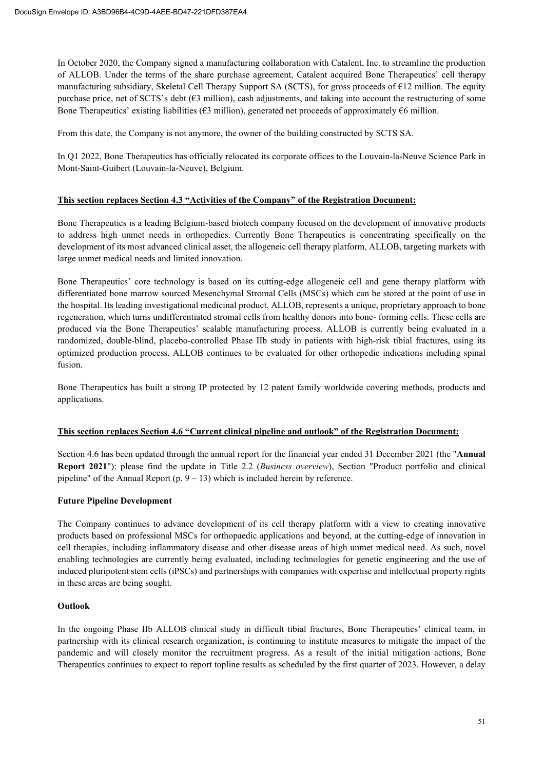In October 2020, the Company signed a manufacturing collaboration with Catalent, Inc. to streamline the production of ALLOB. Under the terms of the share purchase agreement, Catalent acquired Bone Therapeutics' cell therapy manufacturing subsidiary, Skeletal Cell Therapy Support SA (SCTS), for gross proceeds of €12 million. The equity purchase price, net of SCTS's debt (€3 million), cash adjustments, and taking into account the restructuring of some Bone Therapeutics' existing liabilities (€3 million), generated net proceeds of approximately €6 million.

From this date, the Company is not anymore, the owner of the building constructed by SCTS SA.

In Q1 2022, Bone Therapeutics has officially relocated its corporate offices to the Louvain-la-Neuve Science Park in Mont-Saint-Guibert (Louvain-la-Neuve), Belgium.

**This section replaces Section 4.3 "Activities of the Company" of the Registration Document:**

Bone Therapeutics is a leading Belgium-based biotech company focused on the development of innovative products to address high unmet needs in orthopedics. Currently Bone Therapeutics is concentrating specifically on the development of its most advanced clinical asset, the allogeneic cell therapy platform, ALLOB, targeting markets with large unmet medical needs and limited innovation.

Bone Therapeutics' core technology is based on its cutting-edge allogeneic cell and gene therapy platform with differentiated bone marrow sourced Mesenchymal Stromal Cells (MSCs) which can be stored at the point of use in the hospital. Its leading investigational medicinal product, ALLOB, represents a unique, proprietary approach to bone regeneration, which turns undifferentiated stromal cells from healthy donors into bone- forming cells. These cells are produced via the Bone Therapeutics' scalable manufacturing process. ALLOB is currently being evaluated in a randomized, double-blind, placebo-controlled Phase IIb study in patients with high-risk tibial fractures, using its optimized production process. ALLOB continues to be evaluated for other orthopedic indications including spinal fusion.

Bone Therapeutics has built a strong IP protected by 12 patent family worldwide covering methods, products and applications.

**This section replaces Section 4.6 "Current clinical pipeline and outlook" of the Registration Document:**

Section 4.6 has been updated through the annual report for the financial year ended 31 December 2021 (the "**Annual Report 2021**"): please find the update in Title 2.2 (*Business overview*), Section "Product portfolio and clinical pipeline" of the Annual Report (p. 9 – 13) which is included herein by reference.

**Future Pipeline Development**

The Company continues to advance development of its cell therapy platform with a view to creating innovative products based on professional MSCs for orthopaedic applications and beyond, at the cutting-edge of innovation in cell therapies, including inflammatory disease and other disease areas of high unmet medical need. As such, novel enabling technologies are currently being evaluated, including technologies for genetic engineering and the use of induced pluripotent stem cells (iPSCs) and partnerships with companies with expertise and intellectual property rights in these areas are being sought.

**Outlook**

In the ongoing Phase IIb ALLOB clinical study in difficult tibial fractures, Bone Therapeutics' clinical team, in partnership with its clinical research organization, is continuing to institute measures to mitigate the impact of the pandemic and will closely monitor the recruitment progress. As a result of the initial mitigation actions, Bone Therapeutics continues to expect to report topline results as scheduled by the first quarter of 2023. However, a delay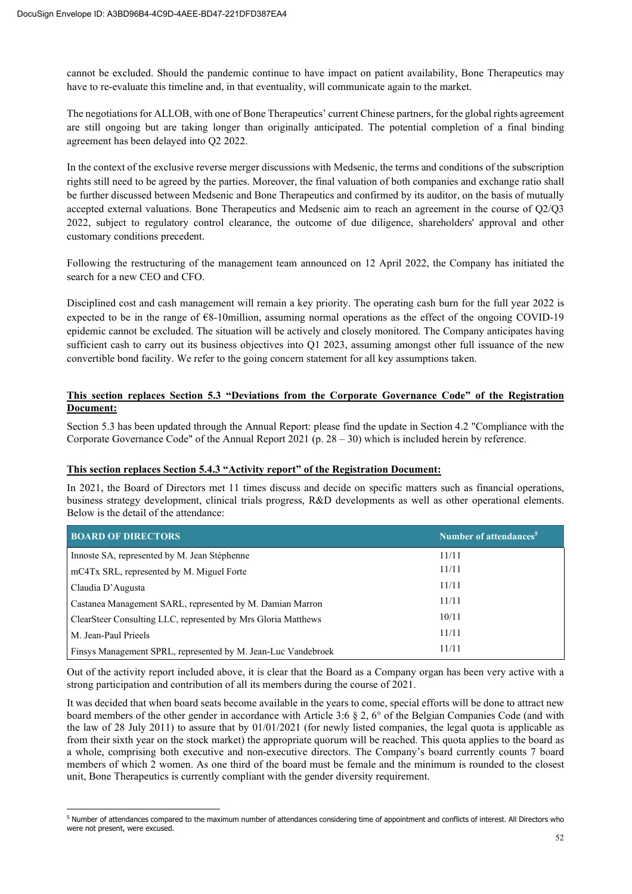cannot be excluded. Should the pandemic continue to have impact on patient availability, Bone Therapeutics may have to re-evaluate this timeline and, in that eventuality, will communicate again to the market.

The negotiations for ALLOB, with one of Bone Therapeutics' current Chinese partners, for the global rights agreement are still ongoing but are taking longer than originally anticipated. The potential completion of a final binding agreement has been delayed into Q2 2022.

In the context of the exclusive reverse merger discussions with Medsenic, the terms and conditions of the subscription rights still need to be agreed by the parties. Moreover, the final valuation of both companies and exchange ratio shall be further discussed between Medsenic and Bone Therapeutics and confirmed by its auditor, on the basis of mutually accepted external valuations. Bone Therapeutics and Medsenic aim to reach an agreement in the course of Q2/Q3 2022, subject to regulatory control clearance, the outcome of due diligence, shareholders' approval and other customary conditions precedent.

Following the restructuring of the management team announced on 12 April 2022, the Company has initiated the search for a new CEO and CFO.

Disciplined cost and cash management will remain a key priority. The operating cash burn for the full year 2022 is expected to be in the range of €8-10million, assuming normal operations as the effect of the ongoing COVID-19 epidemic cannot be excluded. The situation will be actively and closely monitored. The Company anticipates having sufficient cash to carry out its business objectives into Q1 2023, assuming amongst other full issuance of the new convertible bond facility. We refer to the going concern statement for all key assumptions taken.

**<u>This section replaces Section 5.3 "Deviations from the Corporate Governance Code" of the Registration Document:</u>**

Section 5.3 has been updated through the Annual Report: please find the update in Section 4.2 "Compliance with the Corporate Governance Code" of the Annual Report 2021 (p. 28 – 30) which is included herein by reference.

**<u>This section replaces Section 5.4.3 "Activity report" of the Registration Document:</u>**

In 2021, the Board of Directors met 11 times discuss and decide on specific matters such as financial operations, business strategy development, clinical trials progress, R&D developments as well as other operational elements. Below is the detail of the attendance:

| BOARD OF DIRECTORS | Number of attendances[5] |
|---|---|
| Innoste SA, represented by M. Jean Stéphenne | 11/11 |
| mC4Tx SRL, represented by M. Miguel Forte | 11/11 |
| Claudia D'Augusta | 11/11 |
| Castanea Management SARL, represented by M. Damian Marron | 11/11 |
| ClearSteer Consulting LLC, represented by Mrs Gloria Matthews | 10/11 |
| M. Jean-Paul Prieels | 11/11 |
| Finsys Management SPRL, represented by M. Jean-Luc Vandebroek | 11/11 |

Out of the activity report included above, it is clear that the Board as a Company organ has been very active with a strong participation and contribution of all its members during the course of 2021.

It was decided that when board seats become available in the years to come, special efforts will be done to attract new board members of the other gender in accordance with Article 3:6 § 2, 6° of the Belgian Companies Code (and with the law of 28 July 2011) to assure that by 01/01/2021 (for newly listed companies, the legal quota is applicable as from their sixth year on the stock market) the appropriate quorum will be reached. This quota applies to the board as a whole, comprising both executive and non-executive directors. The Company's board currently counts 7 board members of which 2 women. As one third of the board must be female and the minimum is rounded to the closest unit, Bone Therapeutics is currently compliant with the gender diversity requirement.

[5] Number of attendances compared to the maximum number of attendances considering time of appointment and conflicts of interest. All Directors who were not present, were excused.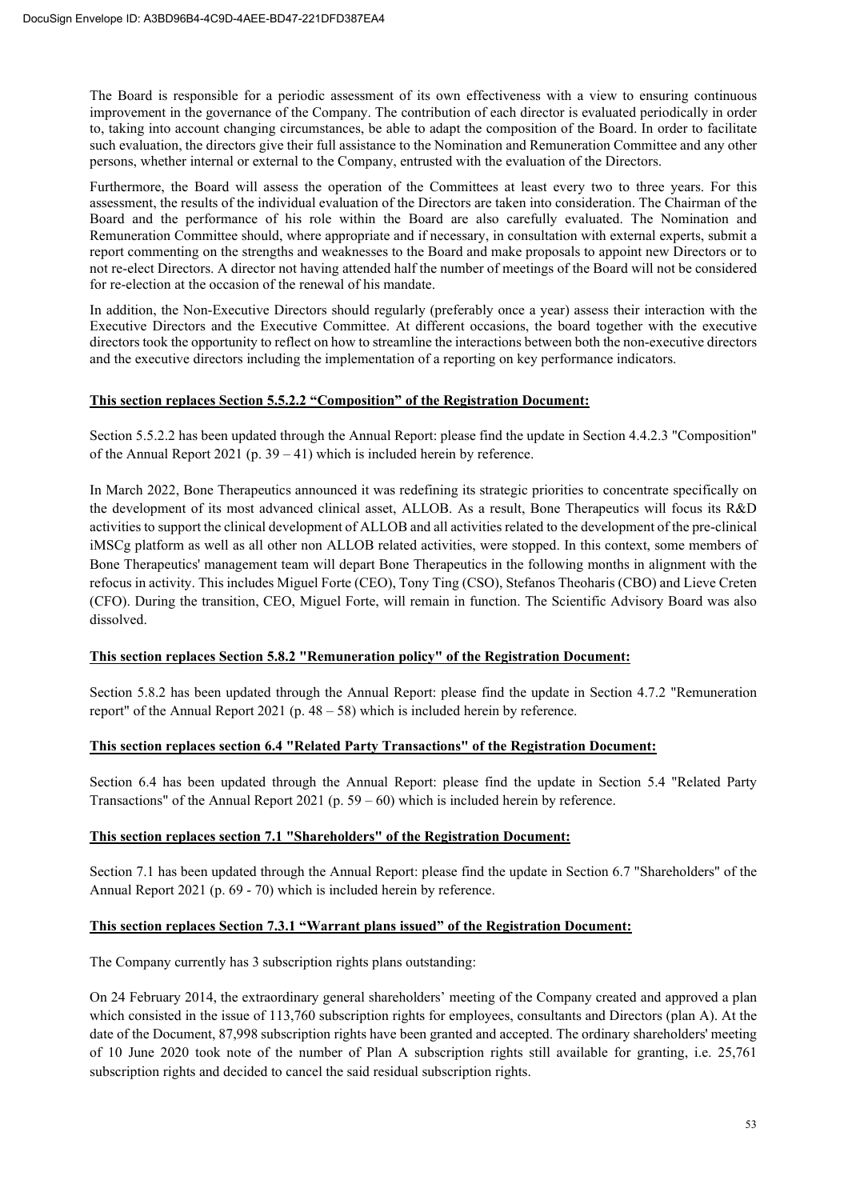The Board is responsible for a periodic assessment of its own effectiveness with a view to ensuring continuous improvement in the governance of the Company. The contribution of each director is evaluated periodically in order to, taking into account changing circumstances, be able to adapt the composition of the Board. In order to facilitate such evaluation, the directors give their full assistance to the Nomination and Remuneration Committee and any other persons, whether internal or external to the Company, entrusted with the evaluation of the Directors.

Furthermore, the Board will assess the operation of the Committees at least every two to three years. For this assessment, the results of the individual evaluation of the Directors are taken into consideration. The Chairman of the Board and the performance of his role within the Board are also carefully evaluated. The Nomination and Remuneration Committee should, where appropriate and if necessary, in consultation with external experts, submit a report commenting on the strengths and weaknesses to the Board and make proposals to appoint new Directors or to not re-elect Directors. A director not having attended half the number of meetings of the Board will not be considered for re-election at the occasion of the renewal of his mandate.

In addition, the Non-Executive Directors should regularly (preferably once a year) assess their interaction with the Executive Directors and the Executive Committee. At different occasions, the board together with the executive directors took the opportunity to reflect on how to streamline the interactions between both the non-executive directors and the executive directors including the implementation of a reporting on key performance indicators.

**This section replaces Section 5.5.2.2 "Composition" of the Registration Document:**

Section 5.5.2.2 has been updated through the Annual Report: please find the update in Section 4.4.2.3 "Composition" of the Annual Report 2021 (p. 39 – 41) which is included herein by reference.

In March 2022, Bone Therapeutics announced it was redefining its strategic priorities to concentrate specifically on the development of its most advanced clinical asset, ALLOB. As a result, Bone Therapeutics will focus its R&D activities to support the clinical development of ALLOB and all activities related to the development of the pre-clinical iMSCg platform as well as all other non ALLOB related activities, were stopped. In this context, some members of Bone Therapeutics' management team will depart Bone Therapeutics in the following months in alignment with the refocus in activity. This includes Miguel Forte (CEO), Tony Ting (CSO), Stefanos Theoharis (CBO) and Lieve Creten (CFO). During the transition, CEO, Miguel Forte, will remain in function. The Scientific Advisory Board was also dissolved.

**This section replaces Section 5.8.2 "Remuneration policy" of the Registration Document:**

Section 5.8.2 has been updated through the Annual Report: please find the update in Section 4.7.2 "Remuneration report" of the Annual Report 2021 (p. 48 – 58) which is included herein by reference.

**This section replaces section 6.4 "Related Party Transactions" of the Registration Document:**

Section 6.4 has been updated through the Annual Report: please find the update in Section 5.4 "Related Party Transactions" of the Annual Report 2021 (p. 59 – 60) which is included herein by reference.

**This section replaces section 7.1 "Shareholders" of the Registration Document:**

Section 7.1 has been updated through the Annual Report: please find the update in Section 6.7 "Shareholders" of the Annual Report 2021 (p. 69 - 70) which is included herein by reference.

**This section replaces Section 7.3.1 "Warrant plans issued" of the Registration Document:**

The Company currently has 3 subscription rights plans outstanding:

On 24 February 2014, the extraordinary general shareholders' meeting of the Company created and approved a plan which consisted in the issue of 113,760 subscription rights for employees, consultants and Directors (plan A). At the date of the Document, 87,998 subscription rights have been granted and accepted. The ordinary shareholders' meeting of 10 June 2020 took note of the number of Plan A subscription rights still available for granting, i.e. 25,761 subscription rights and decided to cancel the said residual subscription rights.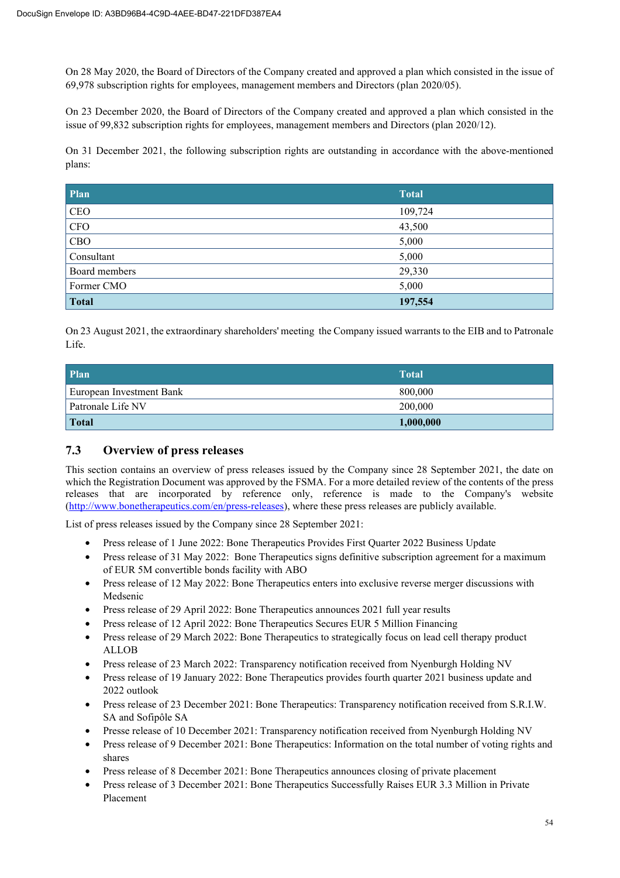On 28 May 2020, the Board of Directors of the Company created and approved a plan which consisted in the issue of 69,978 subscription rights for employees, management members and Directors (plan 2020/05).

On 23 December 2020, the Board of Directors of the Company created and approved a plan which consisted in the issue of 99,832 subscription rights for employees, management members and Directors (plan 2020/12).

On 31 December 2021, the following subscription rights are outstanding in accordance with the above-mentioned plans:

| Plan | Total |
| --- | --- |
| CEO | 109,724 |
| CFO | 43,500 |
| CBO | 5,000 |
| Consultant | 5,000 |
| Board members | 29,330 |
| Former CMO | 5,000 |
| **Total** | **197,554** |

On 23 August 2021, the extraordinary shareholders' meeting  the Company issued warrants to the EIB and to Patronale Life.

| Plan | Total |
| --- | --- |
| European Investment Bank | 800,000 |
| Patronale Life NV | 200,000 |
| **Total** | **1,000,000** |

## 7.3 Overview of press releases

This section contains an overview of press releases issued by the Company since 28 September 2021, the date on which the Registration Document was approved by the FSMA. For a more detailed review of the contents of the press releases that are incorporated by reference only, reference is made to the Company's website (http://www.bonetherapeutics.com/en/press-releases), where these press releases are publicly available.

List of press releases issued by the Company since 28 September 2021:

- Press release of 1 June 2022: Bone Therapeutics Provides First Quarter 2022 Business Update
- Press release of 31 May 2022:  Bone Therapeutics signs definitive subscription agreement for a maximum of EUR 5M convertible bonds facility with ABO
- Press release of 12 May 2022: Bone Therapeutics enters into exclusive reverse merger discussions with Medsenic
- Press release of 29 April 2022: Bone Therapeutics announces 2021 full year results
- Press release of 12 April 2022: Bone Therapeutics Secures EUR 5 Million Financing
- Press release of 29 March 2022: Bone Therapeutics to strategically focus on lead cell therapy product ALLOB
- Press release of 23 March 2022: Transparency notification received from Nyenburgh Holding NV
- Press release of 19 January 2022: Bone Therapeutics provides fourth quarter 2021 business update and 2022 outlook
- Press release of 23 December 2021: Bone Therapeutics: Transparency notification received from S.R.I.W. SA and Sofipôle SA
- Presse release of 10 December 2021: Transparency notification received from Nyenburgh Holding NV
- Press release of 9 December 2021: Bone Therapeutics: Information on the total number of voting rights and shares
- Press release of 8 December 2021: Bone Therapeutics announces closing of private placement
- Press release of 3 December 2021: Bone Therapeutics Successfully Raises EUR 3.3 Million in Private Placement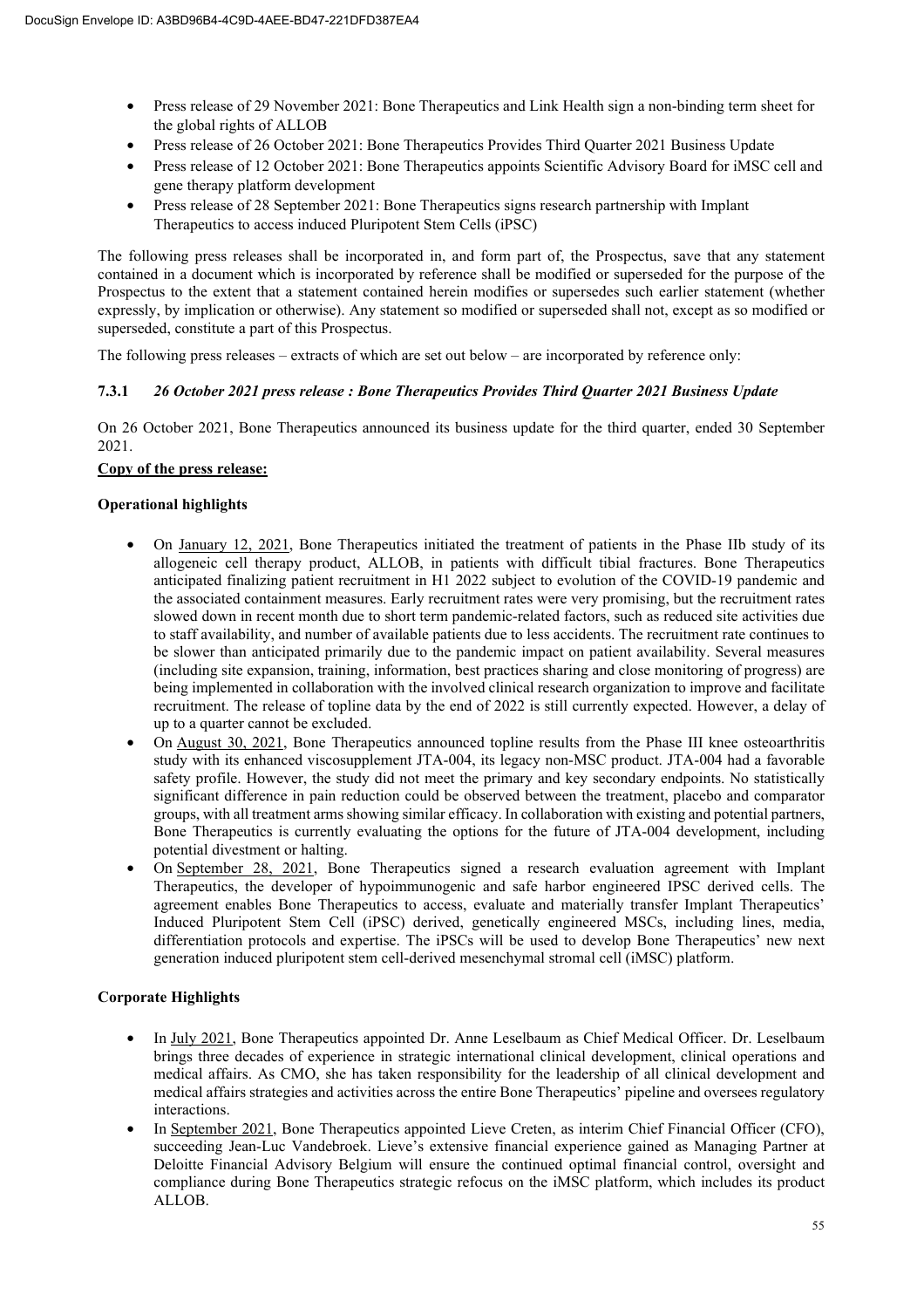- Press release of 29 November 2021: Bone Therapeutics and Link Health sign a non-binding term sheet for the global rights of ALLOB
- Press release of 26 October 2021: Bone Therapeutics Provides Third Quarter 2021 Business Update
- Press release of 12 October 2021: Bone Therapeutics appoints Scientific Advisory Board for iMSC cell and gene therapy platform development
- Press release of 28 September 2021: Bone Therapeutics signs research partnership with Implant Therapeutics to access induced Pluripotent Stem Cells (iPSC)

The following press releases shall be incorporated in, and form part of, the Prospectus, save that any statement contained in a document which is incorporated by reference shall be modified or superseded for the purpose of the Prospectus to the extent that a statement contained herein modifies or supersedes such earlier statement (whether expressly, by implication or otherwise). Any statement so modified or superseded shall not, except as so modified or superseded, constitute a part of this Prospectus.

The following press releases – extracts of which are set out below – are incorporated by reference only:

### 7.3.1 *26 October 2021 press release : Bone Therapeutics Provides Third Quarter 2021 Business Update*

On 26 October 2021, Bone Therapeutics announced its business update for the third quarter, ended 30 September 2021.

**Copy of the press release:**

**Operational highlights**

- On January 12, 2021, Bone Therapeutics initiated the treatment of patients in the Phase IIb study of its allogeneic cell therapy product, ALLOB, in patients with difficult tibial fractures. Bone Therapeutics anticipated finalizing patient recruitment in H1 2022 subject to evolution of the COVID-19 pandemic and the associated containment measures. Early recruitment rates were very promising, but the recruitment rates slowed down in recent month due to short term pandemic-related factors, such as reduced site activities due to staff availability, and number of available patients due to less accidents. The recruitment rate continues to be slower than anticipated primarily due to the pandemic impact on patient availability. Several measures (including site expansion, training, information, best practices sharing and close monitoring of progress) are being implemented in collaboration with the involved clinical research organization to improve and facilitate recruitment. The release of topline data by the end of 2022 is still currently expected. However, a delay of up to a quarter cannot be excluded.
- On August 30, 2021, Bone Therapeutics announced topline results from the Phase III knee osteoarthritis study with its enhanced viscosupplement JTA-004, its legacy non-MSC product. JTA-004 had a favorable safety profile. However, the study did not meet the primary and key secondary endpoints. No statistically significant difference in pain reduction could be observed between the treatment, placebo and comparator groups, with all treatment arms showing similar efficacy. In collaboration with existing and potential partners, Bone Therapeutics is currently evaluating the options for the future of JTA-004 development, including potential divestment or halting.
- On September 28, 2021, Bone Therapeutics signed a research evaluation agreement with Implant Therapeutics, the developer of hypoimmunogenic and safe harbor engineered IPSC derived cells. The agreement enables Bone Therapeutics to access, evaluate and materially transfer Implant Therapeutics' Induced Pluripotent Stem Cell (iPSC) derived, genetically engineered MSCs, including lines, media, differentiation protocols and expertise. The iPSCs will be used to develop Bone Therapeutics' new next generation induced pluripotent stem cell-derived mesenchymal stromal cell (iMSC) platform.

**Corporate Highlights**

- In July 2021, Bone Therapeutics appointed Dr. Anne Leselbaum as Chief Medical Officer. Dr. Leselbaum brings three decades of experience in strategic international clinical development, clinical operations and medical affairs. As CMO, she has taken responsibility for the leadership of all clinical development and medical affairs strategies and activities across the entire Bone Therapeutics' pipeline and oversees regulatory interactions.
- In September 2021, Bone Therapeutics appointed Lieve Creten, as interim Chief Financial Officer (CFO), succeeding Jean-Luc Vandebroek. Lieve's extensive financial experience gained as Managing Partner at Deloitte Financial Advisory Belgium will ensure the continued optimal financial control, oversight and compliance during Bone Therapeutics strategic refocus on the iMSC platform, which includes its product ALLOB.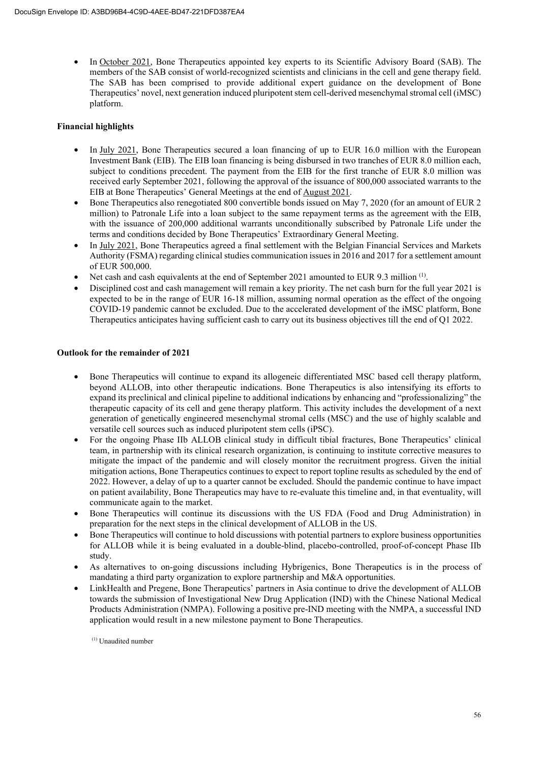- In October 2021, Bone Therapeutics appointed key experts to its Scientific Advisory Board (SAB). The members of the SAB consist of world-recognized scientists and clinicians in the cell and gene therapy field. The SAB has been comprised to provide additional expert guidance on the development of Bone Therapeutics' novel, next generation induced pluripotent stem cell-derived mesenchymal stromal cell (iMSC) platform.

**Financial highlights**

- In July 2021, Bone Therapeutics secured a loan financing of up to EUR 16.0 million with the European Investment Bank (EIB). The EIB loan financing is being disbursed in two tranches of EUR 8.0 million each, subject to conditions precedent. The payment from the EIB for the first tranche of EUR 8.0 million was received early September 2021, following the approval of the issuance of 800,000 associated warrants to the EIB at Bone Therapeutics' General Meetings at the end of August 2021.
- Bone Therapeutics also renegotiated 800 convertible bonds issued on May 7, 2020 (for an amount of EUR 2 million) to Patronale Life into a loan subject to the same repayment terms as the agreement with the EIB, with the issuance of 200,000 additional warrants unconditionally subscribed by Patronale Life under the terms and conditions decided by Bone Therapeutics' Extraordinary General Meeting.
- In July 2021, Bone Therapeutics agreed a final settlement with the Belgian Financial Services and Markets Authority (FSMA) regarding clinical studies communication issues in 2016 and 2017 for a settlement amount of EUR 500,000.
- Net cash and cash equivalents at the end of September 2021 amounted to EUR 9.3 million [(1)].
- Disciplined cost and cash management will remain a key priority. The net cash burn for the full year 2021 is expected to be in the range of EUR 16-18 million, assuming normal operation as the effect of the ongoing COVID-19 pandemic cannot be excluded. Due to the accelerated development of the iMSC platform, Bone Therapeutics anticipates having sufficient cash to carry out its business objectives till the end of Q1 2022.

**Outlook for the remainder of 2021**

- Bone Therapeutics will continue to expand its allogeneic differentiated MSC based cell therapy platform, beyond ALLOB, into other therapeutic indications. Bone Therapeutics is also intensifying its efforts to expand its preclinical and clinical pipeline to additional indications by enhancing and "professionalizing" the therapeutic capacity of its cell and gene therapy platform. This activity includes the development of a next generation of genetically engineered mesenchymal stromal cells (MSC) and the use of highly scalable and versatile cell sources such as induced pluripotent stem cells (iPSC).
- For the ongoing Phase IIb ALLOB clinical study in difficult tibial fractures, Bone Therapeutics' clinical team, in partnership with its clinical research organization, is continuing to institute corrective measures to mitigate the impact of the pandemic and will closely monitor the recruitment progress. Given the initial mitigation actions, Bone Therapeutics continues to expect to report topline results as scheduled by the end of 2022. However, a delay of up to a quarter cannot be excluded. Should the pandemic continue to have impact on patient availability, Bone Therapeutics may have to re-evaluate this timeline and, in that eventuality, will communicate again to the market.
- Bone Therapeutics will continue its discussions with the US FDA (Food and Drug Administration) in preparation for the next steps in the clinical development of ALLOB in the US.
- Bone Therapeutics will continue to hold discussions with potential partners to explore business opportunities for ALLOB while it is being evaluated in a double-blind, placebo-controlled, proof-of-concept Phase IIb study.
- As alternatives to on-going discussions including Hybrigenics, Bone Therapeutics is in the process of mandating a third party organization to explore partnership and M&A opportunities.
- LinkHealth and Pregene, Bone Therapeutics' partners in Asia continue to drive the development of ALLOB towards the submission of Investigational New Drug Application (IND) with the Chinese National Medical Products Administration (NMPA). Following a positive pre-IND meeting with the NMPA, a successful IND application would result in a new milestone payment to Bone Therapeutics.

[(1)] Unaudited number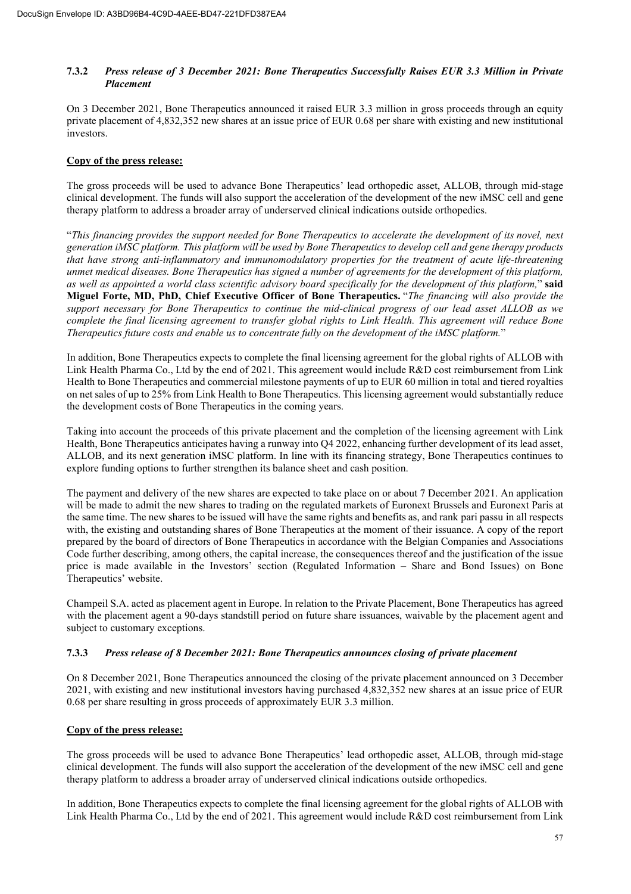### 7.3.2 *Press release of 3 December 2021: Bone Therapeutics Successfully Raises EUR 3.3 Million in Private Placement*

On 3 December 2021, Bone Therapeutics announced it raised EUR 3.3 million in gross proceeds through an equity private placement of 4,832,352 new shares at an issue price of EUR 0.68 per share with existing and new institutional investors.

**Copy of the press release:**

The gross proceeds will be used to advance Bone Therapeutics' lead orthopedic asset, ALLOB, through mid-stage clinical development. The funds will also support the acceleration of the development of the new iMSC cell and gene therapy platform to address a broader array of underserved clinical indications outside orthopedics.

"*This financing provides the support needed for Bone Therapeutics to accelerate the development of its novel, next generation iMSC platform. This platform will be used by Bone Therapeutics to develop cell and gene therapy products that have strong anti-inflammatory and immunomodulatory properties for the treatment of acute life-threatening unmet medical diseases. Bone Therapeutics has signed a number of agreements for the development of this platform, as well as appointed a world class scientific advisory board specifically for the development of this platform,*" **said Miguel Forte, MD, PhD, Chief Executive Officer of Bone Therapeutics.** "*The financing will also provide the support necessary for Bone Therapeutics to continue the mid-clinical progress of our lead asset ALLOB as we complete the final licensing agreement to transfer global rights to Link Health. This agreement will reduce Bone Therapeutics future costs and enable us to concentrate fully on the development of the iMSC platform.*"

In addition, Bone Therapeutics expects to complete the final licensing agreement for the global rights of ALLOB with Link Health Pharma Co., Ltd by the end of 2021. This agreement would include R&D cost reimbursement from Link Health to Bone Therapeutics and commercial milestone payments of up to EUR 60 million in total and tiered royalties on net sales of up to 25% from Link Health to Bone Therapeutics. This licensing agreement would substantially reduce the development costs of Bone Therapeutics in the coming years.

Taking into account the proceeds of this private placement and the completion of the licensing agreement with Link Health, Bone Therapeutics anticipates having a runway into Q4 2022, enhancing further development of its lead asset, ALLOB, and its next generation iMSC platform. In line with its financing strategy, Bone Therapeutics continues to explore funding options to further strengthen its balance sheet and cash position.

The payment and delivery of the new shares are expected to take place on or about 7 December 2021. An application will be made to admit the new shares to trading on the regulated markets of Euronext Brussels and Euronext Paris at the same time. The new shares to be issued will have the same rights and benefits as, and rank pari passu in all respects with, the existing and outstanding shares of Bone Therapeutics at the moment of their issuance. A copy of the report prepared by the board of directors of Bone Therapeutics in accordance with the Belgian Companies and Associations Code further describing, among others, the capital increase, the consequences thereof and the justification of the issue price is made available in the Investors' section (Regulated Information – Share and Bond Issues) on Bone Therapeutics' website.

Champeil S.A. acted as placement agent in Europe. In relation to the Private Placement, Bone Therapeutics has agreed with the placement agent a 90-days standstill period on future share issuances, waivable by the placement agent and subject to customary exceptions.

### 7.3.3 *Press release of 8 December 2021: Bone Therapeutics announces closing of private placement*

On 8 December 2021, Bone Therapeutics announced the closing of the private placement announced on 3 December 2021, with existing and new institutional investors having purchased 4,832,352 new shares at an issue price of EUR 0.68 per share resulting in gross proceeds of approximately EUR 3.3 million.

**Copy of the press release:**

The gross proceeds will be used to advance Bone Therapeutics' lead orthopedic asset, ALLOB, through mid-stage clinical development. The funds will also support the acceleration of the development of the new iMSC cell and gene therapy platform to address a broader array of underserved clinical indications outside orthopedics.

In addition, Bone Therapeutics expects to complete the final licensing agreement for the global rights of ALLOB with Link Health Pharma Co., Ltd by the end of 2021. This agreement would include R&D cost reimbursement from Link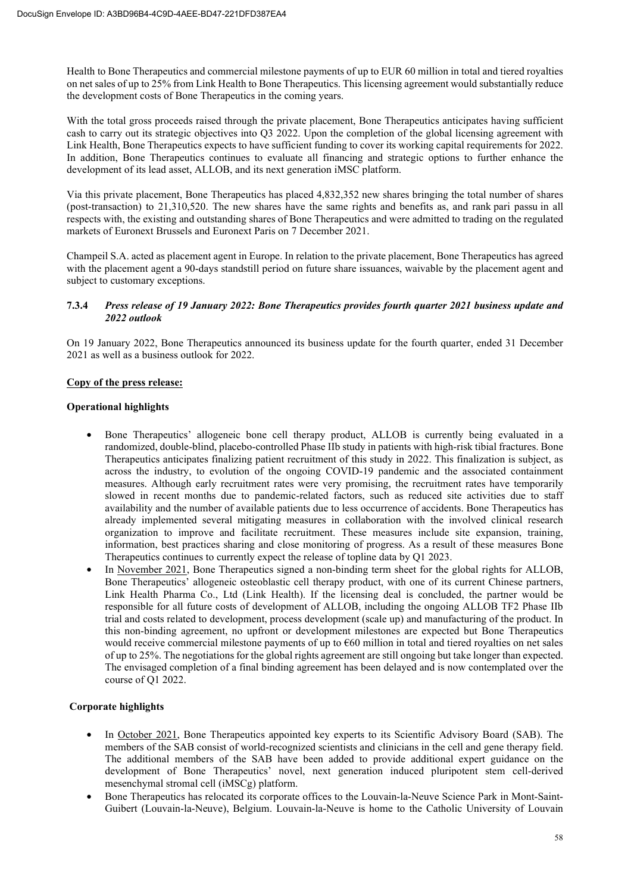Health to Bone Therapeutics and commercial milestone payments of up to EUR 60 million in total and tiered royalties on net sales of up to 25% from Link Health to Bone Therapeutics. This licensing agreement would substantially reduce the development costs of Bone Therapeutics in the coming years.

With the total gross proceeds raised through the private placement, Bone Therapeutics anticipates having sufficient cash to carry out its strategic objectives into Q3 2022. Upon the completion of the global licensing agreement with Link Health, Bone Therapeutics expects to have sufficient funding to cover its working capital requirements for 2022. In addition, Bone Therapeutics continues to evaluate all financing and strategic options to further enhance the development of its lead asset, ALLOB, and its next generation iMSC platform.

Via this private placement, Bone Therapeutics has placed 4,832,352 new shares bringing the total number of shares (post-transaction) to 21,310,520. The new shares have the same rights and benefits as, and rank pari passu in all respects with, the existing and outstanding shares of Bone Therapeutics and were admitted to trading on the regulated markets of Euronext Brussels and Euronext Paris on 7 December 2021.

Champeil S.A. acted as placement agent in Europe. In relation to the private placement, Bone Therapeutics has agreed with the placement agent a 90-days standstill period on future share issuances, waivable by the placement agent and subject to customary exceptions.

### 7.3.4 *Press release of 19 January 2022: Bone Therapeutics provides fourth quarter 2021 business update and 2022 outlook*

On 19 January 2022, Bone Therapeutics announced its business update for the fourth quarter, ended 31 December 2021 as well as a business outlook for 2022.

**Copy of the press release:**

**Operational highlights**

- Bone Therapeutics' allogeneic bone cell therapy product, ALLOB is currently being evaluated in a randomized, double-blind, placebo-controlled Phase IIb study in patients with high-risk tibial fractures. Bone Therapeutics anticipates finalizing patient recruitment of this study in 2022. This finalization is subject, as across the industry, to evolution of the ongoing COVID-19 pandemic and the associated containment measures. Although early recruitment rates were very promising, the recruitment rates have temporarily slowed in recent months due to pandemic-related factors, such as reduced site activities due to staff availability and the number of available patients due to less occurrence of accidents. Bone Therapeutics has already implemented several mitigating measures in collaboration with the involved clinical research organization to improve and facilitate recruitment. These measures include site expansion, training, information, best practices sharing and close monitoring of progress. As a result of these measures Bone Therapeutics continues to currently expect the release of topline data by Q1 2023.
- In November 2021, Bone Therapeutics signed a non-binding term sheet for the global rights for ALLOB, Bone Therapeutics' allogeneic osteoblastic cell therapy product, with one of its current Chinese partners, Link Health Pharma Co., Ltd (Link Health). If the licensing deal is concluded, the partner would be responsible for all future costs of development of ALLOB, including the ongoing ALLOB TF2 Phase IIb trial and costs related to development, process development (scale up) and manufacturing of the product. In this non-binding agreement, no upfront or development milestones are expected but Bone Therapeutics would receive commercial milestone payments of up to €60 million in total and tiered royalties on net sales of up to 25%. The negotiations for the global rights agreement are still ongoing but take longer than expected. The envisaged completion of a final binding agreement has been delayed and is now contemplated over the course of Q1 2022.

**Corporate highlights**

- In October 2021, Bone Therapeutics appointed key experts to its Scientific Advisory Board (SAB). The members of the SAB consist of world-recognized scientists and clinicians in the cell and gene therapy field. The additional members of the SAB have been added to provide additional expert guidance on the development of Bone Therapeutics' novel, next generation induced pluripotent stem cell-derived mesenchymal stromal cell (iMSCg) platform.
- Bone Therapeutics has relocated its corporate offices to the Louvain-la-Neuve Science Park in Mont-Saint-Guibert (Louvain-la-Neuve), Belgium. Louvain-la-Neuve is home to the Catholic University of Louvain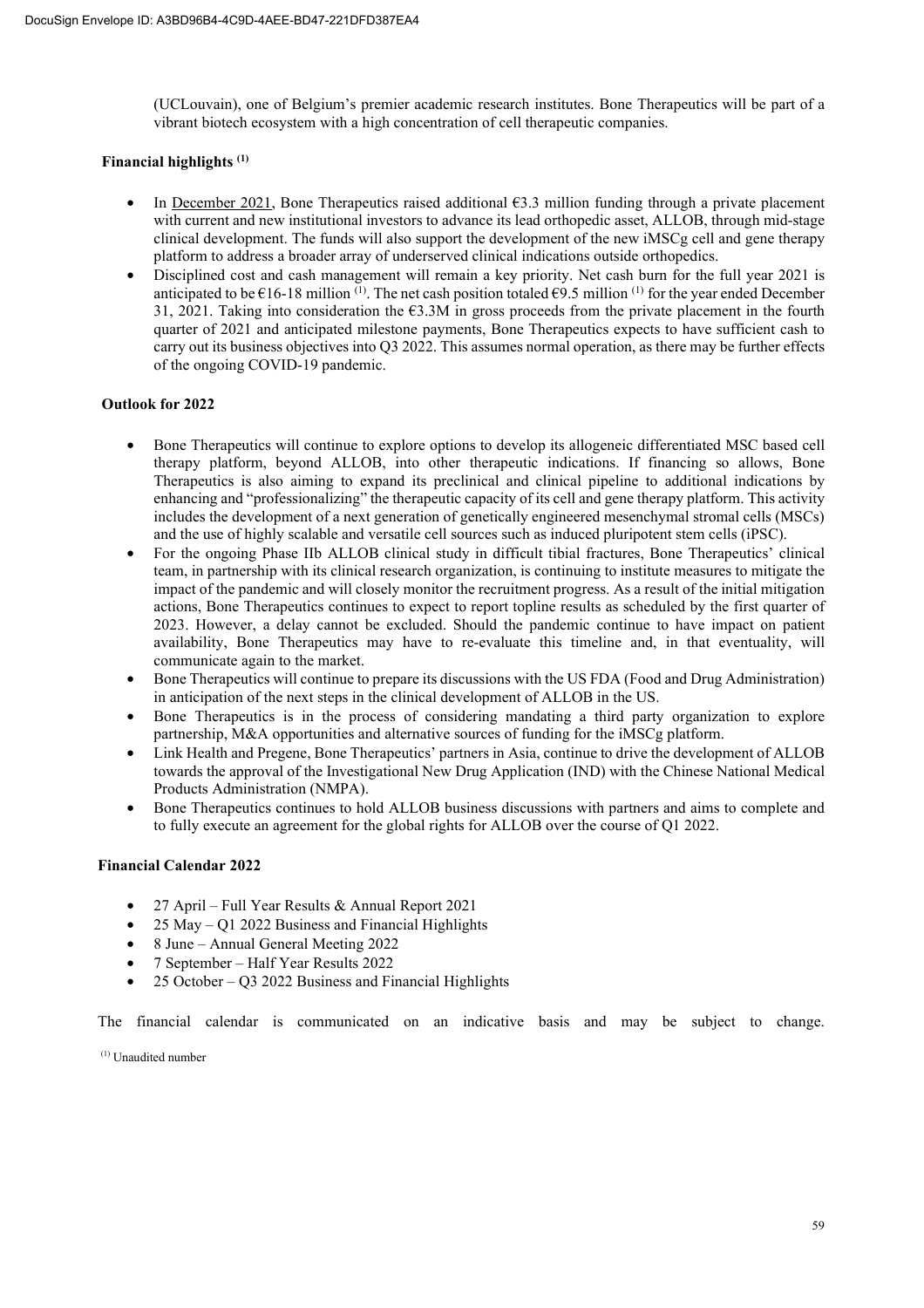(UCLouvain), one of Belgium's premier academic research institutes. Bone Therapeutics will be part of a vibrant biotech ecosystem with a high concentration of cell therapeutic companies.

**Financial highlights [(1)]**

- In December 2021, Bone Therapeutics raised additional €3.3 million funding through a private placement with current and new institutional investors to advance its lead orthopedic asset, ALLOB, through mid-stage clinical development. The funds will also support the development of the new iMSCg cell and gene therapy platform to address a broader array of underserved clinical indications outside orthopedics.
- Disciplined cost and cash management will remain a key priority. Net cash burn for the full year 2021 is anticipated to be €16-18 million [(1)]. The net cash position totaled €9.5 million [(1)] for the year ended December 31, 2021. Taking into consideration the €3.3M in gross proceeds from the private placement in the fourth quarter of 2021 and anticipated milestone payments, Bone Therapeutics expects to have sufficient cash to carry out its business objectives into Q3 2022. This assumes normal operation, as there may be further effects of the ongoing COVID-19 pandemic.

**Outlook for 2022**

- Bone Therapeutics will continue to explore options to develop its allogeneic differentiated MSC based cell therapy platform, beyond ALLOB, into other therapeutic indications. If financing so allows, Bone Therapeutics is also aiming to expand its preclinical and clinical pipeline to additional indications by enhancing and "professionalizing" the therapeutic capacity of its cell and gene therapy platform. This activity includes the development of a next generation of genetically engineered mesenchymal stromal cells (MSCs) and the use of highly scalable and versatile cell sources such as induced pluripotent stem cells (iPSC).
- For the ongoing Phase IIb ALLOB clinical study in difficult tibial fractures, Bone Therapeutics' clinical team, in partnership with its clinical research organization, is continuing to institute measures to mitigate the impact of the pandemic and will closely monitor the recruitment progress. As a result of the initial mitigation actions, Bone Therapeutics continues to expect to report topline results as scheduled by the first quarter of 2023. However, a delay cannot be excluded. Should the pandemic continue to have impact on patient availability, Bone Therapeutics may have to re-evaluate this timeline and, in that eventuality, will communicate again to the market.
- Bone Therapeutics will continue to prepare its discussions with the US FDA (Food and Drug Administration) in anticipation of the next steps in the clinical development of ALLOB in the US.
- Bone Therapeutics is in the process of considering mandating a third party organization to explore partnership, M&A opportunities and alternative sources of funding for the iMSCg platform.
- Link Health and Pregene, Bone Therapeutics' partners in Asia, continue to drive the development of ALLOB towards the approval of the Investigational New Drug Application (IND) with the Chinese National Medical Products Administration (NMPA).
- Bone Therapeutics continues to hold ALLOB business discussions with partners and aims to complete and to fully execute an agreement for the global rights for ALLOB over the course of Q1 2022.

**Financial Calendar 2022**

- 27 April – Full Year Results & Annual Report 2021
- 25 May – Q1 2022 Business and Financial Highlights
- 8 June – Annual General Meeting 2022
- 7 September – Half Year Results 2022
- 25 October – Q3 2022 Business and Financial Highlights

The financial calendar is communicated on an indicative basis and may be subject to change.

[(1)] Unaudited number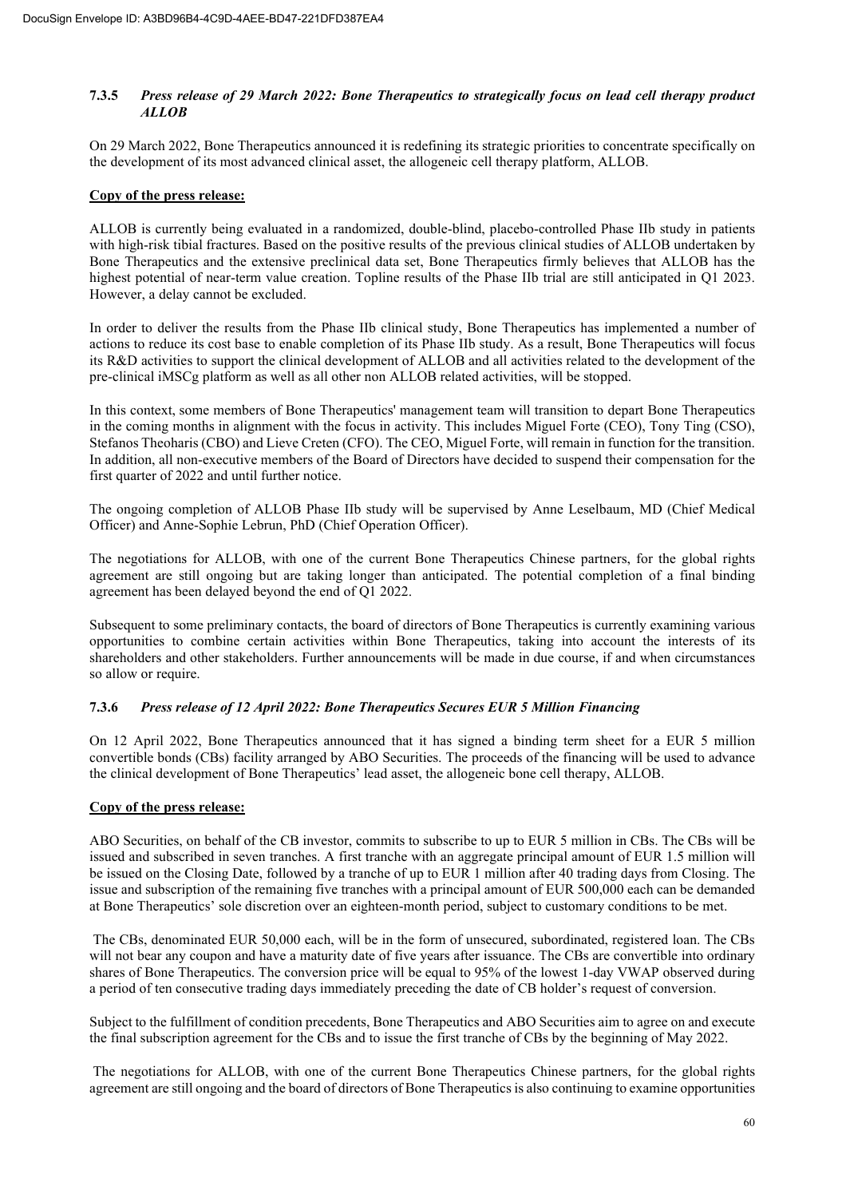### 7.3.5 *Press release of 29 March 2022: Bone Therapeutics to strategically focus on lead cell therapy product ALLOB*

On 29 March 2022, Bone Therapeutics announced it is redefining its strategic priorities to concentrate specifically on the development of its most advanced clinical asset, the allogeneic cell therapy platform, ALLOB.

**Copy of the press release:**

ALLOB is currently being evaluated in a randomized, double-blind, placebo-controlled Phase IIb study in patients with high-risk tibial fractures. Based on the positive results of the previous clinical studies of ALLOB undertaken by Bone Therapeutics and the extensive preclinical data set, Bone Therapeutics firmly believes that ALLOB has the highest potential of near-term value creation. Topline results of the Phase IIb trial are still anticipated in Q1 2023. However, a delay cannot be excluded.

In order to deliver the results from the Phase IIb clinical study, Bone Therapeutics has implemented a number of actions to reduce its cost base to enable completion of its Phase IIb study. As a result, Bone Therapeutics will focus its R&D activities to support the clinical development of ALLOB and all activities related to the development of the pre-clinical iMSCg platform as well as all other non ALLOB related activities, will be stopped.

In this context, some members of Bone Therapeutics' management team will transition to depart Bone Therapeutics in the coming months in alignment with the focus in activity. This includes Miguel Forte (CEO), Tony Ting (CSO), Stefanos Theoharis (CBO) and Lieve Creten (CFO). The CEO, Miguel Forte, will remain in function for the transition. In addition, all non-executive members of the Board of Directors have decided to suspend their compensation for the first quarter of 2022 and until further notice.

The ongoing completion of ALLOB Phase IIb study will be supervised by Anne Leselbaum, MD (Chief Medical Officer) and Anne-Sophie Lebrun, PhD (Chief Operation Officer).

The negotiations for ALLOB, with one of the current Bone Therapeutics Chinese partners, for the global rights agreement are still ongoing but are taking longer than anticipated. The potential completion of a final binding agreement has been delayed beyond the end of Q1 2022.

Subsequent to some preliminary contacts, the board of directors of Bone Therapeutics is currently examining various opportunities to combine certain activities within Bone Therapeutics, taking into account the interests of its shareholders and other stakeholders. Further announcements will be made in due course, if and when circumstances so allow or require.

### 7.3.6 *Press release of 12 April 2022: Bone Therapeutics Secures EUR 5 Million Financing*

On 12 April 2022, Bone Therapeutics announced that it has signed a binding term sheet for a EUR 5 million convertible bonds (CBs) facility arranged by ABO Securities. The proceeds of the financing will be used to advance the clinical development of Bone Therapeutics' lead asset, the allogeneic bone cell therapy, ALLOB.

**Copy of the press release:**

ABO Securities, on behalf of the CB investor, commits to subscribe to up to EUR 5 million in CBs. The CBs will be issued and subscribed in seven tranches. A first tranche with an aggregate principal amount of EUR 1.5 million will be issued on the Closing Date, followed by a tranche of up to EUR 1 million after 40 trading days from Closing. The issue and subscription of the remaining five tranches with a principal amount of EUR 500,000 each can be demanded at Bone Therapeutics' sole discretion over an eighteen-month period, subject to customary conditions to be met.

The CBs, denominated EUR 50,000 each, will be in the form of unsecured, subordinated, registered loan. The CBs will not bear any coupon and have a maturity date of five years after issuance. The CBs are convertible into ordinary shares of Bone Therapeutics. The conversion price will be equal to 95% of the lowest 1-day VWAP observed during a period of ten consecutive trading days immediately preceding the date of CB holder's request of conversion.

Subject to the fulfillment of condition precedents, Bone Therapeutics and ABO Securities aim to agree on and execute the final subscription agreement for the CBs and to issue the first tranche of CBs by the beginning of May 2022.

The negotiations for ALLOB, with one of the current Bone Therapeutics Chinese partners, for the global rights agreement are still ongoing and the board of directors of Bone Therapeutics is also continuing to examine opportunities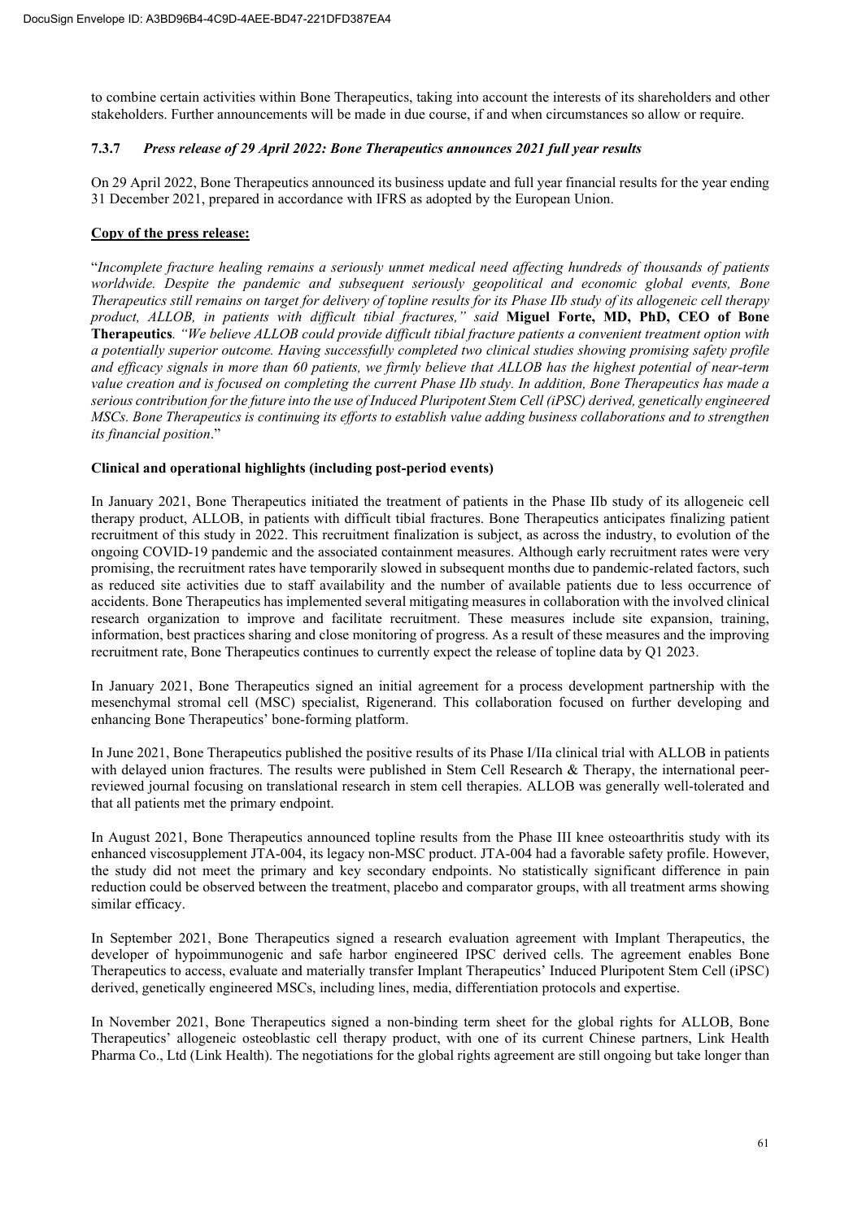to combine certain activities within Bone Therapeutics, taking into account the interests of its shareholders and other stakeholders. Further announcements will be made in due course, if and when circumstances so allow or require.

### 7.3.7 *Press release of 29 April 2022: Bone Therapeutics announces 2021 full year results*

On 29 April 2022, Bone Therapeutics announced its business update and full year financial results for the year ending 31 December 2021, prepared in accordance with IFRS as adopted by the European Union.

**Copy of the press release:**

"*Incomplete fracture healing remains a seriously unmet medical need affecting hundreds of thousands of patients worldwide. Despite the pandemic and subsequent seriously geopolitical and economic global events, Bone Therapeutics still remains on target for delivery of topline results for its Phase IIb study of its allogeneic cell therapy product, ALLOB, in patients with difficult tibial fractures," said* **Miguel Forte, MD, PhD, CEO of Bone Therapeutics***. "We believe ALLOB could provide difficult tibial fracture patients a convenient treatment option with a potentially superior outcome. Having successfully completed two clinical studies showing promising safety profile and efficacy signals in more than 60 patients, we firmly believe that ALLOB has the highest potential of near-term value creation and is focused on completing the current Phase IIb study. In addition, Bone Therapeutics has made a serious contribution for the future into the use of Induced Pluripotent Stem Cell (iPSC) derived, genetically engineered MSCs. Bone Therapeutics is continuing its efforts to establish value adding business collaborations and to strengthen its financial position*."

**Clinical and operational highlights (including post-period events)**

In January 2021, Bone Therapeutics initiated the treatment of patients in the Phase IIb study of its allogeneic cell therapy product, ALLOB, in patients with difficult tibial fractures. Bone Therapeutics anticipates finalizing patient recruitment of this study in 2022. This recruitment finalization is subject, as across the industry, to evolution of the ongoing COVID-19 pandemic and the associated containment measures. Although early recruitment rates were very promising, the recruitment rates have temporarily slowed in subsequent months due to pandemic-related factors, such as reduced site activities due to staff availability and the number of available patients due to less occurrence of accidents. Bone Therapeutics has implemented several mitigating measures in collaboration with the involved clinical research organization to improve and facilitate recruitment. These measures include site expansion, training, information, best practices sharing and close monitoring of progress. As a result of these measures and the improving recruitment rate, Bone Therapeutics continues to currently expect the release of topline data by Q1 2023.

In January 2021, Bone Therapeutics signed an initial agreement for a process development partnership with the mesenchymal stromal cell (MSC) specialist, Rigenerand. This collaboration focused on further developing and enhancing Bone Therapeutics' bone-forming platform.

In June 2021, Bone Therapeutics published the positive results of its Phase I/IIa clinical trial with ALLOB in patients with delayed union fractures. The results were published in Stem Cell Research & Therapy, the international peer-reviewed journal focusing on translational research in stem cell therapies. ALLOB was generally well-tolerated and that all patients met the primary endpoint.

In August 2021, Bone Therapeutics announced topline results from the Phase III knee osteoarthritis study with its enhanced viscosupplement JTA-004, its legacy non-MSC product. JTA-004 had a favorable safety profile. However, the study did not meet the primary and key secondary endpoints. No statistically significant difference in pain reduction could be observed between the treatment, placebo and comparator groups, with all treatment arms showing similar efficacy.

In September 2021, Bone Therapeutics signed a research evaluation agreement with Implant Therapeutics, the developer of hypoimmunogenic and safe harbor engineered IPSC derived cells. The agreement enables Bone Therapeutics to access, evaluate and materially transfer Implant Therapeutics' Induced Pluripotent Stem Cell (iPSC) derived, genetically engineered MSCs, including lines, media, differentiation protocols and expertise.

In November 2021, Bone Therapeutics signed a non-binding term sheet for the global rights for ALLOB, Bone Therapeutics' allogeneic osteoblastic cell therapy product, with one of its current Chinese partners, Link Health Pharma Co., Ltd (Link Health). The negotiations for the global rights agreement are still ongoing but take longer than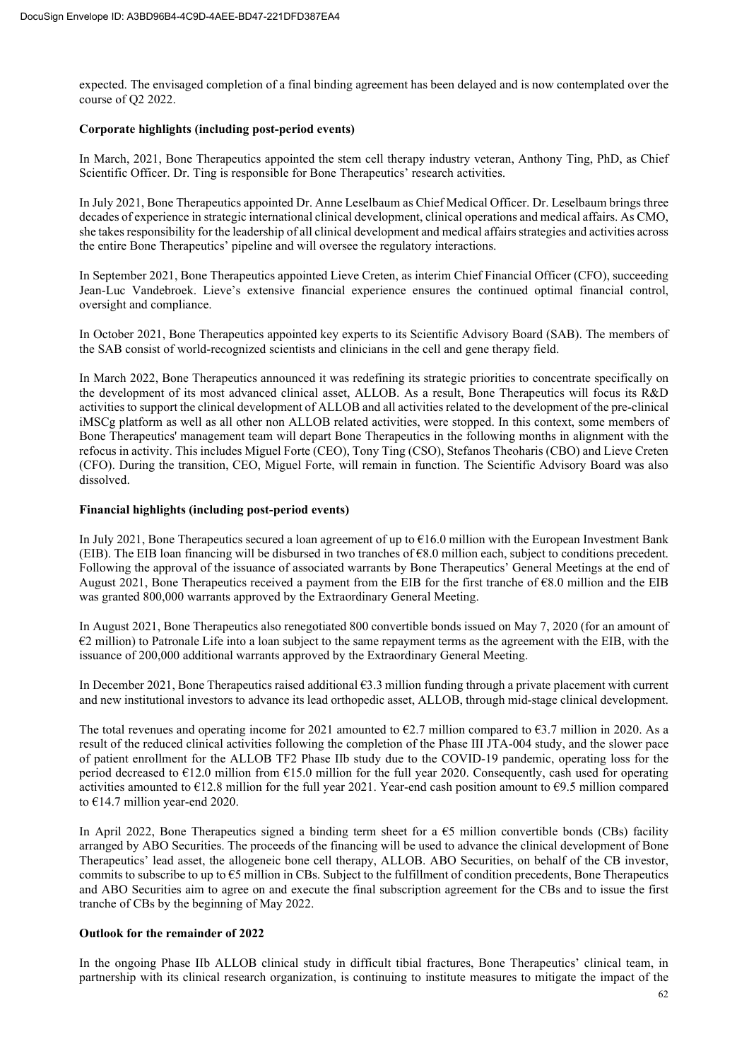expected. The envisaged completion of a final binding agreement has been delayed and is now contemplated over the course of Q2 2022.

**Corporate highlights (including post-period events)**

In March, 2021, Bone Therapeutics appointed the stem cell therapy industry veteran, Anthony Ting, PhD, as Chief Scientific Officer. Dr. Ting is responsible for Bone Therapeutics' research activities.

In July 2021, Bone Therapeutics appointed Dr. Anne Leselbaum as Chief Medical Officer. Dr. Leselbaum brings three decades of experience in strategic international clinical development, clinical operations and medical affairs. As CMO, she takes responsibility for the leadership of all clinical development and medical affairs strategies and activities across the entire Bone Therapeutics' pipeline and will oversee the regulatory interactions.

In September 2021, Bone Therapeutics appointed Lieve Creten, as interim Chief Financial Officer (CFO), succeeding Jean-Luc Vandebroek. Lieve's extensive financial experience ensures the continued optimal financial control, oversight and compliance.

In October 2021, Bone Therapeutics appointed key experts to its Scientific Advisory Board (SAB). The members of the SAB consist of world-recognized scientists and clinicians in the cell and gene therapy field.

In March 2022, Bone Therapeutics announced it was redefining its strategic priorities to concentrate specifically on the development of its most advanced clinical asset, ALLOB. As a result, Bone Therapeutics will focus its R&D activities to support the clinical development of ALLOB and all activities related to the development of the pre-clinical iMSCg platform as well as all other non ALLOB related activities, were stopped. In this context, some members of Bone Therapeutics' management team will depart Bone Therapeutics in the following months in alignment with the refocus in activity. This includes Miguel Forte (CEO), Tony Ting (CSO), Stefanos Theoharis (CBO) and Lieve Creten (CFO). During the transition, CEO, Miguel Forte, will remain in function. The Scientific Advisory Board was also dissolved.

**Financial highlights (including post-period events)**

In July 2021, Bone Therapeutics secured a loan agreement of up to €16.0 million with the European Investment Bank (EIB). The EIB loan financing will be disbursed in two tranches of €8.0 million each, subject to conditions precedent. Following the approval of the issuance of associated warrants by Bone Therapeutics' General Meetings at the end of August 2021, Bone Therapeutics received a payment from the EIB for the first tranche of €8.0 million and the EIB was granted 800,000 warrants approved by the Extraordinary General Meeting.

In August 2021, Bone Therapeutics also renegotiated 800 convertible bonds issued on May 7, 2020 (for an amount of €2 million) to Patronale Life into a loan subject to the same repayment terms as the agreement with the EIB, with the issuance of 200,000 additional warrants approved by the Extraordinary General Meeting.

In December 2021, Bone Therapeutics raised additional €3.3 million funding through a private placement with current and new institutional investors to advance its lead orthopedic asset, ALLOB, through mid-stage clinical development.

The total revenues and operating income for 2021 amounted to €2.7 million compared to €3.7 million in 2020. As a result of the reduced clinical activities following the completion of the Phase III JTA-004 study, and the slower pace of patient enrollment for the ALLOB TF2 Phase IIb study due to the COVID-19 pandemic, operating loss for the period decreased to €12.0 million from €15.0 million for the full year 2020. Consequently, cash used for operating activities amounted to €12.8 million for the full year 2021. Year-end cash position amount to €9.5 million compared to €14.7 million year-end 2020.

In April 2022, Bone Therapeutics signed a binding term sheet for a €5 million convertible bonds (CBs) facility arranged by ABO Securities. The proceeds of the financing will be used to advance the clinical development of Bone Therapeutics' lead asset, the allogeneic bone cell therapy, ALLOB. ABO Securities, on behalf of the CB investor, commits to subscribe to up to €5 million in CBs. Subject to the fulfillment of condition precedents, Bone Therapeutics and ABO Securities aim to agree on and execute the final subscription agreement for the CBs and to issue the first tranche of CBs by the beginning of May 2022.

**Outlook for the remainder of 2022**

In the ongoing Phase IIb ALLOB clinical study in difficult tibial fractures, Bone Therapeutics' clinical team, in partnership with its clinical research organization, is continuing to institute measures to mitigate the impact of the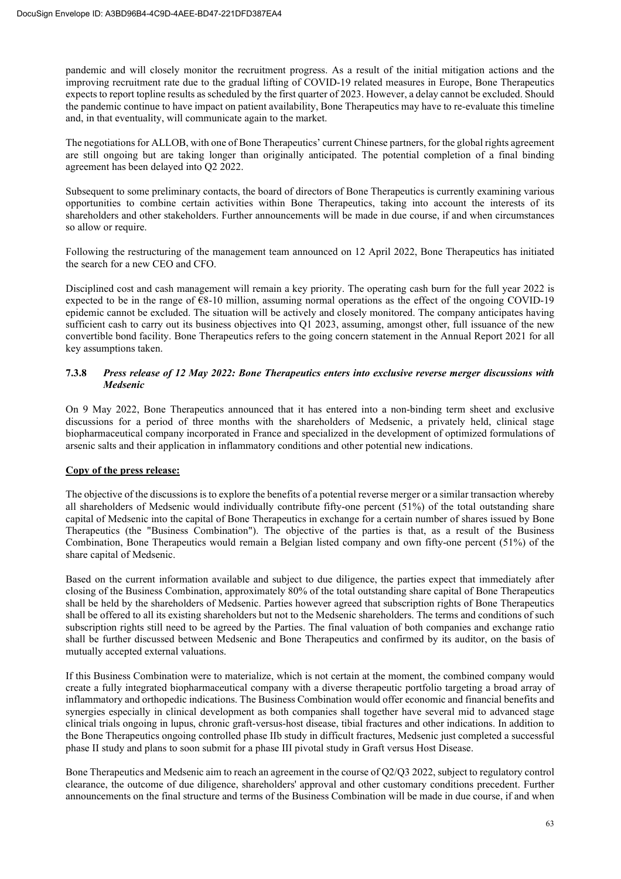pandemic and will closely monitor the recruitment progress. As a result of the initial mitigation actions and the improving recruitment rate due to the gradual lifting of COVID-19 related measures in Europe, Bone Therapeutics expects to report topline results as scheduled by the first quarter of 2023. However, a delay cannot be excluded. Should the pandemic continue to have impact on patient availability, Bone Therapeutics may have to re-evaluate this timeline and, in that eventuality, will communicate again to the market.

The negotiations for ALLOB, with one of Bone Therapeutics' current Chinese partners, for the global rights agreement are still ongoing but are taking longer than originally anticipated. The potential completion of a final binding agreement has been delayed into Q2 2022.

Subsequent to some preliminary contacts, the board of directors of Bone Therapeutics is currently examining various opportunities to combine certain activities within Bone Therapeutics, taking into account the interests of its shareholders and other stakeholders. Further announcements will be made in due course, if and when circumstances so allow or require.

Following the restructuring of the management team announced on 12 April 2022, Bone Therapeutics has initiated the search for a new CEO and CFO.

Disciplined cost and cash management will remain a key priority. The operating cash burn for the full year 2022 is expected to be in the range of €8-10 million, assuming normal operations as the effect of the ongoing COVID-19 epidemic cannot be excluded. The situation will be actively and closely monitored. The company anticipates having sufficient cash to carry out its business objectives into Q1 2023, assuming, amongst other, full issuance of the new convertible bond facility. Bone Therapeutics refers to the going concern statement in the Annual Report 2021 for all key assumptions taken.

### 7.3.8 *Press release of 12 May 2022: Bone Therapeutics enters into exclusive reverse merger discussions with Medsenic*

On 9 May 2022, Bone Therapeutics announced that it has entered into a non-binding term sheet and exclusive discussions for a period of three months with the shareholders of Medsenic, a privately held, clinical stage biopharmaceutical company incorporated in France and specialized in the development of optimized formulations of arsenic salts and their application in inflammatory conditions and other potential new indications.

**Copy of the press release:**

The objective of the discussions is to explore the benefits of a potential reverse merger or a similar transaction whereby all shareholders of Medsenic would individually contribute fifty-one percent (51%) of the total outstanding share capital of Medsenic into the capital of Bone Therapeutics in exchange for a certain number of shares issued by Bone Therapeutics (the "Business Combination"). The objective of the parties is that, as a result of the Business Combination, Bone Therapeutics would remain a Belgian listed company and own fifty-one percent (51%) of the share capital of Medsenic.

Based on the current information available and subject to due diligence, the parties expect that immediately after closing of the Business Combination, approximately 80% of the total outstanding share capital of Bone Therapeutics shall be held by the shareholders of Medsenic. Parties however agreed that subscription rights of Bone Therapeutics shall be offered to all its existing shareholders but not to the Medsenic shareholders. The terms and conditions of such subscription rights still need to be agreed by the Parties. The final valuation of both companies and exchange ratio shall be further discussed between Medsenic and Bone Therapeutics and confirmed by its auditor, on the basis of mutually accepted external valuations.

If this Business Combination were to materialize, which is not certain at the moment, the combined company would create a fully integrated biopharmaceutical company with a diverse therapeutic portfolio targeting a broad array of inflammatory and orthopedic indications. The Business Combination would offer economic and financial benefits and synergies especially in clinical development as both companies shall together have several mid to advanced stage clinical trials ongoing in lupus, chronic graft-versus-host disease, tibial fractures and other indications. In addition to the Bone Therapeutics ongoing controlled phase IIb study in difficult fractures, Medsenic just completed a successful phase II study and plans to soon submit for a phase III pivotal study in Graft versus Host Disease.

Bone Therapeutics and Medsenic aim to reach an agreement in the course of Q2/Q3 2022, subject to regulatory control clearance, the outcome of due diligence, shareholders' approval and other customary conditions precedent. Further announcements on the final structure and terms of the Business Combination will be made in due course, if and when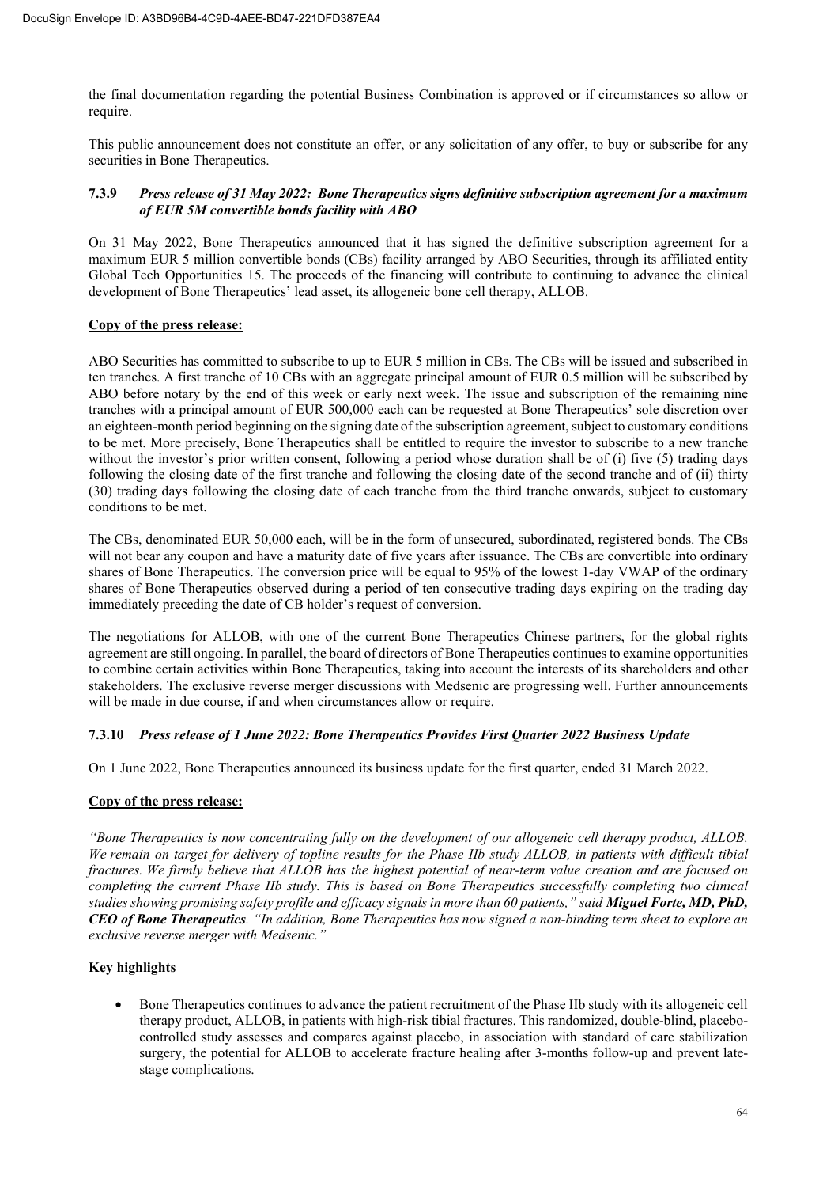the final documentation regarding the potential Business Combination is approved or if circumstances so allow or require.

This public announcement does not constitute an offer, or any solicitation of any offer, to buy or subscribe for any securities in Bone Therapeutics.

### 7.3.9 *Press release of 31 May 2022: Bone Therapeutics signs definitive subscription agreement for a maximum of EUR 5M convertible bonds facility with ABO*

On 31 May 2022, Bone Therapeutics announced that it has signed the definitive subscription agreement for a maximum EUR 5 million convertible bonds (CBs) facility arranged by ABO Securities, through its affiliated entity Global Tech Opportunities 15. The proceeds of the financing will contribute to continuing to advance the clinical development of Bone Therapeutics' lead asset, its allogeneic bone cell therapy, ALLOB.

**Copy of the press release:**

ABO Securities has committed to subscribe to up to EUR 5 million in CBs. The CBs will be issued and subscribed in ten tranches. A first tranche of 10 CBs with an aggregate principal amount of EUR 0.5 million will be subscribed by ABO before notary by the end of this week or early next week. The issue and subscription of the remaining nine tranches with a principal amount of EUR 500,000 each can be requested at Bone Therapeutics' sole discretion over an eighteen-month period beginning on the signing date of the subscription agreement, subject to customary conditions to be met. More precisely, Bone Therapeutics shall be entitled to require the investor to subscribe to a new tranche without the investor's prior written consent, following a period whose duration shall be of (i) five (5) trading days following the closing date of the first tranche and following the closing date of the second tranche and of (ii) thirty (30) trading days following the closing date of each tranche from the third tranche onwards, subject to customary conditions to be met.

The CBs, denominated EUR 50,000 each, will be in the form of unsecured, subordinated, registered bonds. The CBs will not bear any coupon and have a maturity date of five years after issuance. The CBs are convertible into ordinary shares of Bone Therapeutics. The conversion price will be equal to 95% of the lowest 1-day VWAP of the ordinary shares of Bone Therapeutics observed during a period of ten consecutive trading days expiring on the trading day immediately preceding the date of CB holder's request of conversion.

The negotiations for ALLOB, with one of the current Bone Therapeutics Chinese partners, for the global rights agreement are still ongoing. In parallel, the board of directors of Bone Therapeutics continues to examine opportunities to combine certain activities within Bone Therapeutics, taking into account the interests of its shareholders and other stakeholders. The exclusive reverse merger discussions with Medsenic are progressing well. Further announcements will be made in due course, if and when circumstances allow or require.

### 7.3.10 *Press release of 1 June 2022: Bone Therapeutics Provides First Quarter 2022 Business Update*

On 1 June 2022, Bone Therapeutics announced its business update for the first quarter, ended 31 March 2022.

**Copy of the press release:**

*"Bone Therapeutics is now concentrating fully on the development of our allogeneic cell therapy product, ALLOB. We remain on target for delivery of topline results for the Phase IIb study ALLOB, in patients with difficult tibial fractures. We firmly believe that ALLOB has the highest potential of near-term value creation and are focused on completing the current Phase IIb study. This is based on Bone Therapeutics successfully completing two clinical studies showing promising safety profile and efficacy signals in more than 60 patients," said* ***Miguel Forte, MD, PhD, CEO of Bone Therapeutics****. "In addition, Bone Therapeutics has now signed a non-binding term sheet to explore an exclusive reverse merger with Medsenic."*

**Key highlights**

- Bone Therapeutics continues to advance the patient recruitment of the Phase IIb study with its allogeneic cell therapy product, ALLOB, in patients with high-risk tibial fractures. This randomized, double-blind, placebo-controlled study assesses and compares against placebo, in association with standard of care stabilization surgery, the potential for ALLOB to accelerate fracture healing after 3-months follow-up and prevent late-stage complications.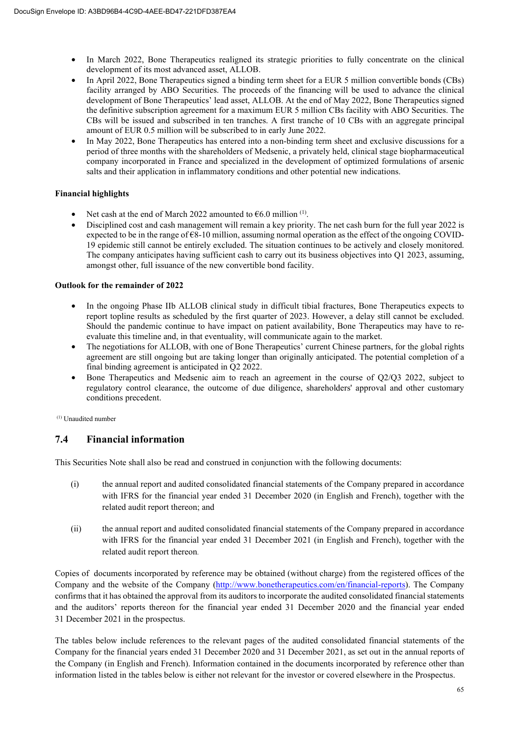- In March 2022, Bone Therapeutics realigned its strategic priorities to fully concentrate on the clinical development of its most advanced asset, ALLOB.
- In April 2022, Bone Therapeutics signed a binding term sheet for a EUR 5 million convertible bonds (CBs) facility arranged by ABO Securities. The proceeds of the financing will be used to advance the clinical development of Bone Therapeutics' lead asset, ALLOB. At the end of May 2022, Bone Therapeutics signed the definitive subscription agreement for a maximum EUR 5 million CBs facility with ABO Securities. The CBs will be issued and subscribed in ten tranches. A first tranche of 10 CBs with an aggregate principal amount of EUR 0.5 million will be subscribed to in early June 2022.
- In May 2022, Bone Therapeutics has entered into a non-binding term sheet and exclusive discussions for a period of three months with the shareholders of Medsenic, a privately held, clinical stage biopharmaceutical company incorporated in France and specialized in the development of optimized formulations of arsenic salts and their application in inflammatory conditions and other potential new indications.

**Financial highlights**

- Net cash at the end of March 2022 amounted to €6.0 million [(1)].
- Disciplined cost and cash management will remain a key priority. The net cash burn for the full year 2022 is expected to be in the range of €8-10 million, assuming normal operation as the effect of the ongoing COVID-19 epidemic still cannot be entirely excluded. The situation continues to be actively and closely monitored. The company anticipates having sufficient cash to carry out its business objectives into Q1 2023, assuming, amongst other, full issuance of the new convertible bond facility.

**Outlook for the remainder of 2022**

- In the ongoing Phase IIb ALLOB clinical study in difficult tibial fractures, Bone Therapeutics expects to report topline results as scheduled by the first quarter of 2023. However, a delay still cannot be excluded. Should the pandemic continue to have impact on patient availability, Bone Therapeutics may have to re-evaluate this timeline and, in that eventuality, will communicate again to the market.
- The negotiations for ALLOB, with one of Bone Therapeutics' current Chinese partners, for the global rights agreement are still ongoing but are taking longer than originally anticipated. The potential completion of a final binding agreement is anticipated in Q2 2022.
- Bone Therapeutics and Medsenic aim to reach an agreement in the course of Q2/Q3 2022, subject to regulatory control clearance, the outcome of due diligence, shareholders' approval and other customary conditions precedent.

[(1)] Unaudited number

## 7.4 Financial information

This Securities Note shall also be read and construed in conjunction with the following documents:

(i) the annual report and audited consolidated financial statements of the Company prepared in accordance with IFRS for the financial year ended 31 December 2020 (in English and French), together with the related audit report thereon; and

(ii) the annual report and audited consolidated financial statements of the Company prepared in accordance with IFRS for the financial year ended 31 December 2021 (in English and French), together with the related audit report thereon.

Copies of documents incorporated by reference may be obtained (without charge) from the registered offices of the Company and the website of the Company (http://www.bonetherapeutics.com/en/financial-reports). The Company confirms that it has obtained the approval from its auditors to incorporate the audited consolidated financial statements and the auditors' reports thereon for the financial year ended 31 December 2020 and the financial year ended 31 December 2021 in the prospectus.

The tables below include references to the relevant pages of the audited consolidated financial statements of the Company for the financial years ended 31 December 2020 and 31 December 2021, as set out in the annual reports of the Company (in English and French). Information contained in the documents incorporated by reference other than information listed in the tables below is either not relevant for the investor or covered elsewhere in the Prospectus.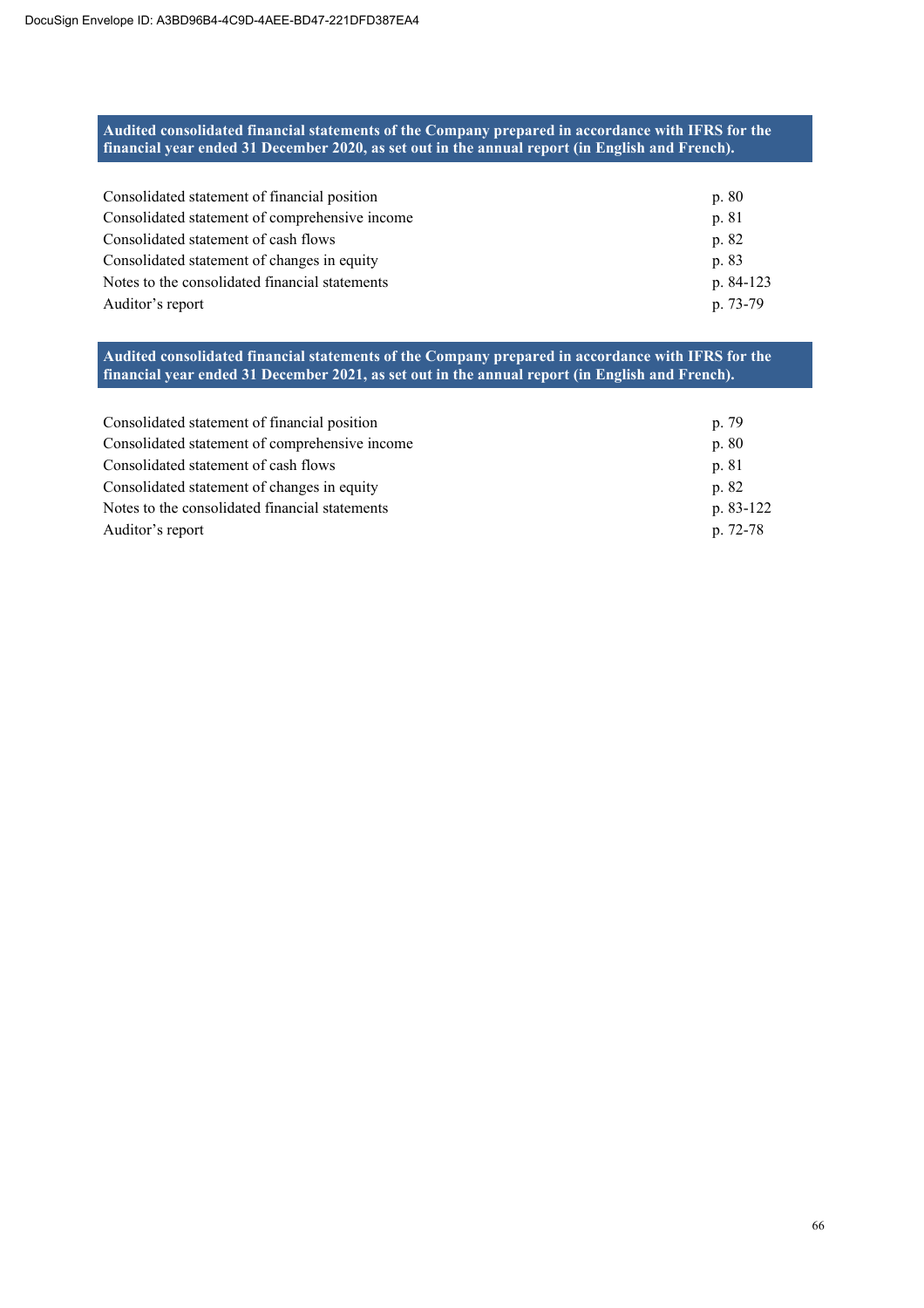**Audited consolidated financial statements of the Company prepared in accordance with IFRS for the financial year ended 31 December 2020, as set out in the annual report (in English and French).**

| | |
|---|---|
| Consolidated statement of financial position | p. 80 |
| Consolidated statement of comprehensive income | p. 81 |
| Consolidated statement of cash flows | p. 82 |
| Consolidated statement of changes in equity | p. 83 |
| Notes to the consolidated financial statements | p. 84-123 |
| Auditor’s report | p. 73-79 |

**Audited consolidated financial statements of the Company prepared in accordance with IFRS for the financial year ended 31 December 2021, as set out in the annual report (in English and French).**

| | |
|---|---|
| Consolidated statement of financial position | p. 79 |
| Consolidated statement of comprehensive income | p. 80 |
| Consolidated statement of cash flows | p. 81 |
| Consolidated statement of changes in equity | p. 82 |
| Notes to the consolidated financial statements | p. 83-122 |
| Auditor’s report | p. 72-78 |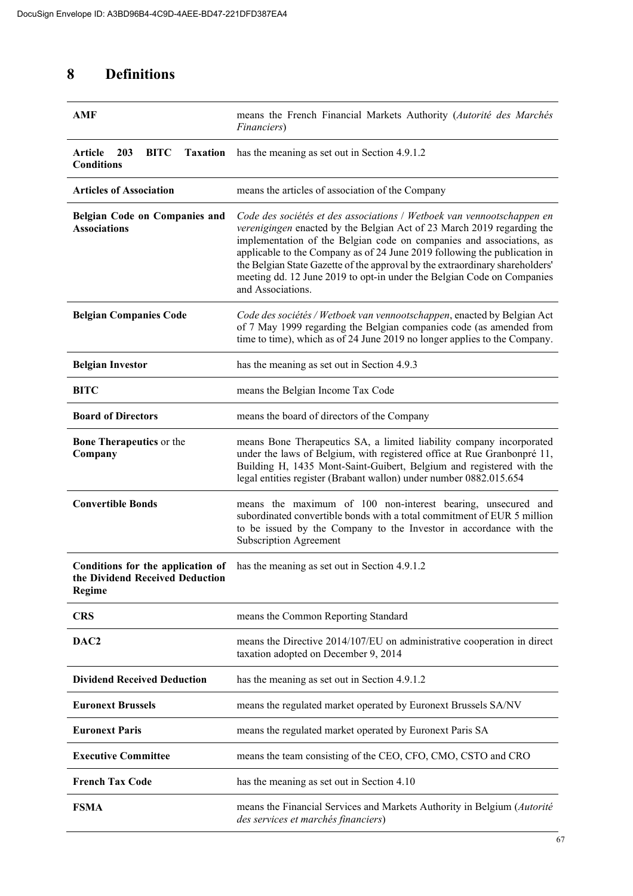# 8 Definitions

| | |
|---|---|
| **AMF** | means the French Financial Markets Authority (*Autorité des Marchés Financiers*) |
| **Article 203 BITC Taxation Conditions** | has the meaning as set out in Section 4.9.1.2 |
| **Articles of Association** | means the articles of association of the Company |
| **Belgian Code on Companies and Associations** | *Code des sociétés et des associations* / *Wetboek van vennootschappen en verenigingen* enacted by the Belgian Act of 23 March 2019 regarding the implementation of the Belgian code on companies and associations, as applicable to the Company as of 24 June 2019 following the publication in the Belgian State Gazette of the approval by the extraordinary shareholders' meeting dd. 12 June 2019 to opt-in under the Belgian Code on Companies and Associations. |
| **Belgian Companies Code** | *Code des sociétés / Wetboek van vennootschappen*, enacted by Belgian Act of 7 May 1999 regarding the Belgian companies code (as amended from time to time), which as of 24 June 2019 no longer applies to the Company. |
| **Belgian Investor** | has the meaning as set out in Section 4.9.3 |
| **BITC** | means the Belgian Income Tax Code |
| **Board of Directors** | means the board of directors of the Company |
| **Bone Therapeutics** or the **Company** | means Bone Therapeutics SA, a limited liability company incorporated under the laws of Belgium, with registered office at Rue Granbonpré 11, Building H, 1435 Mont-Saint-Guibert, Belgium and registered with the legal entities register (Brabant wallon) under number 0882.015.654 |
| **Convertible Bonds** | means the maximum of 100 non-interest bearing, unsecured and subordinated convertible bonds with a total commitment of EUR 5 million to be issued by the Company to the Investor in accordance with the Subscription Agreement |
| **Conditions for the application of the Dividend Received Deduction Regime** | has the meaning as set out in Section 4.9.1.2 |
| **CRS** | means the Common Reporting Standard |
| **DAC2** | means the Directive 2014/107/EU on administrative cooperation in direct taxation adopted on December 9, 2014 |
| **Dividend Received Deduction** | has the meaning as set out in Section 4.9.1.2 |
| **Euronext Brussels** | means the regulated market operated by Euronext Brussels SA/NV |
| **Euronext Paris** | means the regulated market operated by Euronext Paris SA |
| **Executive Committee** | means the team consisting of the CEO, CFO, CMO, CSTO and CRO |
| **French Tax Code** | has the meaning as set out in Section 4.10 |
| **FSMA** | means the Financial Services and Markets Authority in Belgium (*Autorité des services et marchés financiers*) |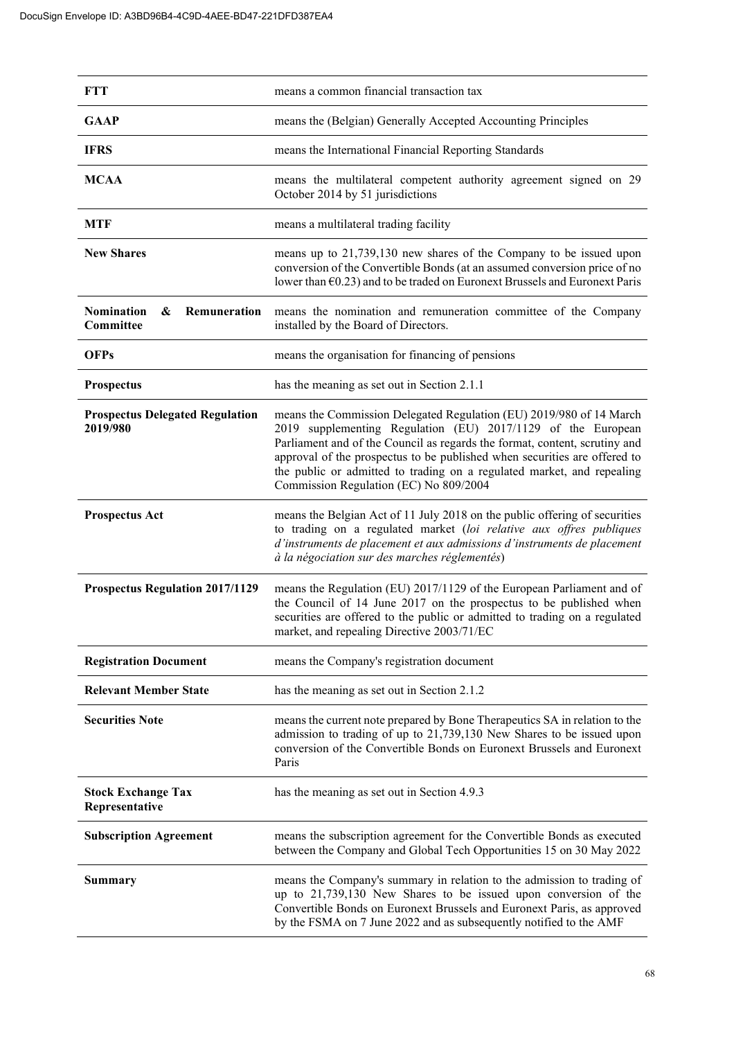| | |
|---|---|
| **FTT** | means a common financial transaction tax |
| **GAAP** | means the (Belgian) Generally Accepted Accounting Principles |
| **IFRS** | means the International Financial Reporting Standards |
| **MCAA** | means the multilateral competent authority agreement signed on 29 October 2014 by 51 jurisdictions |
| **MTF** | means a multilateral trading facility |
| **New Shares** | means up to 21,739,130 new shares of the Company to be issued upon conversion of the Convertible Bonds (at an assumed conversion price of no lower than €0.23) and to be traded on Euronext Brussels and Euronext Paris |
| **Nomination & Remuneration Committee** | means the nomination and remuneration committee of the Company installed by the Board of Directors. |
| **OFPs** | means the organisation for financing of pensions |
| **Prospectus** | has the meaning as set out in Section 2.1.1 |
| **Prospectus Delegated Regulation 2019/980** | means the Commission Delegated Regulation (EU) 2019/980 of 14 March 2019 supplementing Regulation (EU) 2017/1129 of the European Parliament and of the Council as regards the format, content, scrutiny and approval of the prospectus to be published when securities are offered to the public or admitted to trading on a regulated market, and repealing Commission Regulation (EC) No 809/2004 |
| **Prospectus Act** | means the Belgian Act of 11 July 2018 on the public offering of securities to trading on a regulated market (*loi relative aux offres publiques d'instruments de placement et aux admissions d'instruments de placement à la négociation sur des marches réglementés*) |
| **Prospectus Regulation 2017/1129** | means the Regulation (EU) 2017/1129 of the European Parliament and of the Council of 14 June 2017 on the prospectus to be published when securities are offered to the public or admitted to trading on a regulated market, and repealing Directive 2003/71/EC |
| **Registration Document** | means the Company's registration document |
| **Relevant Member State** | has the meaning as set out in Section 2.1.2 |
| **Securities Note** | means the current note prepared by Bone Therapeutics SA in relation to the admission to trading of up to 21,739,130 New Shares to be issued upon conversion of the Convertible Bonds on Euronext Brussels and Euronext Paris |
| **Stock Exchange Tax Representative** | has the meaning as set out in Section 4.9.3 |
| **Subscription Agreement** | means the subscription agreement for the Convertible Bonds as executed between the Company and Global Tech Opportunities 15 on 30 May 2022 |
| **Summary** | means the Company's summary in relation to the admission to trading of up to 21,739,130 New Shares to be issued upon conversion of the Convertible Bonds on Euronext Brussels and Euronext Paris, as approved by the FSMA on 7 June 2022 and as subsequently notified to the AMF |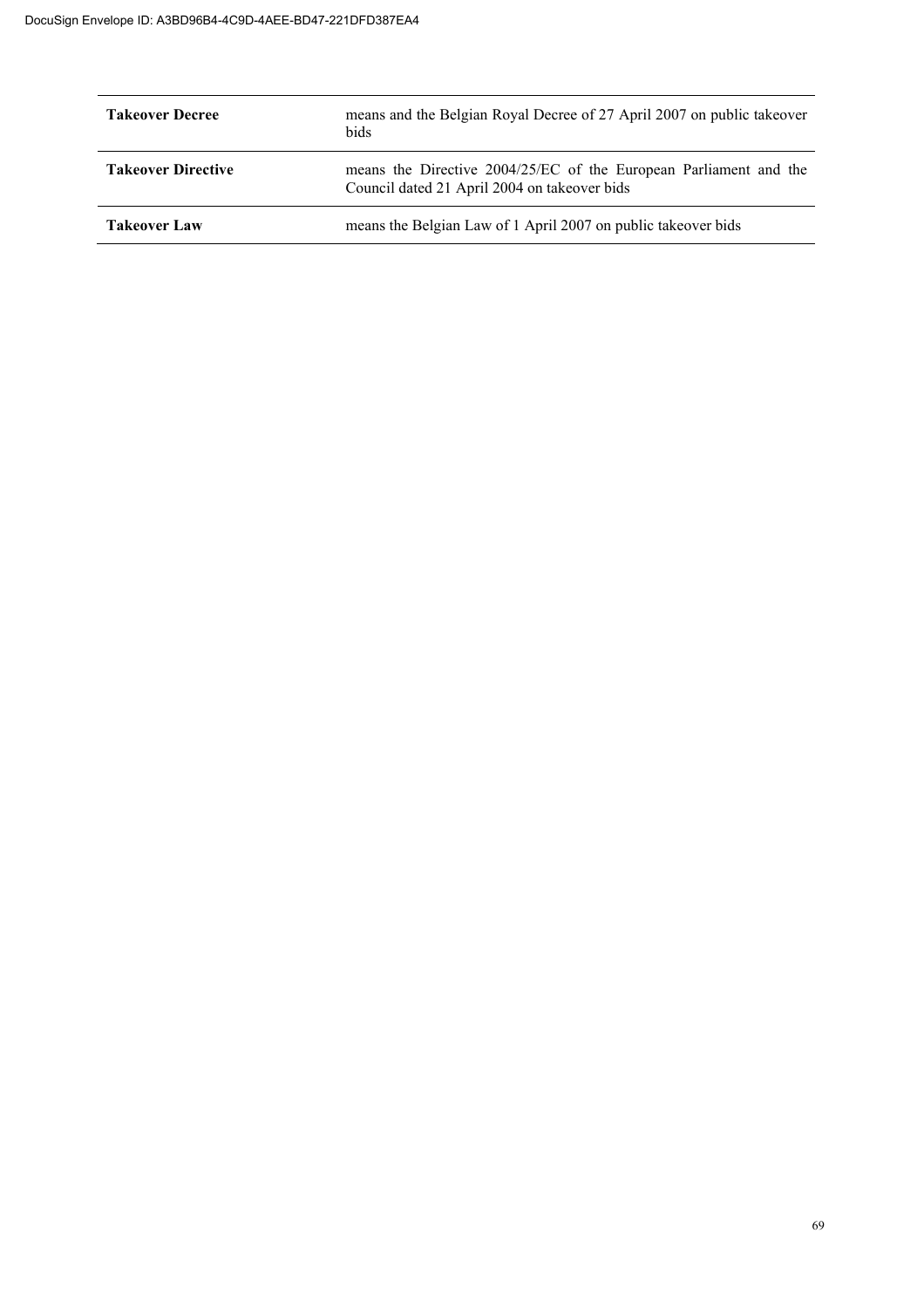| | |
|---|---|
| **Takeover Decree** | means and the Belgian Royal Decree of 27 April 2007 on public takeover bids |
| **Takeover Directive** | means the Directive 2004/25/EC of the European Parliament and the Council dated 21 April 2004 on takeover bids |
| **Takeover Law** | means the Belgian Law of 1 April 2007 on public takeover bids |